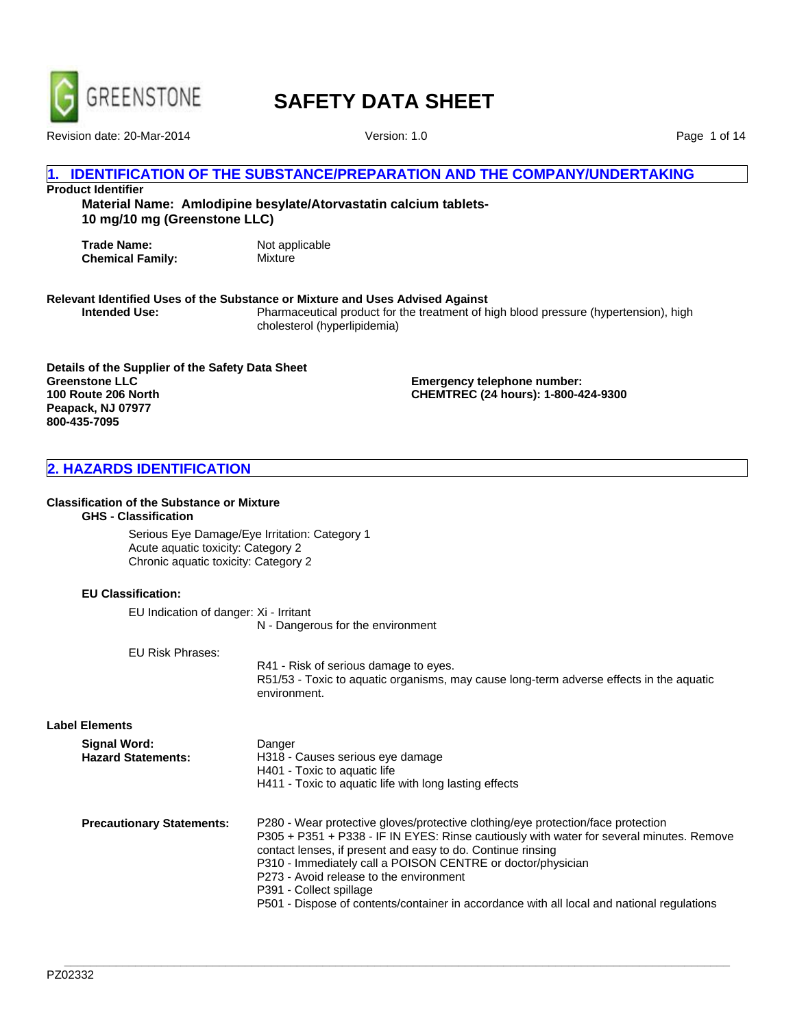GREENSTONE

# SAFETY DATA SHEET

Revision date: 20-Mar-2014 Version: 1.0

## 1. IDENTIFICATION OF THE SUBSTANCE/PREPARATION AND THE COMPANY/UNDERTAKING

**Product Identifier**

**Material Name: Amlodipine besylate/Atorvastatin calcium tablets- 10 mg/10 mg (Greenstone LLC)**

**Trade Name:** Not applicable
**Chemical Family:** Mixture

**Relevant Identified Uses of the Substance or Mixture and Uses Advised Against**

**Intended Use:** Pharmaceutical product for the treatment of high blood pressure (hypertension), high cholesterol (hyperlipidemia)

**Details of the Supplier of the Safety Data Sheet**
**Greenstone LLC**
**100 Route 206 North**
**Peapack, NJ 07977**
**800-435-7095**

**Emergency telephone number:**
**CHEMTREC (24 hours): 1-800-424-9300**

## 2. HAZARDS IDENTIFICATION

**Classification of the Substance or Mixture**

**GHS - Classification**

Serious Eye Damage/Eye Irritation: Category 1
Acute aquatic toxicity: Category 2
Chronic aquatic toxicity: Category 2

**EU Classification:**

EU Indication of danger: Xi - Irritant
N - Dangerous for the environment

EU Risk Phrases:
R41 - Risk of serious damage to eyes.
R51/53 - Toxic to aquatic organisms, may cause long-term adverse effects in the aquatic environment.

**Label Elements**

**Signal Word:** Danger

**Hazard Statements:**
H318 - Causes serious eye damage
H401 - Toxic to aquatic life
H411 - Toxic to aquatic life with long lasting effects

**Precautionary Statements:**
P280 - Wear protective gloves/protective clothing/eye protection/face protection
P305 + P351 + P338 - IF IN EYES: Rinse cautiously with water for several minutes. Remove contact lenses, if present and easy to do. Continue rinsing
P310 - Immediately call a POISON CENTRE or doctor/physician
P273 - Avoid release to the environment
P391 - Collect spillage
P501 - Dispose of contents/container in accordance with all local and national regulations

PZ02332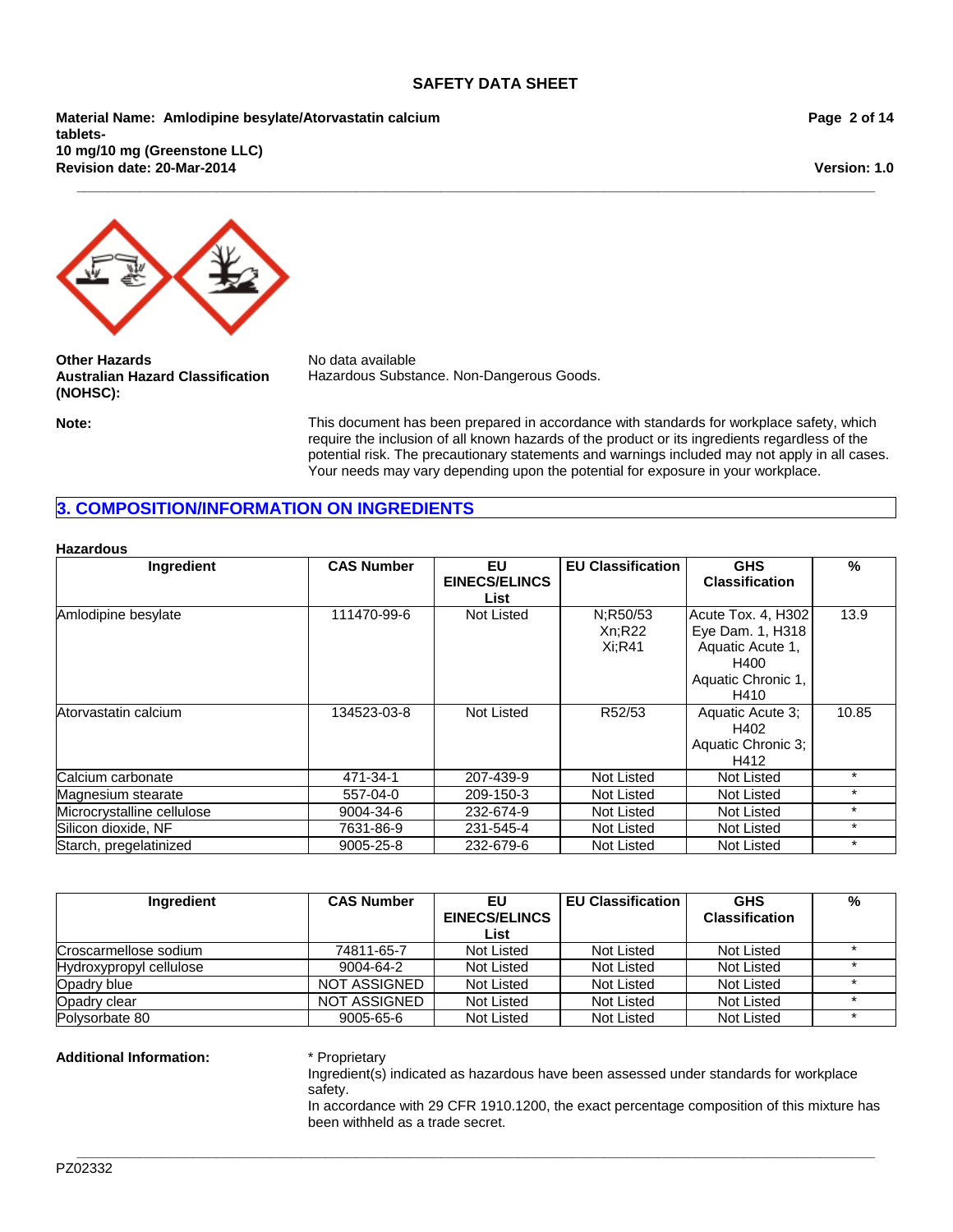**Other Hazards** No data available

**Australian Hazard Classification (NOHSC):** Hazardous Substance. Non-Dangerous Goods.

**Note:** This document has been prepared in accordance with standards for workplace safety, which require the inclusion of all known hazards of the product or its ingredients regardless of the potential risk. The precautionary statements and warnings included may not apply in all cases. Your needs may vary depending upon the potential for exposure in your workplace.

## 3. COMPOSITION/INFORMATION ON INGREDIENTS

**Hazardous**

| Ingredient | CAS Number | EU EINECS/ELINCS List | EU Classification | GHS Classification | % |
|---|---|---|---|---|---|
| Amlodipine besylate | 111470-99-6 | Not Listed | N;R50/53 Xn;R22 Xi;R41 | Acute Tox. 4, H302 Eye Dam. 1, H318 Aquatic Acute 1, H400 Aquatic Chronic 1, H410 | 13.9 |
| Atorvastatin calcium | 134523-03-8 | Not Listed | R52/53 | Aquatic Acute 3; H402 Aquatic Chronic 3; H412 | 10.85 |
| Calcium carbonate | 471-34-1 | 207-439-9 | Not Listed | Not Listed | * |
| Magnesium stearate | 557-04-0 | 209-150-3 | Not Listed | Not Listed | * |
| Microcrystalline cellulose | 9004-34-6 | 232-674-9 | Not Listed | Not Listed | * |
| Silicon dioxide, NF | 7631-86-9 | 231-545-4 | Not Listed | Not Listed | * |
| Starch, pregelatinized | 9005-25-8 | 232-679-6 | Not Listed | Not Listed | * |

| Ingredient | CAS Number | EU EINECS/ELINCS List | EU Classification | GHS Classification | % |
|---|---|---|---|---|---|
| Croscarmellose sodium | 74811-65-7 | Not Listed | Not Listed | Not Listed | * |
| Hydroxypropyl cellulose | 9004-64-2 | Not Listed | Not Listed | Not Listed | * |
| Opadry blue | NOT ASSIGNED | Not Listed | Not Listed | Not Listed | * |
| Opadry clear | NOT ASSIGNED | Not Listed | Not Listed | Not Listed | * |
| Polysorbate 80 | 9005-65-6 | Not Listed | Not Listed | Not Listed | * |

**Additional Information:**
* Proprietary
Ingredient(s) indicated as hazardous have been assessed under standards for workplace safety.
In accordance with 29 CFR 1910.1200, the exact percentage composition of this mixture has been withheld as a trade secret.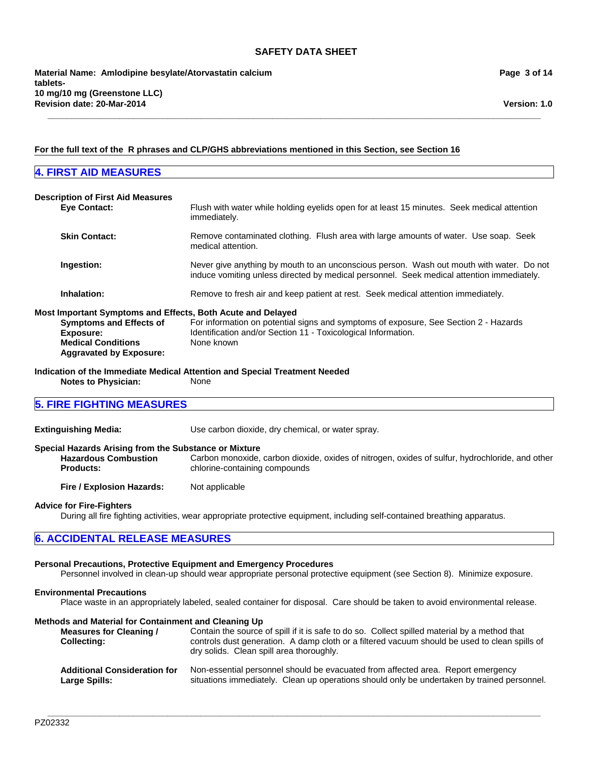For the full text of the  R phrases and CLP/GHS abbreviations mentioned in this Section, see Section 16

## 4. FIRST AID MEASURES

**Description of First Aid Measures**

**Eye Contact:** Flush with water while holding eyelids open for at least 15 minutes. Seek medical attention immediately.

**Skin Contact:** Remove contaminated clothing. Flush area with large amounts of water. Use soap. Seek medical attention.

**Ingestion:** Never give anything by mouth to an unconscious person. Wash out mouth with water. Do not induce vomiting unless directed by medical personnel. Seek medical attention immediately.

**Inhalation:** Remove to fresh air and keep patient at rest. Seek medical attention immediately.

**Most Important Symptoms and Effects, Both Acute and Delayed**

**Symptoms and Effects of Exposure:** For information on potential signs and symptoms of exposure, See Section 2 - Hazards Identification and/or Section 11 - Toxicological Information.

**Medical Conditions Aggravated by Exposure:** None known

**Indication of the Immediate Medical Attention and Special Treatment Needed**

**Notes to Physician:** None

## 5. FIRE FIGHTING MEASURES

**Extinguishing Media:** Use carbon dioxide, dry chemical, or water spray.

**Special Hazards Arising from the Substance or Mixture**

**Hazardous Combustion Products:** Carbon monoxide, carbon dioxide, oxides of nitrogen, oxides of sulfur, hydrochloride, and other chlorine-containing compounds

**Fire / Explosion Hazards:** Not applicable

**Advice for Fire-Fighters**

During all fire fighting activities, wear appropriate protective equipment, including self-contained breathing apparatus.

## 6. ACCIDENTAL RELEASE MEASURES

**Personal Precautions, Protective Equipment and Emergency Procedures**

Personnel involved in clean-up should wear appropriate personal protective equipment (see Section 8). Minimize exposure.

**Environmental Precautions**

Place waste in an appropriately labeled, sealed container for disposal. Care should be taken to avoid environmental release.

**Methods and Material for Containment and Cleaning Up**

**Measures for Cleaning / Collecting:** Contain the source of spill if it is safe to do so. Collect spilled material by a method that controls dust generation. A damp cloth or a filtered vacuum should be used to clean spills of dry solids. Clean spill area thoroughly.

**Additional Consideration for Large Spills:** Non-essential personnel should be evacuated from affected area. Report emergency situations immediately. Clean up operations should only be undertaken by trained personnel.

PZ02332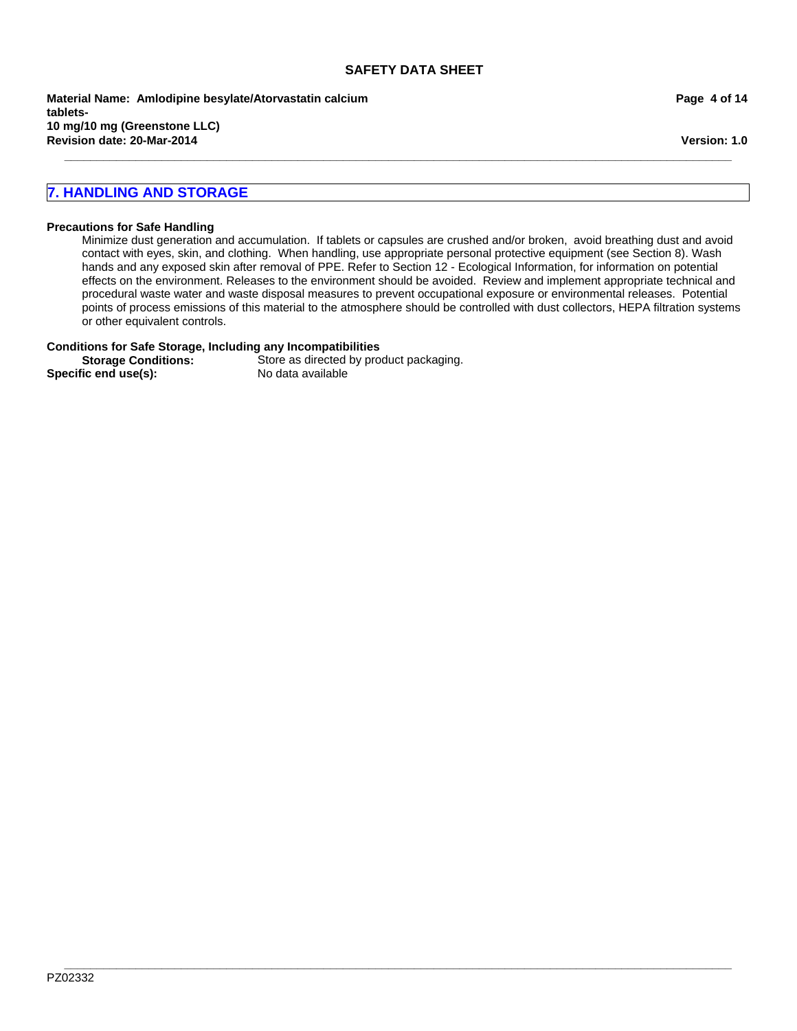## 7. HANDLING AND STORAGE

**Precautions for Safe Handling**

Minimize dust generation and accumulation. If tablets or capsules are crushed and/or broken, avoid breathing dust and avoid contact with eyes, skin, and clothing. When handling, use appropriate personal protective equipment (see Section 8). Wash hands and any exposed skin after removal of PPE. Refer to Section 12 - Ecological Information, for information on potential effects on the environment. Releases to the environment should be avoided. Review and implement appropriate technical and procedural waste water and waste disposal measures to prevent occupational exposure or environmental releases. Potential points of process emissions of this material to the atmosphere should be controlled with dust collectors, HEPA filtration systems or other equivalent controls.

**Conditions for Safe Storage, Including any Incompatibilities**

**Storage Conditions:** Store as directed by product packaging.

**Specific end use(s):** No data available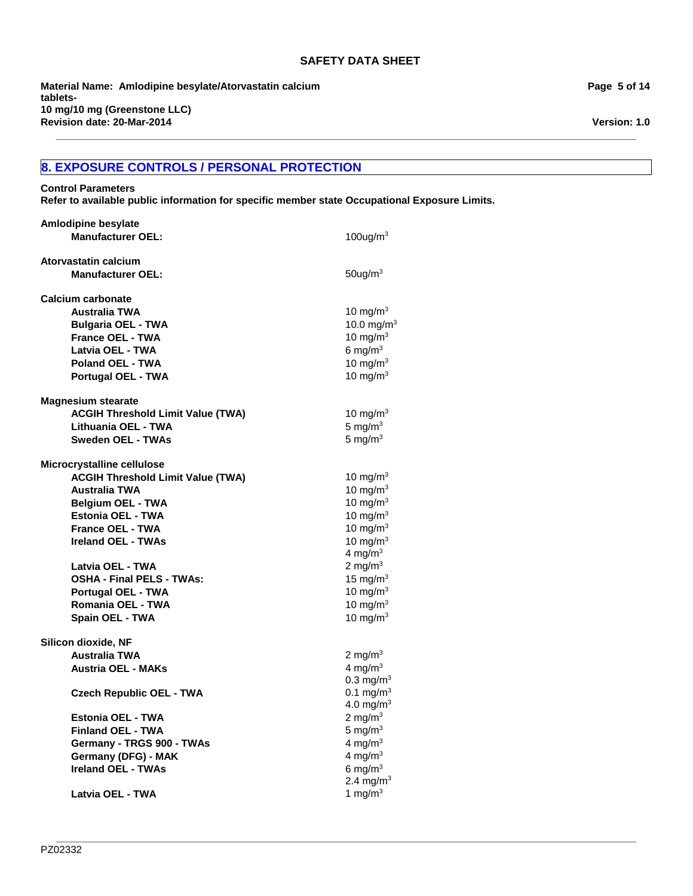## 8. EXPOSURE CONTROLS / PERSONAL PROTECTION

**Control Parameters**

**Refer to available public information for specific member state Occupational Exposure Limits.**

**Amlodipine besylate**

| | |
|---|---|
| **Manufacturer OEL:** | 100ug/m$^3$ |

**Atorvastatin calcium**

| | |
|---|---|
| **Manufacturer OEL:** | 50ug/m$^3$ |

**Calcium carbonate**

| | |
|---|---|
| **Australia TWA** | 10 mg/m$^3$ |
| **Bulgaria OEL - TWA** | 10.0 mg/m$^3$ |
| **France OEL - TWA** | 10 mg/m$^3$ |
| **Latvia OEL - TWA** | 6 mg/m$^3$ |
| **Poland OEL - TWA** | 10 mg/m$^3$ |
| **Portugal OEL - TWA** | 10 mg/m$^3$ |

**Magnesium stearate**

| | |
|---|---|
| **ACGIH Threshold Limit Value (TWA)** | 10 mg/m$^3$ |
| **Lithuania OEL - TWA** | 5 mg/m$^3$ |
| **Sweden OEL - TWAs** | 5 mg/m$^3$ |

**Microcrystalline cellulose**

| | |
|---|---|
| **ACGIH Threshold Limit Value (TWA)** | 10 mg/m$^3$ |
| **Australia TWA** | 10 mg/m$^3$ |
| **Belgium OEL - TWA** | 10 mg/m$^3$ |
| **Estonia OEL - TWA** | 10 mg/m$^3$ |
| **France OEL - TWA** | 10 mg/m$^3$ |
| **Ireland OEL - TWAs** | 10 mg/m$^3$ |
| | 4 mg/m$^3$ |
| **Latvia OEL - TWA** | 2 mg/m$^3$ |
| **OSHA - Final PELS - TWAs:** | 15 mg/m$^3$ |
| **Portugal OEL - TWA** | 10 mg/m$^3$ |
| **Romania OEL - TWA** | 10 mg/m$^3$ |
| **Spain OEL - TWA** | 10 mg/m$^3$ |

**Silicon dioxide, NF**

| | |
|---|---|
| **Australia TWA** | 2 mg/m$^3$ |
| **Austria OEL - MAKs** | 4 mg/m$^3$ |
| | 0.3 mg/m$^3$ |
| **Czech Republic OEL - TWA** | 0.1 mg/m$^3$ |
| | 4.0 mg/m$^3$ |
| **Estonia OEL - TWA** | 2 mg/m$^3$ |
| **Finland OEL - TWA** | 5 mg/m$^3$ |
| **Germany - TRGS 900 - TWAs** | 4 mg/m$^3$ |
| **Germany (DFG) - MAK** | 4 mg/m$^3$ |
| **Ireland OEL - TWAs** | 6 mg/m$^3$ |
| | 2.4 mg/m$^3$ |
| **Latvia OEL - TWA** | 1 mg/m$^3$ |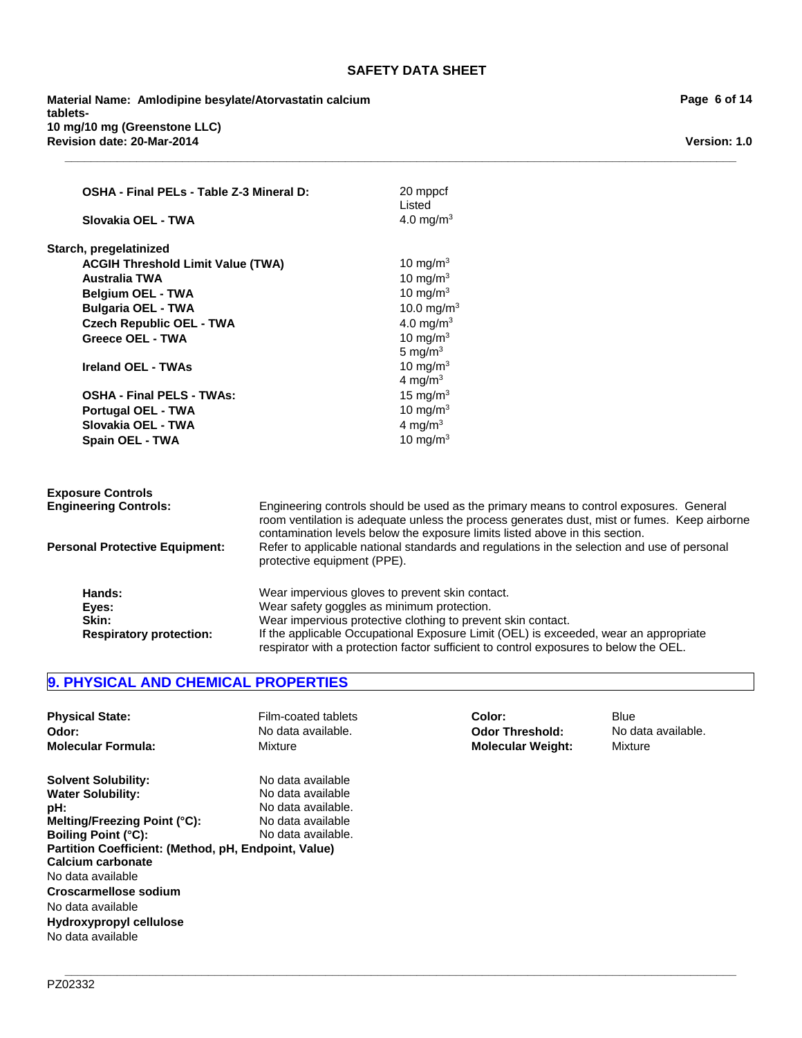| | |
|---|---|
| **OSHA - Final PELs - Table Z-3 Mineral D:** | 20 mppcf<br>Listed |
| **Slovakia OEL - TWA** | 4.0 mg/m$^3$ |

**Starch, pregelatinized**

| | |
|---|---|
| **ACGIH Threshold Limit Value (TWA)** | 10 mg/m$^3$ |
| **Australia TWA** | 10 mg/m$^3$ |
| **Belgium OEL - TWA** | 10 mg/m$^3$ |
| **Bulgaria OEL - TWA** | 10.0 mg/m$^3$ |
| **Czech Republic OEL - TWA** | 4.0 mg/m$^3$ |
| **Greece OEL - TWA** | 10 mg/m$^3$<br>5 mg/m$^3$ |
| **Ireland OEL - TWAs** | 10 mg/m$^3$<br>4 mg/m$^3$ |
| **OSHA - Final PELS - TWAs:** | 15 mg/m$^3$ |
| **Portugal OEL - TWA** | 10 mg/m$^3$ |
| **Slovakia OEL - TWA** | 4 mg/m$^3$ |
| **Spain OEL - TWA** | 10 mg/m$^3$ |

**Exposure Controls**

**Engineering Controls:** Engineering controls should be used as the primary means to control exposures. General room ventilation is adequate unless the process generates dust, mist or fumes. Keep airborne contamination levels below the exposure limits listed above in this section.

**Personal Protective Equipment:** Refer to applicable national standards and regulations in the selection and use of personal protective equipment (PPE).

**Hands:** Wear impervious gloves to prevent skin contact.
**Eyes:** Wear safety goggles as minimum protection.
**Skin:** Wear impervious protective clothing to prevent skin contact.
**Respiratory protection:** If the applicable Occupational Exposure Limit (OEL) is exceeded, wear an appropriate respirator with a protection factor sufficient to control exposures to below the OEL.

## 9. PHYSICAL AND CHEMICAL PROPERTIES

| | | | |
|---|---|---|---|
| **Physical State:** | Film-coated tablets | **Color:** | Blue |
| **Odor:** | No data available. | **Odor Threshold:** | No data available. |
| **Molecular Formula:** | Mixture | **Molecular Weight:** | Mixture |

| | |
|---|---|
| **Solvent Solubility:** | No data available |
| **Water Solubility:** | No data available |
| **pH:** | No data available. |
| **Melting/Freezing Point (°C):** | No data available |
| **Boiling Point (°C):** | No data available. |

**Partition Coefficient: (Method, pH, Endpoint, Value)**

**Calcium carbonate**
No data available

**Croscarmellose sodium**
No data available

**Hydroxypropyl cellulose**
No data available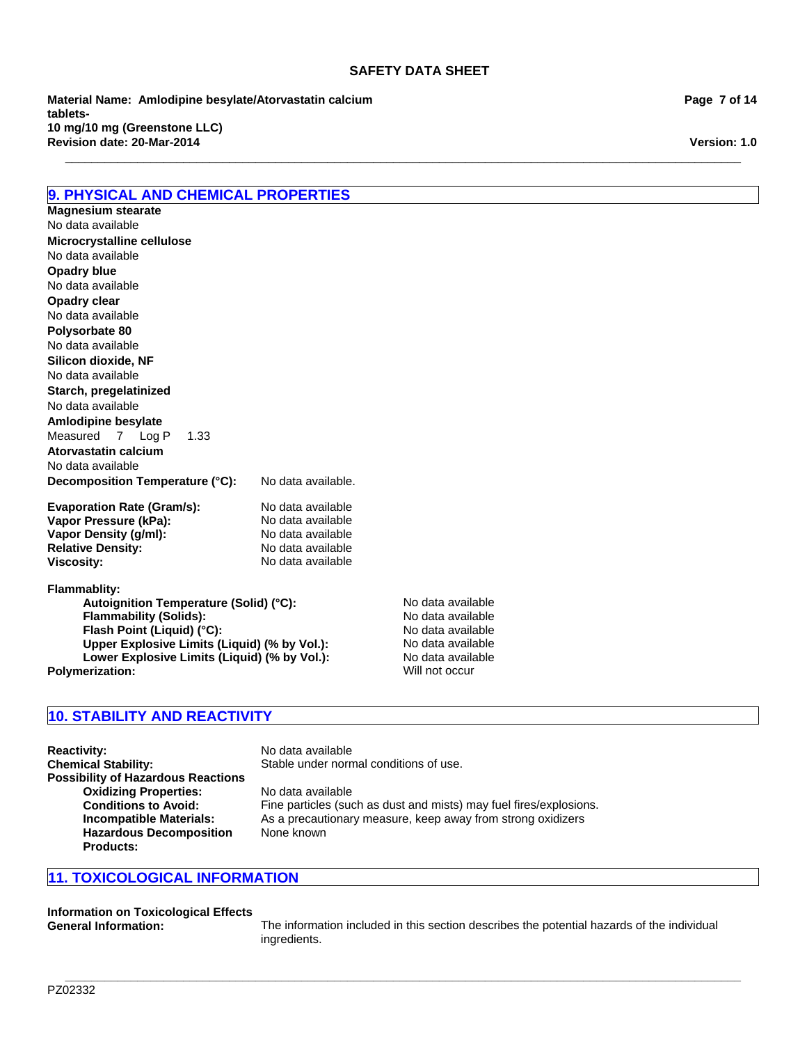## 9. PHYSICAL AND CHEMICAL PROPERTIES

**Magnesium stearate**
No data available
**Microcrystalline cellulose**
No data available
**Opadry blue**
No data available
**Opadry clear**
No data available
**Polysorbate 80**
No data available
**Silicon dioxide, NF**
No data available
**Starch, pregelatinized**
No data available
**Amlodipine besylate**
Measured 7 Log P 1.33
**Atorvastatin calcium**
No data available

**Decomposition Temperature (°C):** No data available.

**Evaporation Rate (Gram/s):** No data available
**Vapor Pressure (kPa):** No data available
**Vapor Density (g/ml):** No data available
**Relative Density:** No data available
**Viscosity:** No data available

**Flammablity:**
- **Autoignition Temperature (Solid) (°C):** No data available
- **Flammability (Solids):** No data available
- **Flash Point (Liquid) (°C):** No data available
- **Upper Explosive Limits (Liquid) (% by Vol.):** No data available
- **Lower Explosive Limits (Liquid) (% by Vol.):** No data available

**Polymerization:** Will not occur

## 10. STABILITY AND REACTIVITY

**Reactivity:** No data available
**Chemical Stability:** Stable under normal conditions of use.
**Possibility of Hazardous Reactions**
- **Oxidizing Properties:** No data available
- **Conditions to Avoid:** Fine particles (such as dust and mists) may fuel fires/explosions.
- **Incompatible Materials:** As a precautionary measure, keep away from strong oxidizers
- **Hazardous Decomposition Products:** None known

## 11. TOXICOLOGICAL INFORMATION

**Information on Toxicological Effects**
**General Information:** The information included in this section describes the potential hazards of the individual ingredients.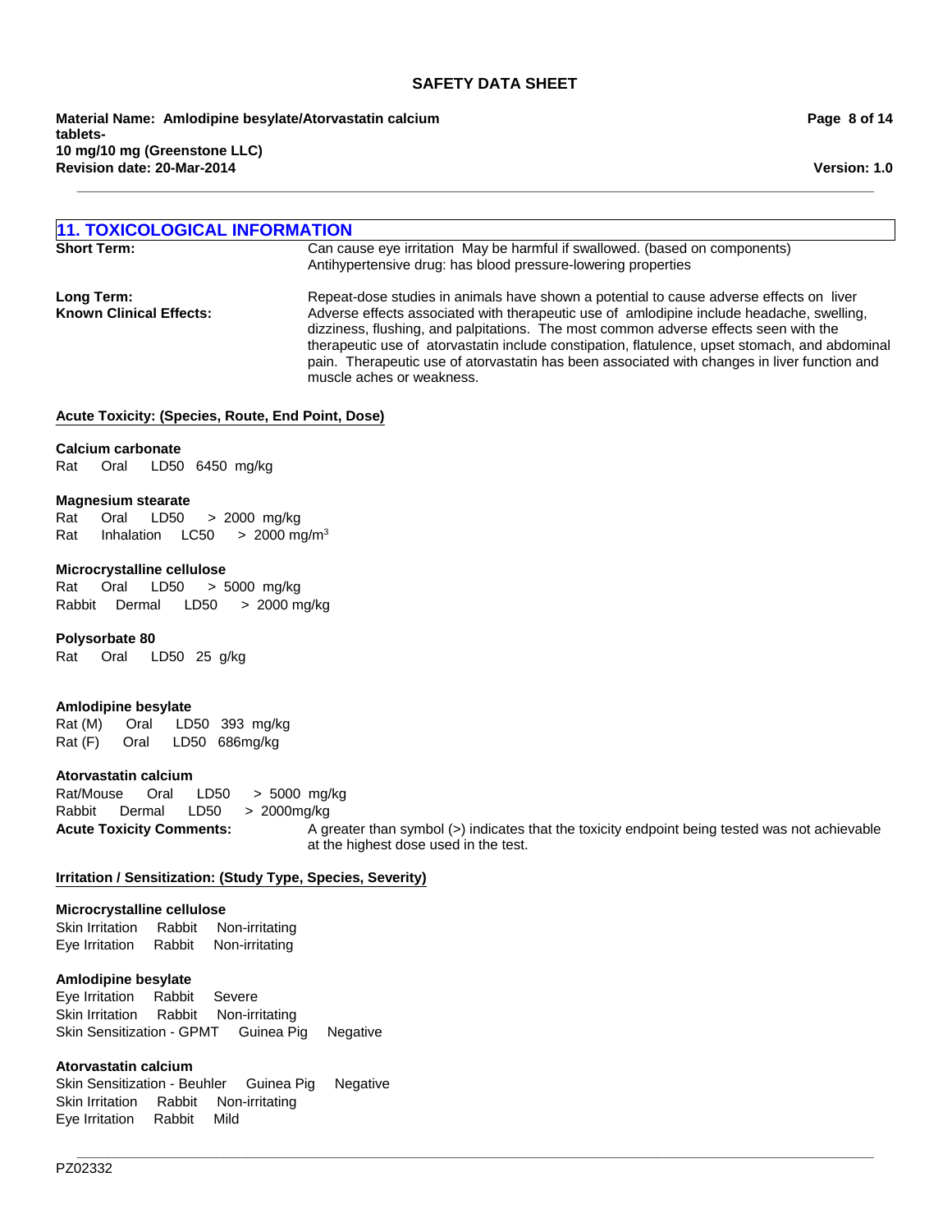## 11. TOXICOLOGICAL INFORMATION

**Short Term:** Can cause eye irritation May be harmful if swallowed. (based on components) Antihypertensive drug: has blood pressure-lowering properties

**Long Term:** Repeat-dose studies in animals have shown a potential to cause adverse effects on liver

**Known Clinical Effects:** Adverse effects associated with therapeutic use of amlodipine include headache, swelling, dizziness, flushing, and palpitations. The most common adverse effects seen with the therapeutic use of atorvastatin include constipation, flatulence, upset stomach, and abdominal pain. Therapeutic use of atorvastatin has been associated with changes in liver function and muscle aches or weakness.

**Acute Toxicity: (Species, Route, End Point, Dose)**

**Calcium carbonate**
Rat Oral LD50 6450 mg/kg

**Magnesium stearate**
Rat Oral LD50 > 2000 mg/kg
Rat Inhalation LC50 > 2000 mg/m$^3$

**Microcrystalline cellulose**
Rat Oral LD50 > 5000 mg/kg
Rabbit Dermal LD50 > 2000 mg/kg

**Polysorbate 80**
Rat Oral LD50 25 g/kg

**Amlodipine besylate**
Rat (M) Oral LD50 393 mg/kg
Rat (F) Oral LD50 686mg/kg

**Atorvastatin calcium**
Rat/Mouse Oral LD50 > 5000 mg/kg
Rabbit Dermal LD50 > 2000mg/kg

**Acute Toxicity Comments:** A greater than symbol (>) indicates that the toxicity endpoint being tested was not achievable at the highest dose used in the test.

**Irritation / Sensitization: (Study Type, Species, Severity)**

**Microcrystalline cellulose**
Skin Irritation Rabbit Non-irritating
Eye Irritation Rabbit Non-irritating

**Amlodipine besylate**
Eye Irritation Rabbit Severe
Skin Irritation Rabbit Non-irritating
Skin Sensitization - GPMT Guinea Pig Negative

**Atorvastatin calcium**
Skin Sensitization - Beuhler Guinea Pig Negative
Skin Irritation Rabbit Non-irritating
Eye Irritation Rabbit Mild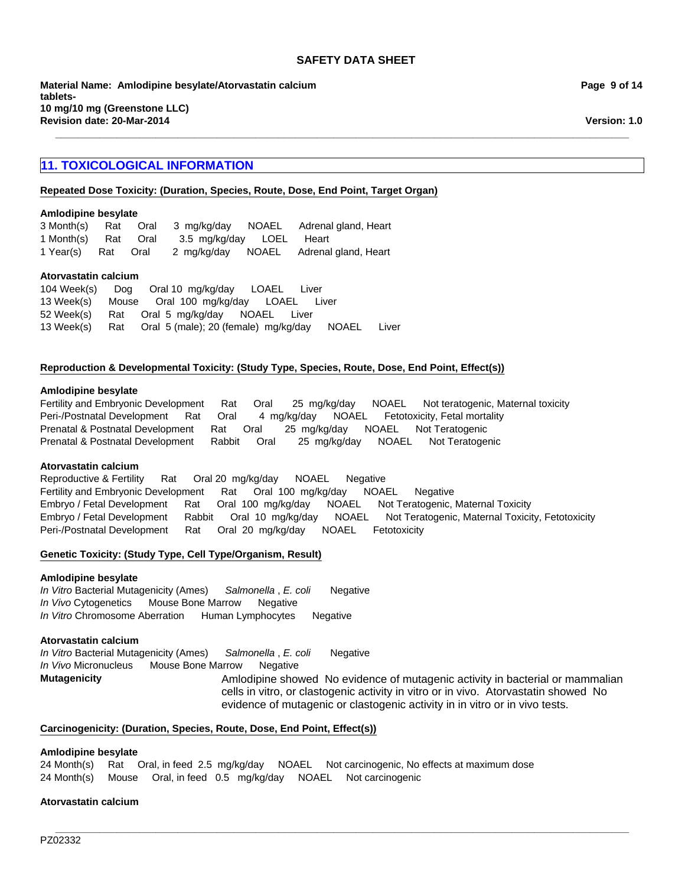## 11. TOXICOLOGICAL INFORMATION

**Repeated Dose Toxicity: (Duration, Species, Route, Dose, End Point, Target Organ)**

**Amlodipine besylate**

| | | | | | |
|---|---|---|---|---|---|
| 3 Month(s) | Rat | Oral | 3 mg/kg/day | NOAEL | Adrenal gland, Heart |
| 1 Month(s) | Rat | Oral | 3.5 mg/kg/day | LOEL | Heart |
| 1 Year(s) | Rat | Oral | 2 mg/kg/day | NOAEL | Adrenal gland, Heart |

**Atorvastatin calcium**

| | | | | | |
|---|---|---|---|---|---|
| 104 Week(s) | Dog | Oral | 10 mg/kg/day | LOAEL | Liver |
| 13 Week(s) | Mouse | Oral | 100 mg/kg/day | LOAEL | Liver |
| 52 Week(s) | Rat | Oral | 5 mg/kg/day | NOAEL | Liver |
| 13 Week(s) | Rat | Oral | 5 (male); 20 (female) mg/kg/day | NOAEL | Liver |

**Reproduction & Developmental Toxicity: (Study Type, Species, Route, Dose, End Point, Effect(s))**

**Amlodipine besylate**

| | | | | | |
|---|---|---|---|---|---|
| Fertility and Embryonic Development | Rat | Oral | 25 mg/kg/day | NOAEL | Not teratogenic, Maternal toxicity |
| Peri-/Postnatal Development | Rat | Oral | 4 mg/kg/day | NOAEL | Fetotoxicity, Fetal mortality |
| Prenatal & Postnatal Development | Rat | Oral | 25 mg/kg/day | NOAEL | Not Teratogenic |
| Prenatal & Postnatal Development | Rabbit | Oral | 25 mg/kg/day | NOAEL | Not Teratogenic |

**Atorvastatin calcium**

| | | | | | |
|---|---|---|---|---|---|
| Reproductive & Fertility | Rat | Oral | 20 mg/kg/day | NOAEL | Negative |
| Fertility and Embryonic Development | Rat | Oral | 100 mg/kg/day | NOAEL | Negative |
| Embryo / Fetal Development | Rat | Oral | 100 mg/kg/day | NOAEL | Not Teratogenic, Maternal Toxicity |
| Embryo / Fetal Development | Rabbit | Oral | 10 mg/kg/day | NOAEL | Not Teratogenic, Maternal Toxicity, Fetotoxicity |
| Peri-/Postnatal Development | Rat | Oral | 20 mg/kg/day | NOAEL | Fetotoxicity |

**Genetic Toxicity: (Study Type, Cell Type/Organism, Result)**

**Amlodipine besylate**

| | | |
|---|---|---|
| *In Vitro* Bacterial Mutagenicity (Ames) | *Salmonella* , *E. coli* | Negative |
| *In Vivo* Cytogenetics | Mouse Bone Marrow | Negative |
| *In Vitro* Chromosome Aberration | Human Lymphocytes | Negative |

**Atorvastatin calcium**

| | | |
|---|---|---|
| *In Vitro* Bacterial Mutagenicity (Ames) | *Salmonella* , *E. coli* | Negative |
| *In Vivo* Micronucleus | Mouse Bone Marrow | Negative |

**Mutagenicity** Amlodipine showed No evidence of mutagenic activity in bacterial or mammalian cells in vitro, or clastogenic activity in vitro or in vivo. Atorvastatin showed No evidence of mutagenic or clastogenic activity in in vitro or in vivo tests.

**Carcinogenicity: (Duration, Species, Route, Dose, End Point, Effect(s))**

**Amlodipine besylate**

| | | | | | |
|---|---|---|---|---|---|
| 24 Month(s) | Rat | Oral, in feed | 2.5 mg/kg/day | NOAEL | Not carcinogenic, No effects at maximum dose |
| 24 Month(s) | Mouse | Oral, in feed | 0.5 mg/kg/day | NOAEL | Not carcinogenic |

**Atorvastatin calcium**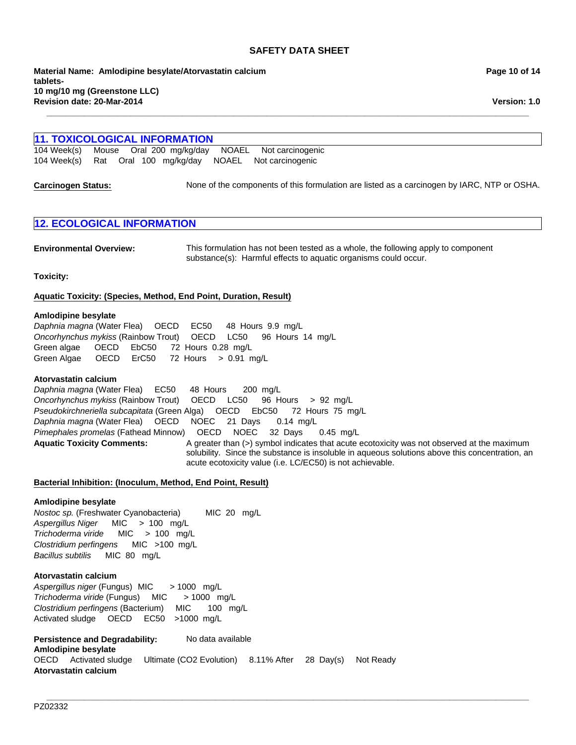## 11. TOXICOLOGICAL INFORMATION

104 Week(s) Mouse Oral 200 mg/kg/day NOAEL Not carcinogenic
104 Week(s) Rat Oral 100 mg/kg/day NOAEL Not carcinogenic

**Carcinogen Status:** None of the components of this formulation are listed as a carcinogen by IARC, NTP or OSHA.

## 12. ECOLOGICAL INFORMATION

**Environmental Overview:** This formulation has not been tested as a whole, the following apply to component substance(s): Harmful effects to aquatic organisms could occur.

**Toxicity:**

**Aquatic Toxicity: (Species, Method, End Point, Duration, Result)**

**Amlodipine besylate**
*Daphnia magna* (Water Flea) OECD EC50 48 Hours 9.9 mg/L
*Oncorhynchus mykiss* (Rainbow Trout) OECD LC50 96 Hours 14 mg/L
Green algae OECD EbC50 72 Hours 0.28 mg/L
Green Algae OECD ErC50 72 Hours > 0.91 mg/L

**Atorvastatin calcium**
*Daphnia magna* (Water Flea) EC50 48 Hours 200 mg/L
*Oncorhynchus mykiss* (Rainbow Trout) OECD LC50 96 Hours > 92 mg/L
*Pseudokirchneriella subcapitata* (Green Alga) OECD EbC50 72 Hours 75 mg/L
*Daphnia magna* (Water Flea) OECD NOEC 21 Days 0.14 mg/L
*Pimephales promelas* (Fathead Minnow) OECD NOEC 32 Days 0.45 mg/L

**Aquatic Toxicity Comments:** A greater than (>) symbol indicates that acute ecotoxicity was not observed at the maximum solubility. Since the substance is insoluble in aqueous solutions above this concentration, an acute ecotoxicity value (i.e. LC/EC50) is not achievable.

**Bacterial Inhibition: (Inoculum, Method, End Point, Result)**

**Amlodipine besylate**
*Nostoc sp.* (Freshwater Cyanobacteria) MIC 20 mg/L
*Aspergillus Niger* MIC > 100 mg/L
*Trichoderma viride* MIC > 100 mg/L
*Clostridium perfingens* MIC >100 mg/L
*Bacillus subtilis* MIC 80 mg/L

**Atorvastatin calcium**
*Aspergillus niger* (Fungus) MIC > 1000 mg/L
*Trichoderma viride* (Fungus) MIC > 1000 mg/L
*Clostridium perfingens* (Bacterium) MIC 100 mg/L
Activated sludge OECD EC50 >1000 mg/L

**Persistence and Degradability:** No data available

**Amlodipine besylate**
OECD Activated sludge Ultimate (CO2 Evolution) 8.11% After 28 Day(s) Not Ready

**Atorvastatin calcium**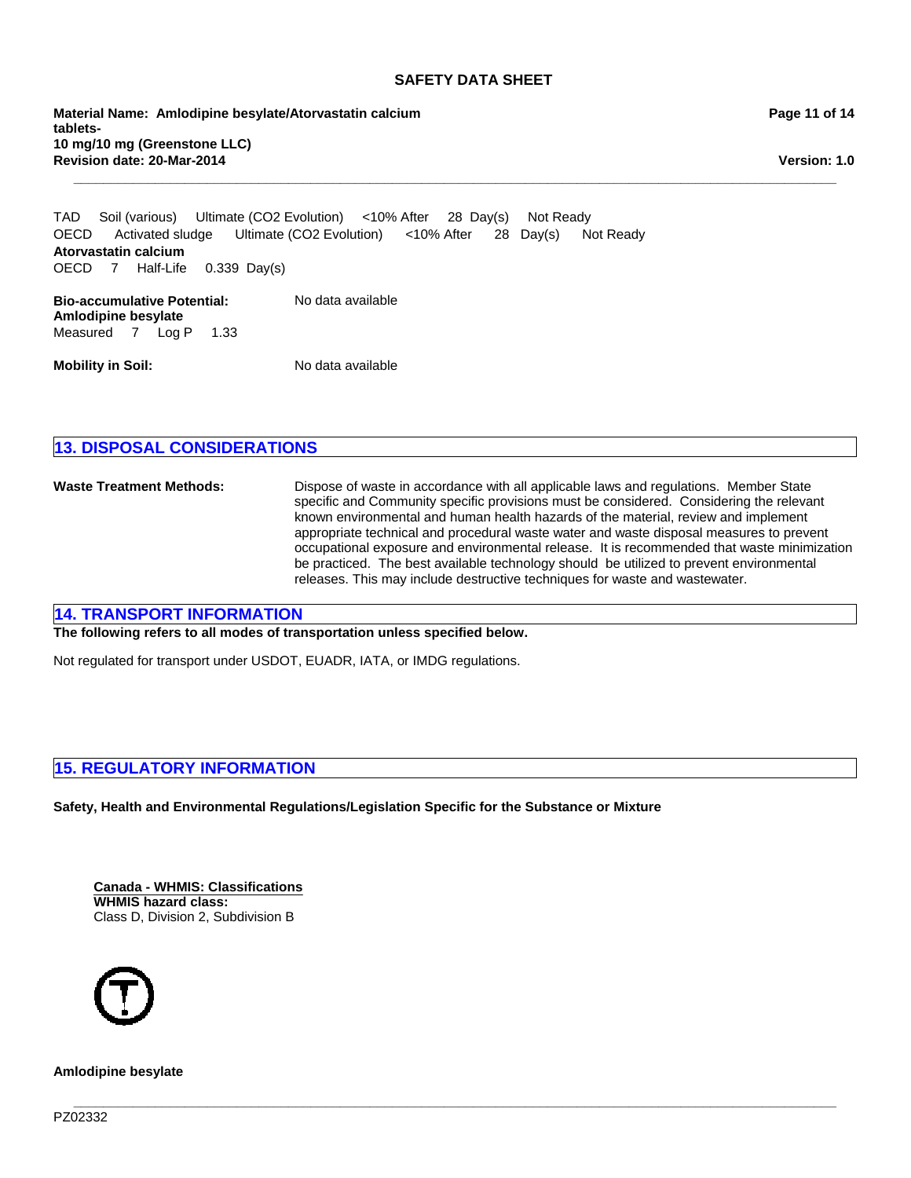| | | | | | | |
|---|---|---|---|---|---|---|
| TAD | Soil (various) | Ultimate (CO2 Evolution) | <10% After | 28 | Day(s) | Not Ready |
| OECD | Activated sludge | Ultimate (CO2 Evolution) | <10% After | 28 | Day(s) | Not Ready |

**Atorvastatin calcium**

OECD 7 Half-Life 0.339 Day(s)

**Bio-accumulative Potential:** No data available

**Amlodipine besylate**

Measured 7 Log P 1.33

**Mobility in Soil:** No data available

## 13. DISPOSAL CONSIDERATIONS

**Waste Treatment Methods:** Dispose of waste in accordance with all applicable laws and regulations. Member State specific and Community specific provisions must be considered. Considering the relevant known environmental and human health hazards of the material, review and implement appropriate technical and procedural waste water and waste disposal measures to prevent occupational exposure and environmental release. It is recommended that waste minimization be practiced. The best available technology should be utilized to prevent environmental releases. This may include destructive techniques for waste and wastewater.

## 14. TRANSPORT INFORMATION

**The following refers to all modes of transportation unless specified below.**

Not regulated for transport under USDOT, EUADR, IATA, or IMDG regulations.

## 15. REGULATORY INFORMATION

**Safety, Health and Environmental Regulations/Legislation Specific for the Substance or Mixture**

**Canada - WHMIS: Classifications**

**WHMIS hazard class:**

Class D, Division 2, Subdivision B

**Amlodipine besylate**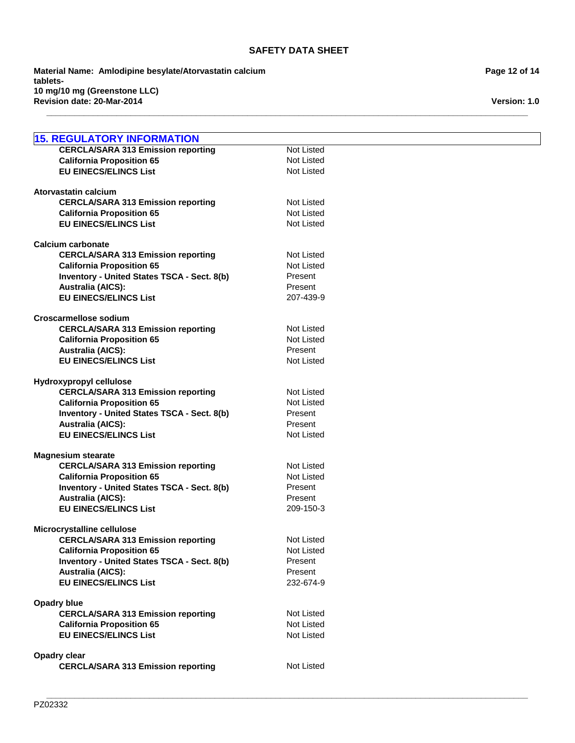## 15. REGULATORY INFORMATION

| | |
|---|---|
| **CERCLA/SARA 313 Emission reporting** | Not Listed |
| **California Proposition 65** | Not Listed |
| **EU EINECS/ELINCS List** | Not Listed |

**Atorvastatin calcium**

| | |
|---|---|
| **CERCLA/SARA 313 Emission reporting** | Not Listed |
| **California Proposition 65** | Not Listed |
| **EU EINECS/ELINCS List** | Not Listed |

**Calcium carbonate**

| | |
|---|---|
| **CERCLA/SARA 313 Emission reporting** | Not Listed |
| **California Proposition 65** | Not Listed |
| **Inventory - United States TSCA - Sect. 8(b)** | Present |
| **Australia (AICS):** | Present |
| **EU EINECS/ELINCS List** | 207-439-9 |

**Croscarmellose sodium**

| | |
|---|---|
| **CERCLA/SARA 313 Emission reporting** | Not Listed |
| **California Proposition 65** | Not Listed |
| **Australia (AICS):** | Present |
| **EU EINECS/ELINCS List** | Not Listed |

**Hydroxypropyl cellulose**

| | |
|---|---|
| **CERCLA/SARA 313 Emission reporting** | Not Listed |
| **California Proposition 65** | Not Listed |
| **Inventory - United States TSCA - Sect. 8(b)** | Present |
| **Australia (AICS):** | Present |
| **EU EINECS/ELINCS List** | Not Listed |

**Magnesium stearate**

| | |
|---|---|
| **CERCLA/SARA 313 Emission reporting** | Not Listed |
| **California Proposition 65** | Not Listed |
| **Inventory - United States TSCA - Sect. 8(b)** | Present |
| **Australia (AICS):** | Present |
| **EU EINECS/ELINCS List** | 209-150-3 |

**Microcrystalline cellulose**

| | |
|---|---|
| **CERCLA/SARA 313 Emission reporting** | Not Listed |
| **California Proposition 65** | Not Listed |
| **Inventory - United States TSCA - Sect. 8(b)** | Present |
| **Australia (AICS):** | Present |
| **EU EINECS/ELINCS List** | 232-674-9 |

**Opadry blue**

| | |
|---|---|
| **CERCLA/SARA 313 Emission reporting** | Not Listed |
| **California Proposition 65** | Not Listed |
| **EU EINECS/ELINCS List** | Not Listed |

**Opadry clear**

| | |
|---|---|
| **CERCLA/SARA 313 Emission reporting** | Not Listed |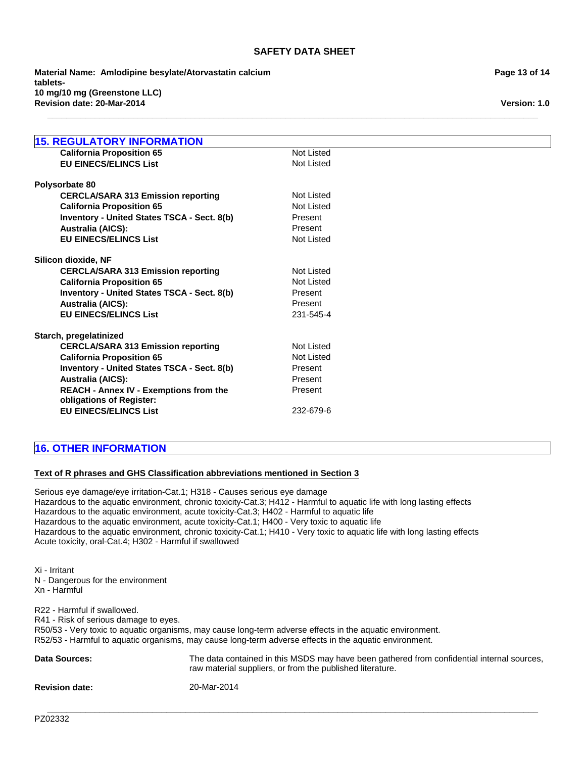## 15. REGULATORY INFORMATION

| | |
|---|---|
| **California Proposition 65** | Not Listed |
| **EU EINECS/ELINCS List** | Not Listed |

**Polysorbate 80**

| | |
|---|---|
| **CERCLA/SARA 313 Emission reporting** | Not Listed |
| **California Proposition 65** | Not Listed |
| **Inventory - United States TSCA - Sect. 8(b)** | Present |
| **Australia (AICS):** | Present |
| **EU EINECS/ELINCS List** | Not Listed |

**Silicon dioxide, NF**

| | |
|---|---|
| **CERCLA/SARA 313 Emission reporting** | Not Listed |
| **California Proposition 65** | Not Listed |
| **Inventory - United States TSCA - Sect. 8(b)** | Present |
| **Australia (AICS):** | Present |
| **EU EINECS/ELINCS List** | 231-545-4 |

**Starch, pregelatinized**

| | |
|---|---|
| **CERCLA/SARA 313 Emission reporting** | Not Listed |
| **California Proposition 65** | Not Listed |
| **Inventory - United States TSCA - Sect. 8(b)** | Present |
| **Australia (AICS):** | Present |
| **REACH - Annex IV - Exemptions from the obligations of Register:** | Present |
| **EU EINECS/ELINCS List** | 232-679-6 |

## 16. OTHER INFORMATION

### Text of R phrases and GHS Classification abbreviations mentioned in Section 3

Serious eye damage/eye irritation-Cat.1; H318 - Causes serious eye damage
Hazardous to the aquatic environment, chronic toxicity-Cat.3; H412 - Harmful to aquatic life with long lasting effects
Hazardous to the aquatic environment, acute toxicity-Cat.3; H402 - Harmful to aquatic life
Hazardous to the aquatic environment, acute toxicity-Cat.1; H400 - Very toxic to aquatic life
Hazardous to the aquatic environment, chronic toxicity-Cat.1; H410 - Very toxic to aquatic life with long lasting effects
Acute toxicity, oral-Cat.4; H302 - Harmful if swallowed

Xi - Irritant
N - Dangerous for the environment
Xn - Harmful

R22 - Harmful if swallowed.
R41 - Risk of serious damage to eyes.
R50/53 - Very toxic to aquatic organisms, may cause long-term adverse effects in the aquatic environment.
R52/53 - Harmful to aquatic organisms, may cause long-term adverse effects in the aquatic environment.

**Data Sources:** The data contained in this MSDS may have been gathered from confidential internal sources, raw material suppliers, or from the published literature.

**Revision date:** 20-Mar-2014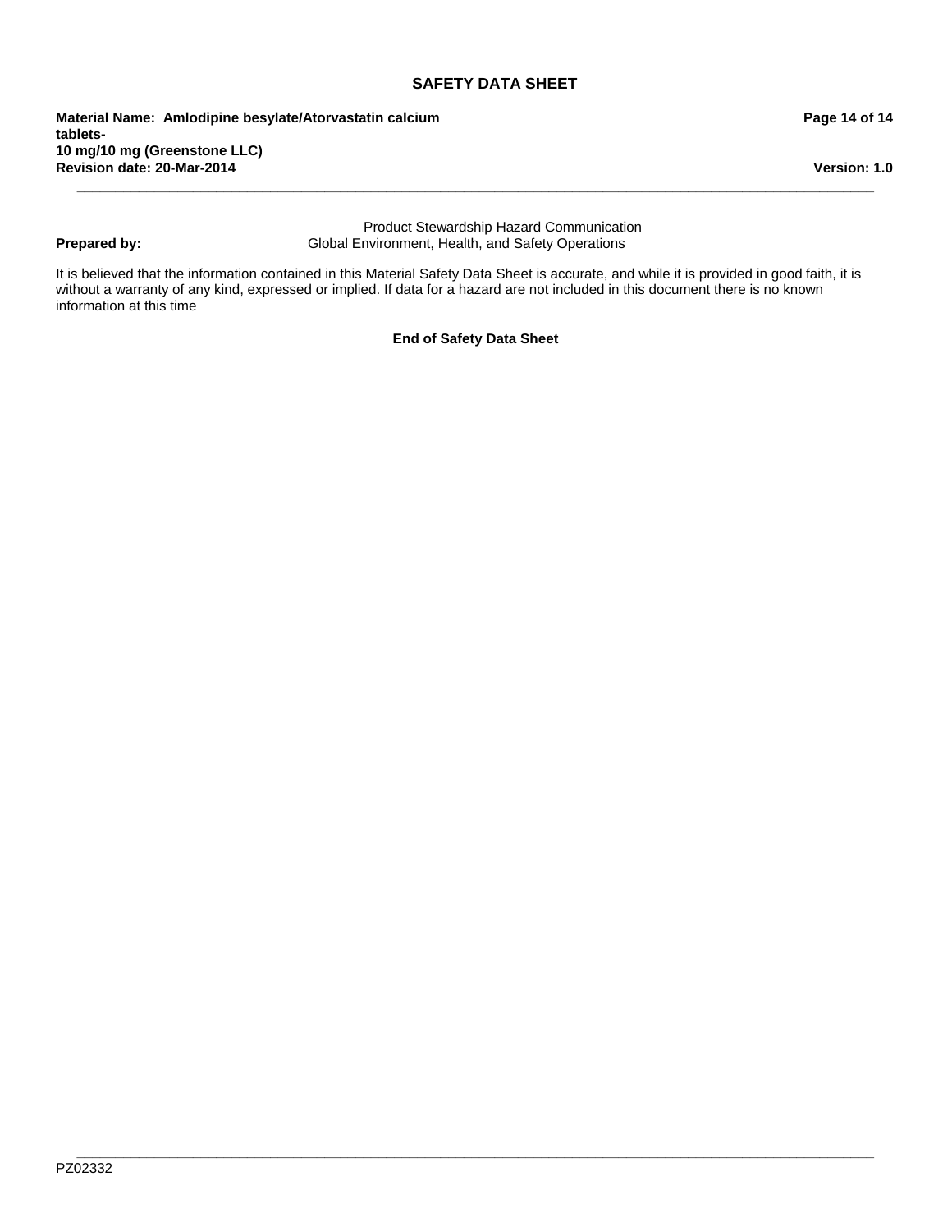**Prepared by:** Product Stewardship Hazard Communication
Global Environment, Health, and Safety Operations

It is believed that the information contained in this Material Safety Data Sheet is accurate, and while it is provided in good faith, it is without a warranty of any kind, expressed or implied. If data for a hazard are not included in this document there is no known information at this time

**End of Safety Data Sheet**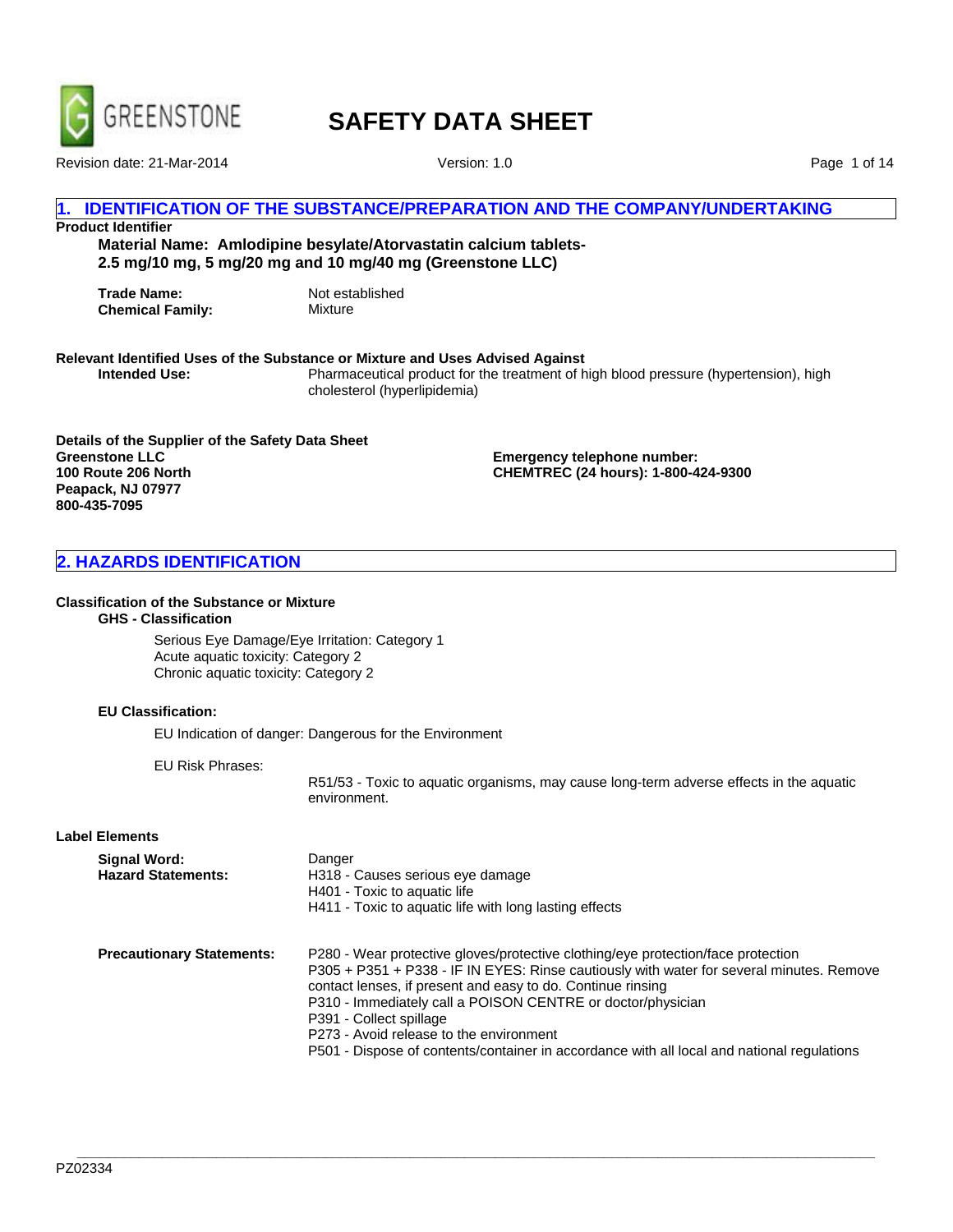# SAFETY DATA SHEET

## 1. IDENTIFICATION OF THE SUBSTANCE/PREPARATION AND THE COMPANY/UNDERTAKING

**Product Identifier**

**Material Name: Amlodipine besylate/Atorvastatin calcium tablets- 2.5 mg/10 mg, 5 mg/20 mg and 10 mg/40 mg (Greenstone LLC)**

**Trade Name:** Not established
**Chemical Family:** Mixture

**Relevant Identified Uses of the Substance or Mixture and Uses Advised Against**

**Intended Use:** Pharmaceutical product for the treatment of high blood pressure (hypertension), high cholesterol (hyperlipidemia)

**Details of the Supplier of the Safety Data Sheet**
**Greenstone LLC**
**100 Route 206 North**
**Peapack, NJ 07977**
**800-435-7095**

**Emergency telephone number:**
**CHEMTREC (24 hours): 1-800-424-9300**

## 2. HAZARDS IDENTIFICATION

**Classification of the Substance or Mixture**

**GHS - Classification**

Serious Eye Damage/Eye Irritation: Category 1
Acute aquatic toxicity: Category 2
Chronic aquatic toxicity: Category 2

**EU Classification:**

EU Indication of danger: Dangerous for the Environment

EU Risk Phrases:

R51/53 - Toxic to aquatic organisms, may cause long-term adverse effects in the aquatic environment.

**Label Elements**

**Signal Word:** Danger

**Hazard Statements:**
H318 - Causes serious eye damage
H401 - Toxic to aquatic life
H411 - Toxic to aquatic life with long lasting effects

**Precautionary Statements:**
P280 - Wear protective gloves/protective clothing/eye protection/face protection
P305 + P351 + P338 - IF IN EYES: Rinse cautiously with water for several minutes. Remove contact lenses, if present and easy to do. Continue rinsing
P310 - Immediately call a POISON CENTRE or doctor/physician
P391 - Collect spillage
P273 - Avoid release to the environment
P501 - Dispose of contents/container in accordance with all local and national regulations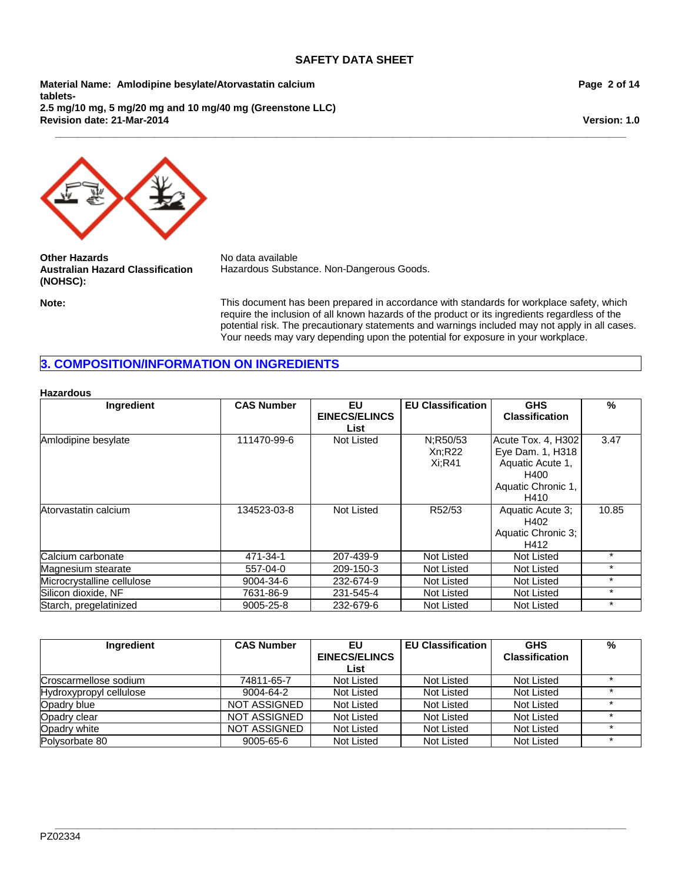**Other Hazards** No data available

**Australian Hazard Classification (NOHSC):** Hazardous Substance. Non-Dangerous Goods.

**Note:** This document has been prepared in accordance with standards for workplace safety, which require the inclusion of all known hazards of the product or its ingredients regardless of the potential risk. The precautionary statements and warnings included may not apply in all cases. Your needs may vary depending upon the potential for exposure in your workplace.

## 3. COMPOSITION/INFORMATION ON INGREDIENTS

**Hazardous**

| Ingredient | CAS Number | EU EINECS/ELINCS List | EU Classification | GHS Classification | % |
|---|---|---|---|---|---|
| Amlodipine besylate | 111470-99-6 | Not Listed | N;R50/53 Xn;R22 Xi;R41 | Acute Tox. 4, H302 Eye Dam. 1, H318 Aquatic Acute 1, H400 Aquatic Chronic 1, H410 | 3.47 |
| Atorvastatin calcium | 134523-03-8 | Not Listed | R52/53 | Aquatic Acute 3; H402 Aquatic Chronic 3; H412 | 10.85 |
| Calcium carbonate | 471-34-1 | 207-439-9 | Not Listed | Not Listed | * |
| Magnesium stearate | 557-04-0 | 209-150-3 | Not Listed | Not Listed | * |
| Microcrystalline cellulose | 9004-34-6 | 232-674-9 | Not Listed | Not Listed | * |
| Silicon dioxide, NF | 7631-86-9 | 231-545-4 | Not Listed | Not Listed | * |
| Starch, pregelatinized | 9005-25-8 | 232-679-6 | Not Listed | Not Listed | * |

| Ingredient | CAS Number | EU EINECS/ELINCS List | EU Classification | GHS Classification | % |
|---|---|---|---|---|---|
| Croscarmellose sodium | 74811-65-7 | Not Listed | Not Listed | Not Listed | * |
| Hydroxypropyl cellulose | 9004-64-2 | Not Listed | Not Listed | Not Listed | * |
| Opadry blue | NOT ASSIGNED | Not Listed | Not Listed | Not Listed | * |
| Opadry clear | NOT ASSIGNED | Not Listed | Not Listed | Not Listed | * |
| Opadry white | NOT ASSIGNED | Not Listed | Not Listed | Not Listed | * |
| Polysorbate 80 | 9005-65-6 | Not Listed | Not Listed | Not Listed | * |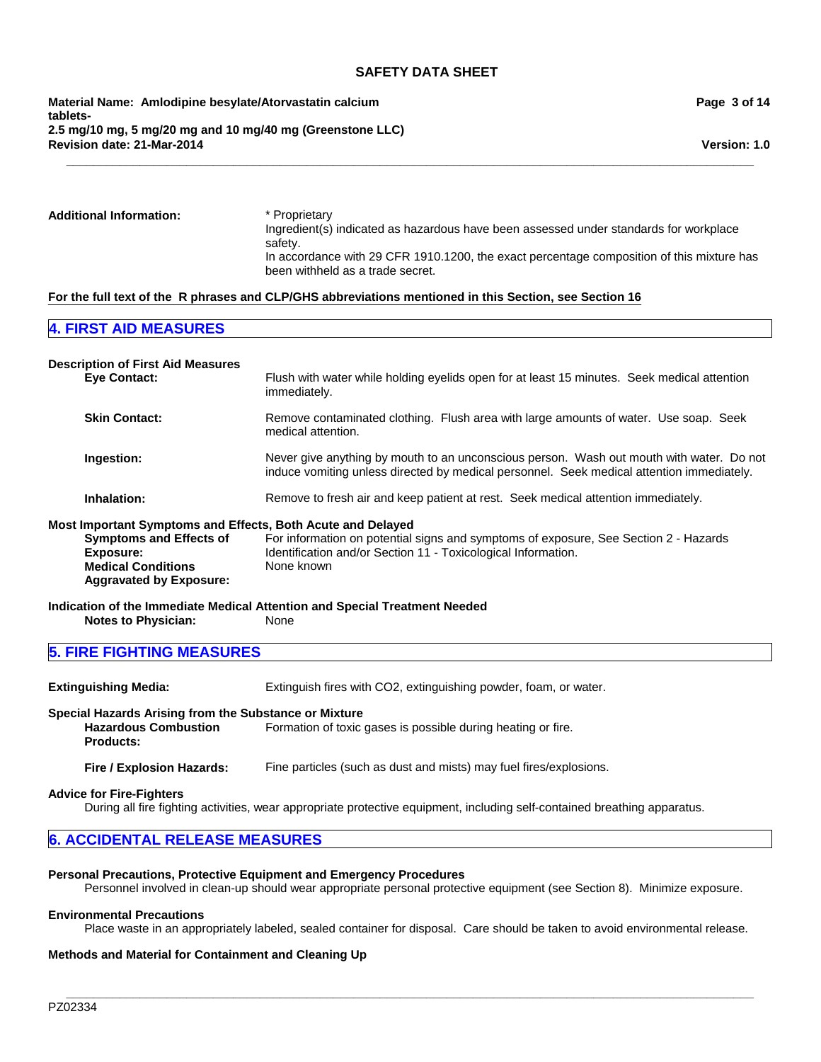**Additional Information:** * Proprietary
Ingredient(s) indicated as hazardous have been assessed under standards for workplace safety.
In accordance with 29 CFR 1910.1200, the exact percentage composition of this mixture has been withheld as a trade secret.

**For the full text of the R phrases and CLP/GHS abbreviations mentioned in this Section, see Section 16**

## 4. FIRST AID MEASURES

**Description of First Aid Measures**

**Eye Contact:** Flush with water while holding eyelids open for at least 15 minutes. Seek medical attention immediately.

**Skin Contact:** Remove contaminated clothing. Flush area with large amounts of water. Use soap. Seek medical attention.

**Ingestion:** Never give anything by mouth to an unconscious person. Wash out mouth with water. Do not induce vomiting unless directed by medical personnel. Seek medical attention immediately.

**Inhalation:** Remove to fresh air and keep patient at rest. Seek medical attention immediately.

**Most Important Symptoms and Effects, Both Acute and Delayed**

**Symptoms and Effects of Exposure:** For information on potential signs and symptoms of exposure, See Section 2 - Hazards Identification and/or Section 11 - Toxicological Information.

**Medical Conditions Aggravated by Exposure:** None known

**Indication of the Immediate Medical Attention and Special Treatment Needed**

**Notes to Physician:** None

## 5. FIRE FIGHTING MEASURES

**Extinguishing Media:** Extinguish fires with CO2, extinguishing powder, foam, or water.

**Special Hazards Arising from the Substance or Mixture**

**Hazardous Combustion Products:** Formation of toxic gases is possible during heating or fire.

**Fire / Explosion Hazards:** Fine particles (such as dust and mists) may fuel fires/explosions.

**Advice for Fire-Fighters**

During all fire fighting activities, wear appropriate protective equipment, including self-contained breathing apparatus.

## 6. ACCIDENTAL RELEASE MEASURES

**Personal Precautions, Protective Equipment and Emergency Procedures**

Personnel involved in clean-up should wear appropriate personal protective equipment (see Section 8). Minimize exposure.

**Environmental Precautions**

Place waste in an appropriately labeled, sealed container for disposal. Care should be taken to avoid environmental release.

**Methods and Material for Containment and Cleaning Up**

PZ02334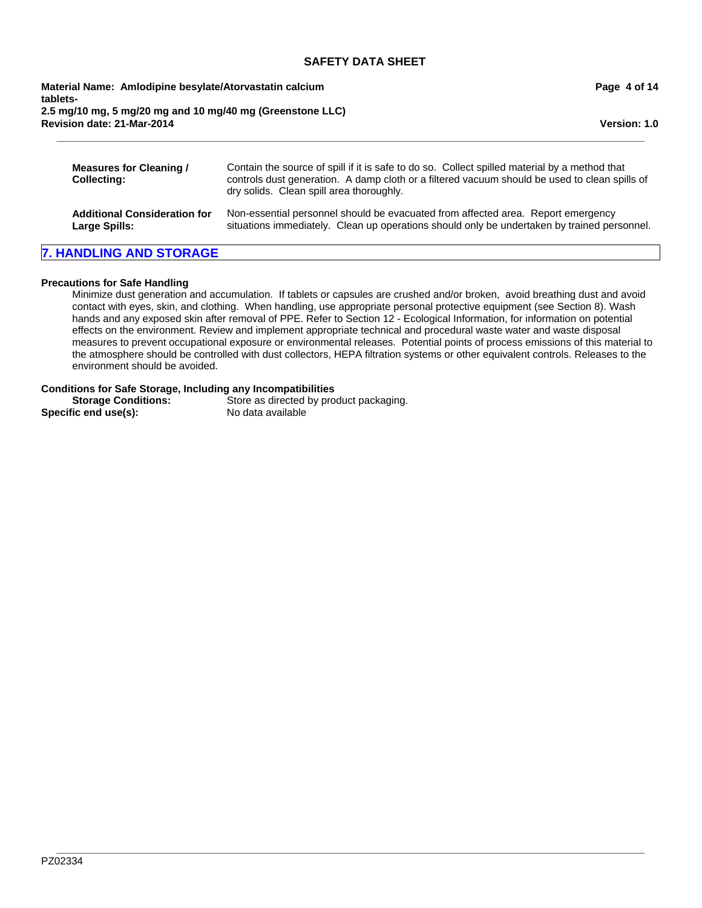| | |
|---|---|
| **Measures for Cleaning / Collecting:** | Contain the source of spill if it is safe to do so. Collect spilled material by a method that controls dust generation. A damp cloth or a filtered vacuum should be used to clean spills of dry solids. Clean spill area thoroughly. |
| **Additional Consideration for Large Spills:** | Non-essential personnel should be evacuated from affected area. Report emergency situations immediately. Clean up operations should only be undertaken by trained personnel. |

## 7. HANDLING AND STORAGE

**Precautions for Safe Handling**

Minimize dust generation and accumulation. If tablets or capsules are crushed and/or broken, avoid breathing dust and avoid contact with eyes, skin, and clothing. When handling, use appropriate personal protective equipment (see Section 8). Wash hands and any exposed skin after removal of PPE. Refer to Section 12 - Ecological Information, for information on potential effects on the environment. Review and implement appropriate technical and procedural waste water and waste disposal measures to prevent occupational exposure or environmental releases. Potential points of process emissions of this material to the atmosphere should be controlled with dust collectors, HEPA filtration systems or other equivalent controls. Releases to the environment should be avoided.

**Conditions for Safe Storage, Including any Incompatibilities**

**Storage Conditions:** Store as directed by product packaging.

**Specific end use(s):** No data available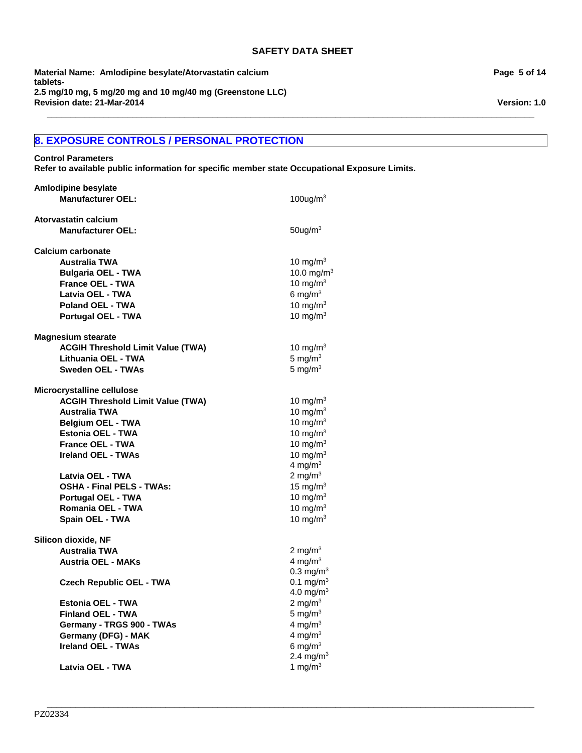## 8. EXPOSURE CONTROLS / PERSONAL PROTECTION

**Control Parameters**
**Refer to available public information for specific member state Occupational Exposure Limits.**

**Amlodipine besylate**

| | |
|---|---|
| **Manufacturer OEL:** | 100ug/m$^3$ |

**Atorvastatin calcium**

| | |
|---|---|
| **Manufacturer OEL:** | 50ug/m$^3$ |

**Calcium carbonate**

| | |
|---|---|
| **Australia TWA** | 10 mg/m$^3$ |
| **Bulgaria OEL - TWA** | 10.0 mg/m$^3$ |
| **France OEL - TWA** | 10 mg/m$^3$ |
| **Latvia OEL - TWA** | 6 mg/m$^3$ |
| **Poland OEL - TWA** | 10 mg/m$^3$ |
| **Portugal OEL - TWA** | 10 mg/m$^3$ |

**Magnesium stearate**

| | |
|---|---|
| **ACGIH Threshold Limit Value (TWA)** | 10 mg/m$^3$ |
| **Lithuania OEL - TWA** | 5 mg/m$^3$ |
| **Sweden OEL - TWAs** | 5 mg/m$^3$ |

**Microcrystalline cellulose**

| | |
|---|---|
| **ACGIH Threshold Limit Value (TWA)** | 10 mg/m$^3$ |
| **Australia TWA** | 10 mg/m$^3$ |
| **Belgium OEL - TWA** | 10 mg/m$^3$ |
| **Estonia OEL - TWA** | 10 mg/m$^3$ |
| **France OEL - TWA** | 10 mg/m$^3$ |
| **Ireland OEL - TWAs** | 10 mg/m$^3$<br>4 mg/m$^3$ |
| **Latvia OEL - TWA** | 2 mg/m$^3$ |
| **OSHA - Final PELS - TWAs:** | 15 mg/m$^3$ |
| **Portugal OEL - TWA** | 10 mg/m$^3$ |
| **Romania OEL - TWA** | 10 mg/m$^3$ |
| **Spain OEL - TWA** | 10 mg/m$^3$ |

**Silicon dioxide, NF**

| | |
|---|---|
| **Australia TWA** | 2 mg/m$^3$ |
| **Austria OEL - MAKs** | 4 mg/m$^3$<br>0.3 mg/m$^3$ |
| **Czech Republic OEL - TWA** | 0.1 mg/m$^3$<br>4.0 mg/m$^3$ |
| **Estonia OEL - TWA** | 2 mg/m$^3$ |
| **Finland OEL - TWA** | 5 mg/m$^3$ |
| **Germany - TRGS 900 - TWAs** | 4 mg/m$^3$ |
| **Germany (DFG) - MAK** | 4 mg/m$^3$ |
| **Ireland OEL - TWAs** | 6 mg/m$^3$<br>2.4 mg/m$^3$ |
| **Latvia OEL - TWA** | 1 mg/m$^3$ |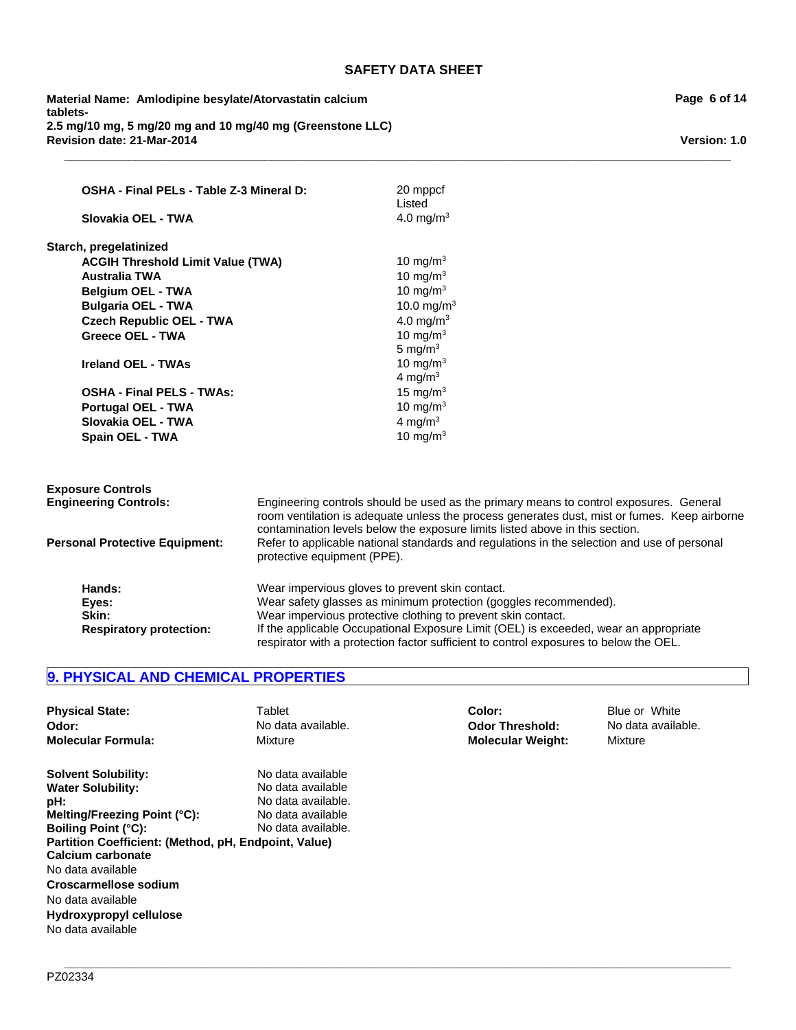| | |
|---|---|
| **OSHA - Final PELs - Table Z-3 Mineral D:** | 20 mppcf<br>Listed |
| **Slovakia OEL - TWA** | 4.0 mg/m$^3$ |

**Starch, pregelatinized**

| | |
|---|---|
| **ACGIH Threshold Limit Value (TWA)** | 10 mg/m$^3$ |
| **Australia TWA** | 10 mg/m$^3$ |
| **Belgium OEL - TWA** | 10 mg/m$^3$ |
| **Bulgaria OEL - TWA** | 10.0 mg/m$^3$ |
| **Czech Republic OEL - TWA** | 4.0 mg/m$^3$ |
| **Greece OEL - TWA** | 10 mg/m$^3$<br>5 mg/m$^3$ |
| **Ireland OEL - TWAs** | 10 mg/m$^3$<br>4 mg/m$^3$ |
| **OSHA - Final PELS - TWAs:** | 15 mg/m$^3$ |
| **Portugal OEL - TWA** | 10 mg/m$^3$ |
| **Slovakia OEL - TWA** | 4 mg/m$^3$ |
| **Spain OEL - TWA** | 10 mg/m$^3$ |

**Exposure Controls**

**Engineering Controls:** Engineering controls should be used as the primary means to control exposures. General room ventilation is adequate unless the process generates dust, mist or fumes. Keep airborne contamination levels below the exposure limits listed above in this section.

**Personal Protective Equipment:** Refer to applicable national standards and regulations in the selection and use of personal protective equipment (PPE).

**Hands:** Wear impervious gloves to prevent skin contact.
**Eyes:** Wear safety glasses as minimum protection (goggles recommended).
**Skin:** Wear impervious protective clothing to prevent skin contact.
**Respiratory protection:** If the applicable Occupational Exposure Limit (OEL) is exceeded, wear an appropriate respirator with a protection factor sufficient to control exposures to below the OEL.

## 9. PHYSICAL AND CHEMICAL PROPERTIES

| | | | |
|---|---|---|---|
| **Physical State:** | Tablet | **Color:** | Blue or White |
| **Odor:** | No data available. | **Odor Threshold:** | No data available. |
| **Molecular Formula:** | Mixture | **Molecular Weight:** | Mixture |

| | |
|---|---|
| **Solvent Solubility:** | No data available |
| **Water Solubility:** | No data available |
| **pH:** | No data available. |
| **Melting/Freezing Point (°C):** | No data available |
| **Boiling Point (°C):** | No data available. |

**Partition Coefficient: (Method, pH, Endpoint, Value)**

**Calcium carbonate**
No data available

**Croscarmellose sodium**
No data available

**Hydroxypropyl cellulose**
No data available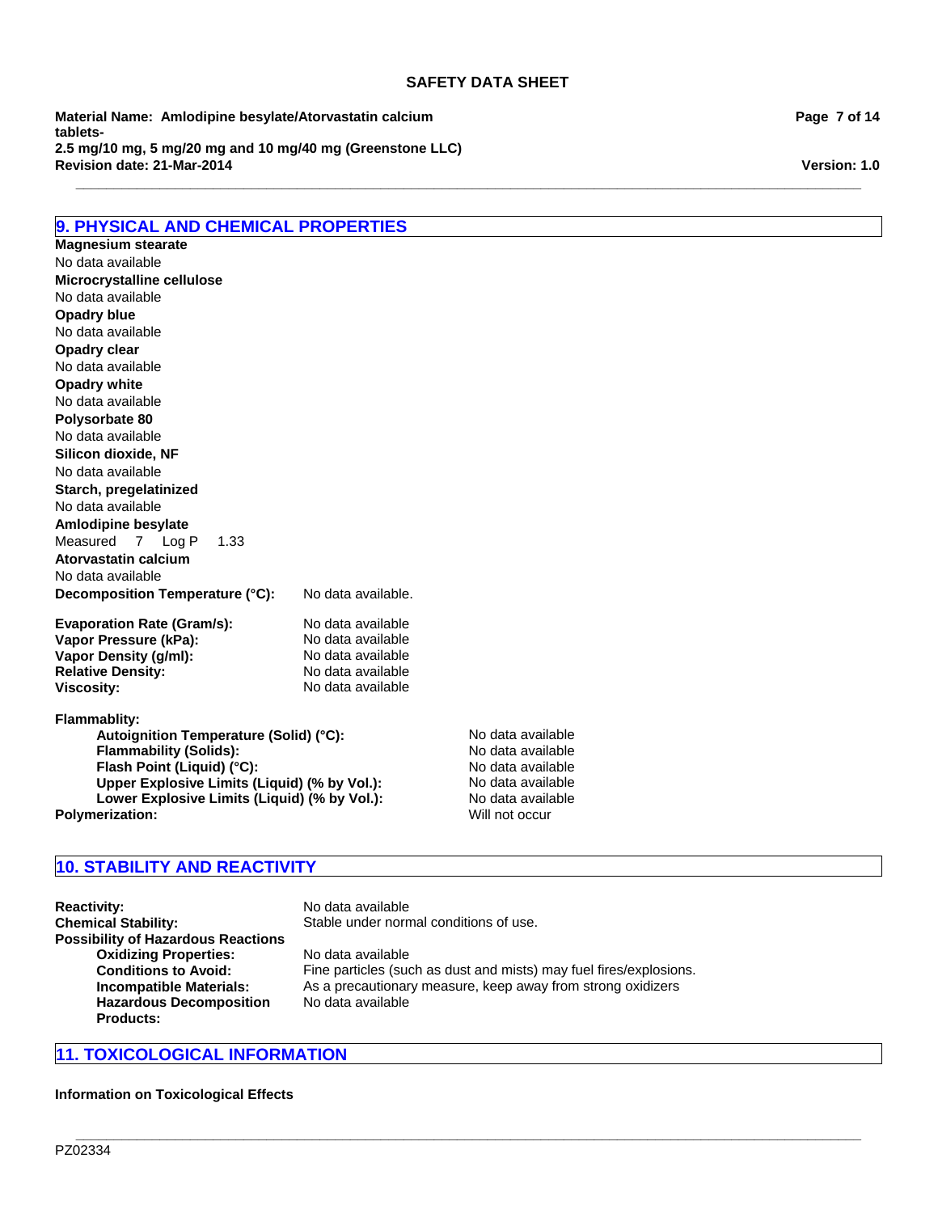## 9. PHYSICAL AND CHEMICAL PROPERTIES

**Magnesium stearate**
No data available
**Microcrystalline cellulose**
No data available
**Opadry blue**
No data available
**Opadry clear**
No data available
**Opadry white**
No data available
**Polysorbate 80**
No data available
**Silicon dioxide, NF**
No data available
**Starch, pregelatinized**
No data available
**Amlodipine besylate**
Measured 7 Log P 1.33
**Atorvastatin calcium**
No data available

**Decomposition Temperature (°C):** No data available.

**Evaporation Rate (Gram/s):** No data available
**Vapor Pressure (kPa):** No data available
**Vapor Density (g/ml):** No data available
**Relative Density:** No data available
**Viscosity:** No data available

**Flammablity:**
- **Autoignition Temperature (Solid) (°C):** No data available
- **Flammability (Solids):** No data available
- **Flash Point (Liquid) (°C):** No data available
- **Upper Explosive Limits (Liquid) (% by Vol.):** No data available
- **Lower Explosive Limits (Liquid) (% by Vol.):** No data available

**Polymerization:** Will not occur

## 10. STABILITY AND REACTIVITY

**Reactivity:** No data available
**Chemical Stability:** Stable under normal conditions of use.
**Possibility of Hazardous Reactions**
- **Oxidizing Properties:** No data available
- **Conditions to Avoid:** Fine particles (such as dust and mists) may fuel fires/explosions.
- **Incompatible Materials:** As a precautionary measure, keep away from strong oxidizers
- **Hazardous Decomposition Products:** No data available

## 11. TOXICOLOGICAL INFORMATION

**Information on Toxicological Effects**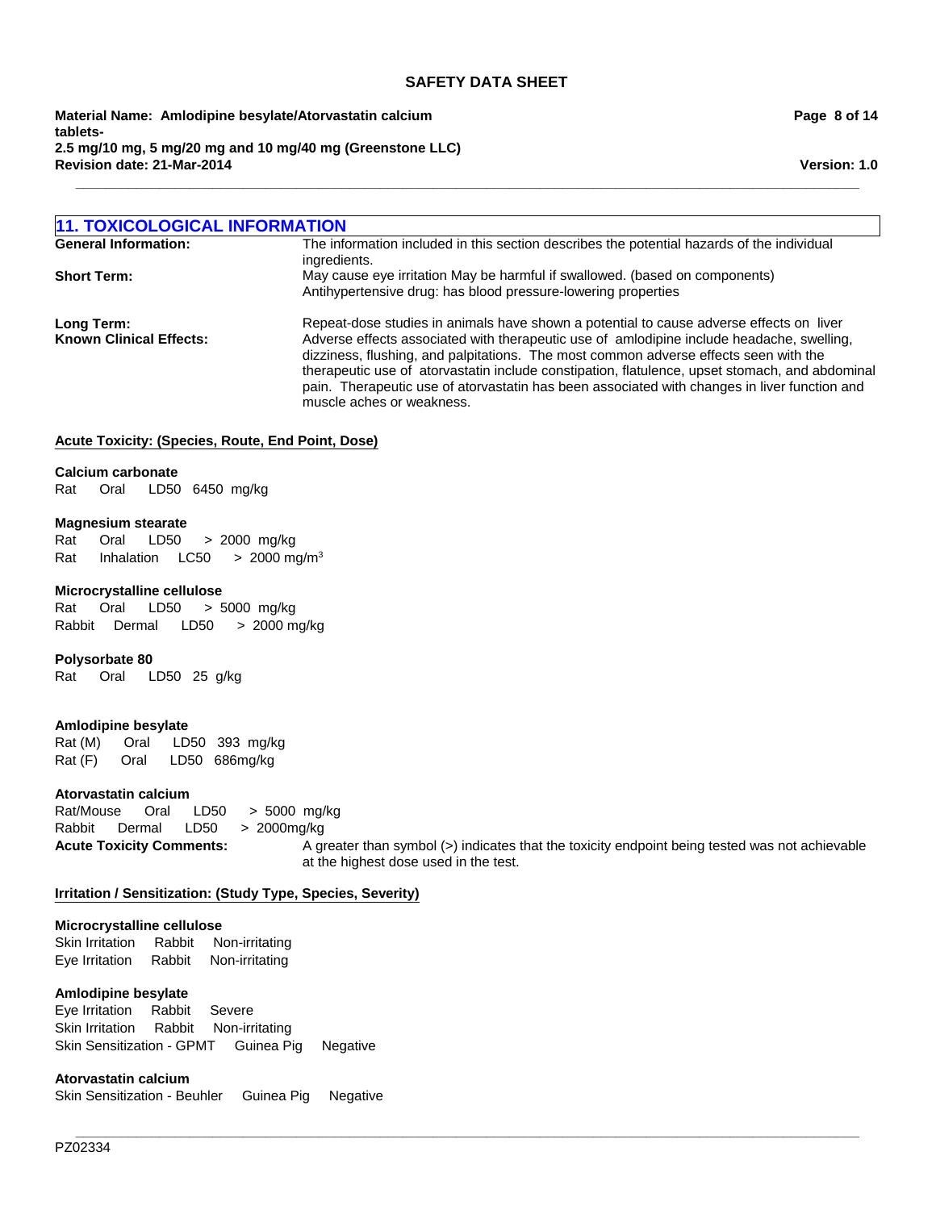## 11. TOXICOLOGICAL INFORMATION

**General Information:** The information included in this section describes the potential hazards of the individual ingredients.

**Short Term:** May cause eye irritation May be harmful if swallowed. (based on components) Antihypertensive drug: has blood pressure-lowering properties

**Long Term:** Repeat-dose studies in animals have shown a potential to cause adverse effects on liver

**Known Clinical Effects:** Adverse effects associated with therapeutic use of amlodipine include headache, swelling, dizziness, flushing, and palpitations. The most common adverse effects seen with the therapeutic use of atorvastatin include constipation, flatulence, upset stomach, and abdominal pain. Therapeutic use of atorvastatin has been associated with changes in liver function and muscle aches or weakness.

**Acute Toxicity: (Species, Route, End Point, Dose)**

**Calcium carbonate**
Rat Oral LD50 6450 mg/kg

**Magnesium stearate**
Rat Oral LD50 > 2000 mg/kg
Rat Inhalation LC50 > 2000 mg/m$^3$

**Microcrystalline cellulose**
Rat Oral LD50 > 5000 mg/kg
Rabbit Dermal LD50 > 2000 mg/kg

**Polysorbate 80**
Rat Oral LD50 25 g/kg

**Amlodipine besylate**
Rat (M) Oral LD50 393 mg/kg
Rat (F) Oral LD50 686mg/kg

**Atorvastatin calcium**
Rat/Mouse Oral LD50 > 5000 mg/kg
Rabbit Dermal LD50 > 2000mg/kg

**Acute Toxicity Comments:** A greater than symbol (>) indicates that the toxicity endpoint being tested was not achievable at the highest dose used in the test.

**Irritation / Sensitization: (Study Type, Species, Severity)**

**Microcrystalline cellulose**
Skin Irritation Rabbit Non-irritating
Eye Irritation Rabbit Non-irritating

**Amlodipine besylate**
Eye Irritation Rabbit Severe
Skin Irritation Rabbit Non-irritating
Skin Sensitization - GPMT Guinea Pig Negative

**Atorvastatin calcium**
Skin Sensitization - Beuhler Guinea Pig Negative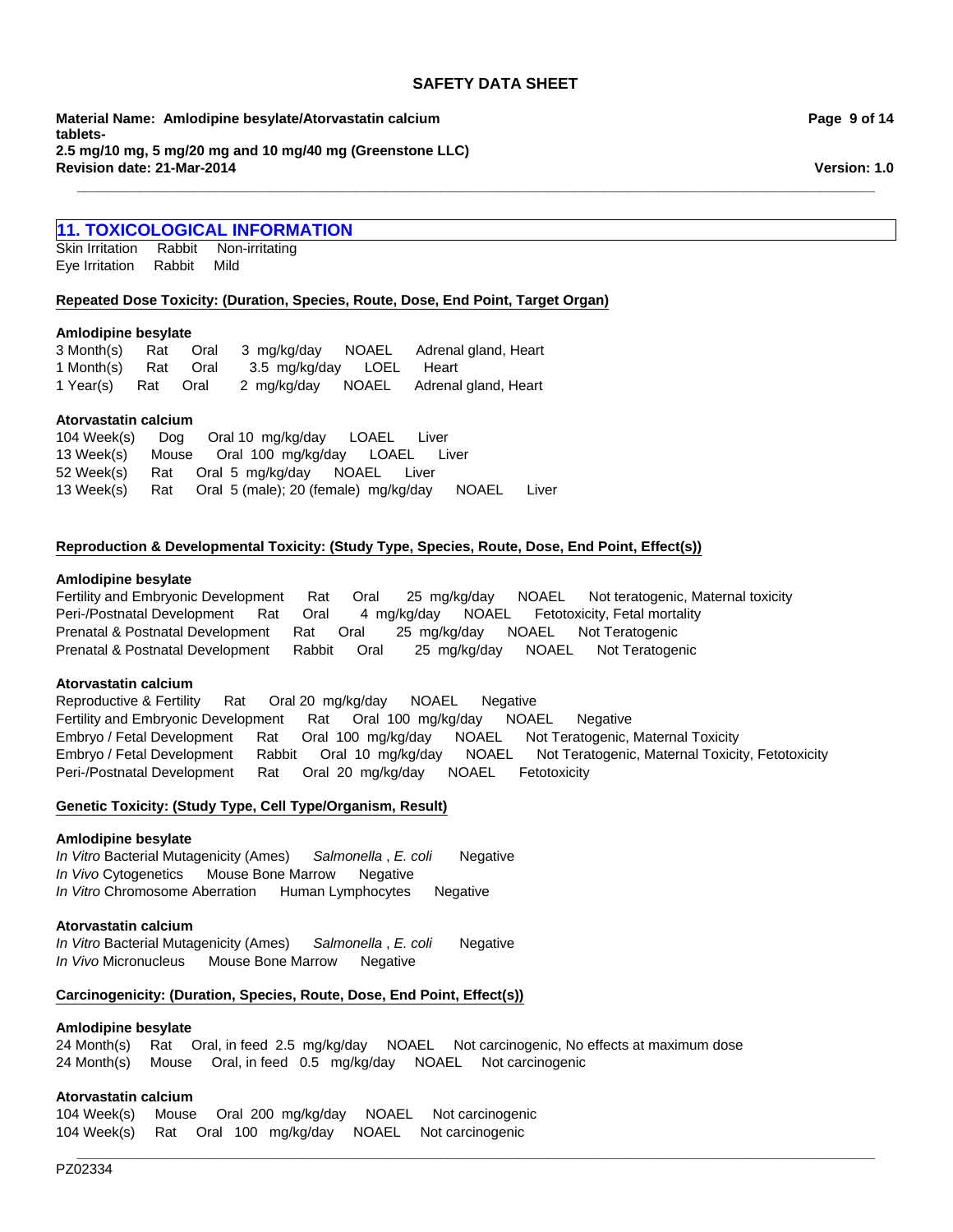## 11. TOXICOLOGICAL INFORMATION

Skin Irritation Rabbit Non-irritating
Eye Irritation Rabbit Mild

**Repeated Dose Toxicity: (Duration, Species, Route, Dose, End Point, Target Organ)**

**Amlodipine besylate**

3 Month(s) Rat Oral 3 mg/kg/day NOAEL Adrenal gland, Heart
1 Month(s) Rat Oral 3.5 mg/kg/day LOEL Heart
1 Year(s) Rat Oral 2 mg/kg/day NOAEL Adrenal gland, Heart

**Atorvastatin calcium**

104 Week(s) Dog Oral 10 mg/kg/day LOAEL Liver
13 Week(s) Mouse Oral 100 mg/kg/day LOAEL Liver
52 Week(s) Rat Oral 5 mg/kg/day NOAEL Liver
13 Week(s) Rat Oral 5 (male); 20 (female) mg/kg/day NOAEL Liver

**Reproduction & Developmental Toxicity: (Study Type, Species, Route, Dose, End Point, Effect(s))**

**Amlodipine besylate**

Fertility and Embryonic Development Rat Oral 25 mg/kg/day NOAEL Not teratogenic, Maternal toxicity
Peri-/Postnatal Development Rat Oral 4 mg/kg/day NOAEL Fetotoxicity, Fetal mortality
Prenatal & Postnatal Development Rat Oral 25 mg/kg/day NOAEL Not Teratogenic
Prenatal & Postnatal Development Rabbit Oral 25 mg/kg/day NOAEL Not Teratogenic

**Atorvastatin calcium**

Reproductive & Fertility Rat Oral 20 mg/kg/day NOAEL Negative
Fertility and Embryonic Development Rat Oral 100 mg/kg/day NOAEL Negative
Embryo / Fetal Development Rat Oral 100 mg/kg/day NOAEL Not Teratogenic, Maternal Toxicity
Embryo / Fetal Development Rabbit Oral 10 mg/kg/day NOAEL Not Teratogenic, Maternal Toxicity, Fetotoxicity
Peri-/Postnatal Development Rat Oral 20 mg/kg/day NOAEL Fetotoxicity

**Genetic Toxicity: (Study Type, Cell Type/Organism, Result)**

**Amlodipine besylate**

*In Vitro* Bacterial Mutagenicity (Ames) *Salmonella* , *E. coli* Negative
*In Vivo* Cytogenetics Mouse Bone Marrow Negative
*In Vitro* Chromosome Aberration Human Lymphocytes Negative

**Atorvastatin calcium**

*In Vitro* Bacterial Mutagenicity (Ames) *Salmonella* , *E. coli* Negative
*In Vivo* Micronucleus Mouse Bone Marrow Negative

**Carcinogenicity: (Duration, Species, Route, Dose, End Point, Effect(s))**

**Amlodipine besylate**

24 Month(s) Rat Oral, in feed 2.5 mg/kg/day NOAEL Not carcinogenic, No effects at maximum dose
24 Month(s) Mouse Oral, in feed 0.5 mg/kg/day NOAEL Not carcinogenic

**Atorvastatin calcium**

104 Week(s) Mouse Oral 200 mg/kg/day NOAEL Not carcinogenic
104 Week(s) Rat Oral 100 mg/kg/day NOAEL Not carcinogenic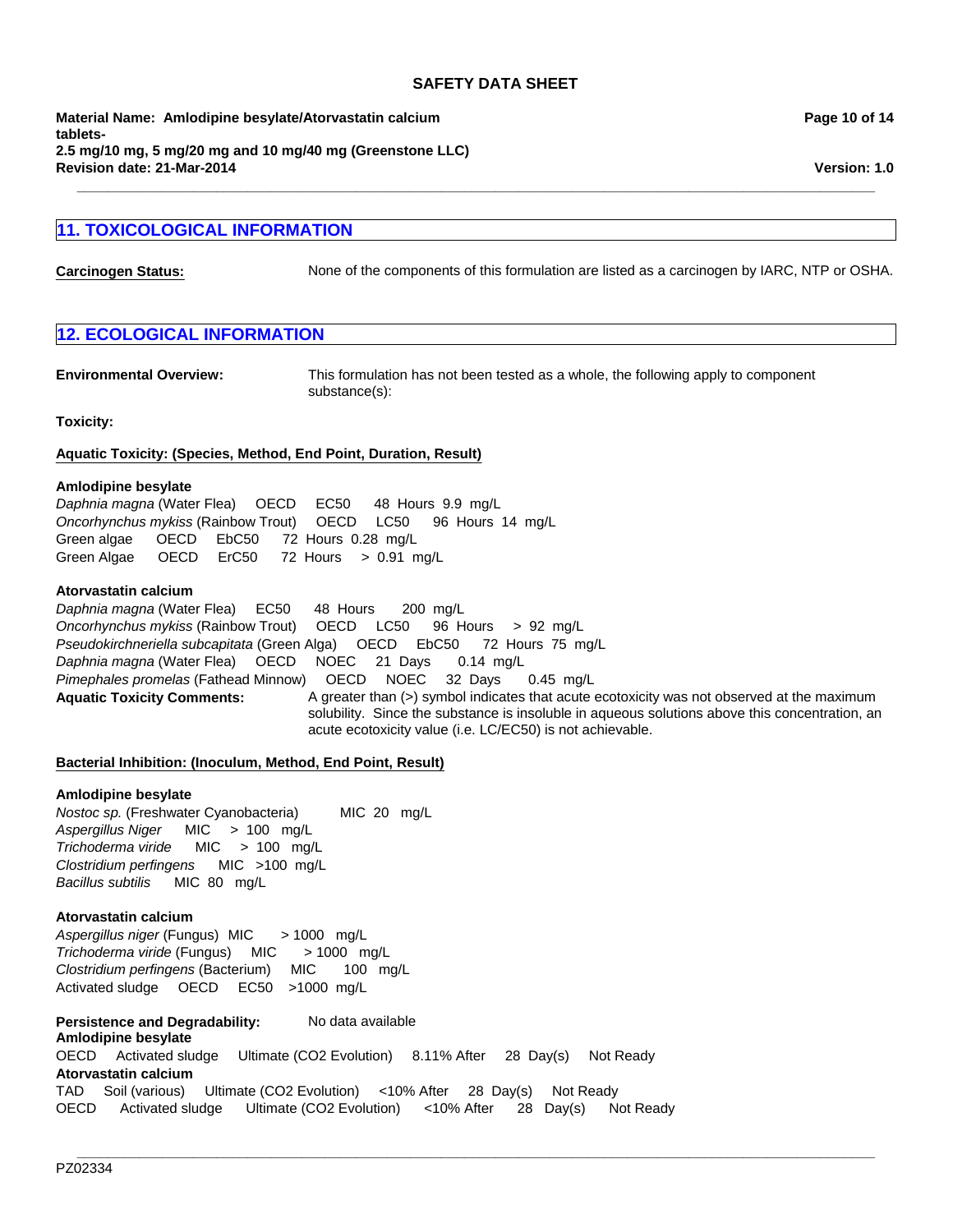## 11. TOXICOLOGICAL INFORMATION

**Carcinogen Status:** None of the components of this formulation are listed as a carcinogen by IARC, NTP or OSHA.

## 12. ECOLOGICAL INFORMATION

**Environmental Overview:** This formulation has not been tested as a whole, the following apply to component substance(s):

**Toxicity:**

**Aquatic Toxicity: (Species, Method, End Point, Duration, Result)**

**Amlodipine besylate**

*Daphnia magna* (Water Flea) OECD EC50 48 Hours 9.9 mg/L
*Oncorhynchus mykiss* (Rainbow Trout) OECD LC50 96 Hours 14 mg/L
Green algae OECD EbC50 72 Hours 0.28 mg/L
Green Algae OECD ErC50 72 Hours > 0.91 mg/L

**Atorvastatin calcium**

*Daphnia magna* (Water Flea) EC50 48 Hours 200 mg/L
*Oncorhynchus mykiss* (Rainbow Trout) OECD LC50 96 Hours > 92 mg/L
*Pseudokirchneriella subcapitata* (Green Alga) OECD EbC50 72 Hours 75 mg/L
*Daphnia magna* (Water Flea) OECD NOEC 21 Days 0.14 mg/L
*Pimephales promelas* (Fathead Minnow) OECD NOEC 32 Days 0.45 mg/L

**Aquatic Toxicity Comments:** A greater than (>) symbol indicates that acute ecotoxicity was not observed at the maximum solubility. Since the substance is insoluble in aqueous solutions above this concentration, an acute ecotoxicity value (i.e. LC/EC50) is not achievable.

**Bacterial Inhibition: (Inoculum, Method, End Point, Result)**

**Amlodipine besylate**

*Nostoc sp.* (Freshwater Cyanobacteria) MIC 20 mg/L
*Aspergillus Niger* MIC > 100 mg/L
*Trichoderma viride* MIC > 100 mg/L
*Clostridium perfingens* MIC >100 mg/L
*Bacillus subtilis* MIC 80 mg/L

**Atorvastatin calcium**

*Aspergillus niger* (Fungus) MIC > 1000 mg/L
*Trichoderma viride* (Fungus) MIC > 1000 mg/L
*Clostridium perfingens* (Bacterium) MIC 100 mg/L
Activated sludge OECD EC50 >1000 mg/L

**Persistence and Degradability:** No data available

**Amlodipine besylate**

OECD Activated sludge Ultimate (CO2 Evolution) 8.11% After 28 Day(s) Not Ready

**Atorvastatin calcium**

TAD Soil (various) Ultimate (CO2 Evolution) <10% After 28 Day(s) Not Ready
OECD Activated sludge Ultimate (CO2 Evolution) <10% After 28 Day(s) Not Ready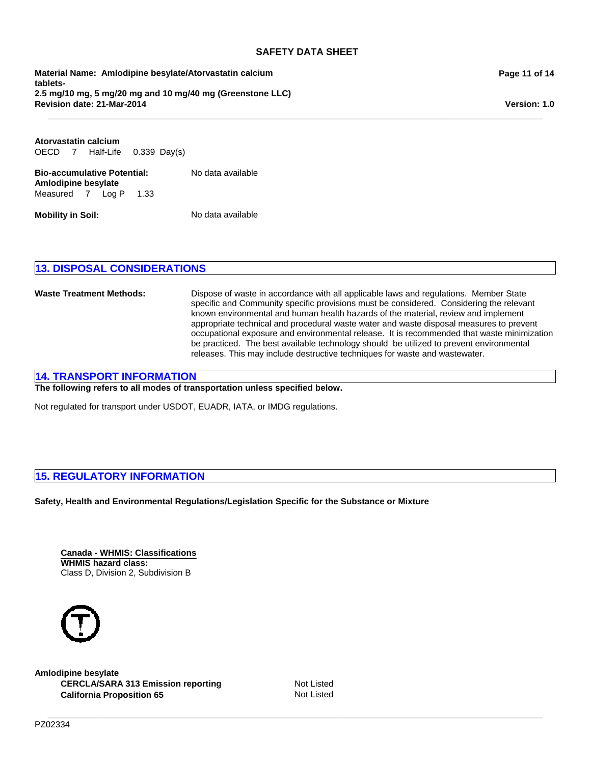**Atorvastatin calcium**
OECD 7 Half-Life 0.339 Day(s)

**Bio-accumulative Potential:** No data available

**Amlodipine besylate**
Measured 7 Log P 1.33

**Mobility in Soil:** No data available

## 13. DISPOSAL CONSIDERATIONS

**Waste Treatment Methods:** Dispose of waste in accordance with all applicable laws and regulations. Member State specific and Community specific provisions must be considered. Considering the relevant known environmental and human health hazards of the material, review and implement appropriate technical and procedural waste water and waste disposal measures to prevent occupational exposure and environmental release. It is recommended that waste minimization be practiced. The best available technology should be utilized to prevent environmental releases. This may include destructive techniques for waste and wastewater.

## 14. TRANSPORT INFORMATION

**The following refers to all modes of transportation unless specified below.**

Not regulated for transport under USDOT, EUADR, IATA, or IMDG regulations.

## 15. REGULATORY INFORMATION

**Safety, Health and Environmental Regulations/Legislation Specific for the Substance or Mixture**

**Canada - WHMIS: Classifications**
**WHMIS hazard class:**
Class D, Division 2, Subdivision B

**Amlodipine besylate**

| | |
|---|---|
| **CERCLA/SARA 313 Emission reporting** | Not Listed |
| **California Proposition 65** | Not Listed |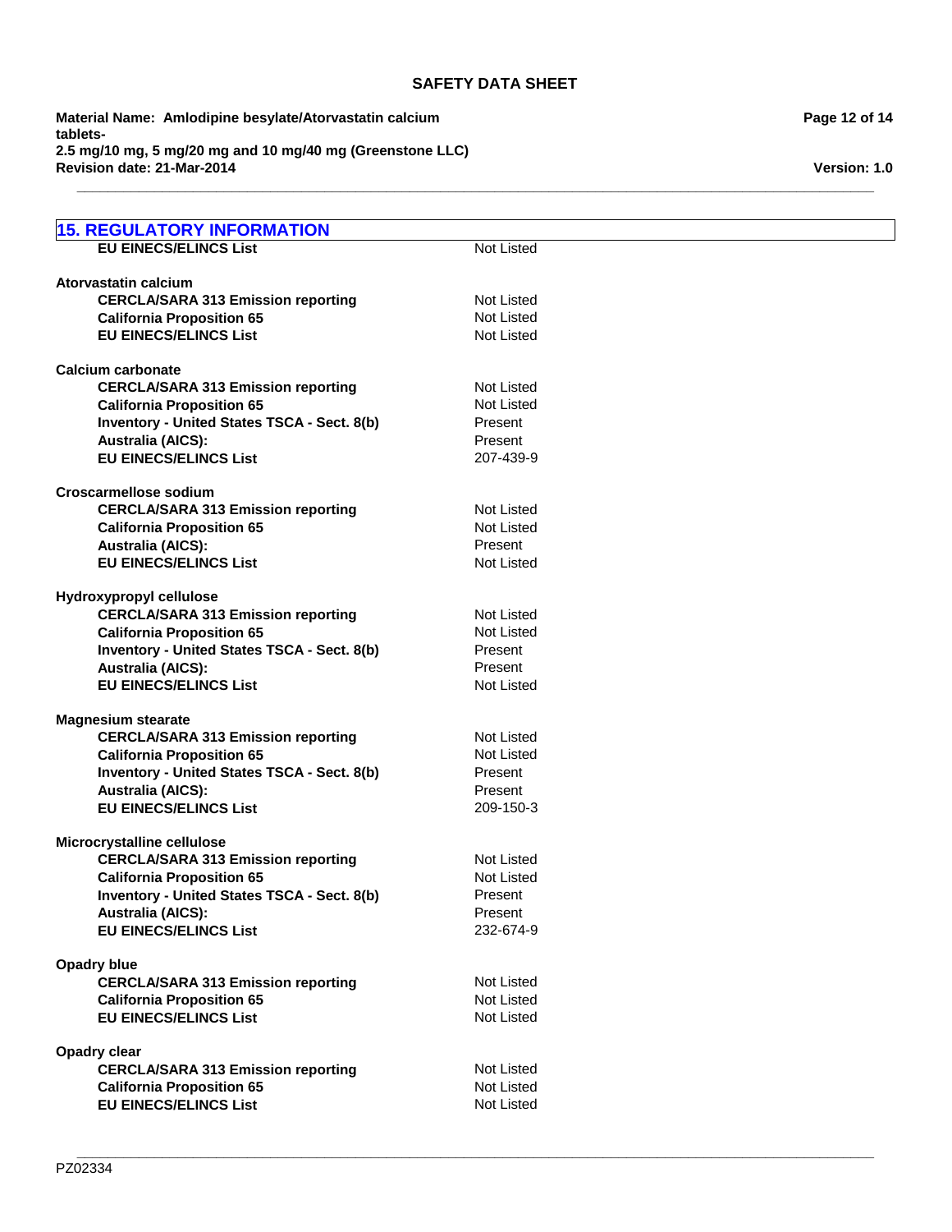## 15. REGULATORY INFORMATION

| | |
|---|---|
| **EU EINECS/ELINCS List** | Not Listed |

**Atorvastatin calcium**

| | |
|---|---|
| **CERCLA/SARA 313 Emission reporting** | Not Listed |
| **California Proposition 65** | Not Listed |
| **EU EINECS/ELINCS List** | Not Listed |

**Calcium carbonate**

| | |
|---|---|
| **CERCLA/SARA 313 Emission reporting** | Not Listed |
| **California Proposition 65** | Not Listed |
| **Inventory - United States TSCA - Sect. 8(b)** | Present |
| **Australia (AICS):** | Present |
| **EU EINECS/ELINCS List** | 207-439-9 |

**Croscarmellose sodium**

| | |
|---|---|
| **CERCLA/SARA 313 Emission reporting** | Not Listed |
| **California Proposition 65** | Not Listed |
| **Australia (AICS):** | Present |
| **EU EINECS/ELINCS List** | Not Listed |

**Hydroxypropyl cellulose**

| | |
|---|---|
| **CERCLA/SARA 313 Emission reporting** | Not Listed |
| **California Proposition 65** | Not Listed |
| **Inventory - United States TSCA - Sect. 8(b)** | Present |
| **Australia (AICS):** | Present |
| **EU EINECS/ELINCS List** | Not Listed |

**Magnesium stearate**

| | |
|---|---|
| **CERCLA/SARA 313 Emission reporting** | Not Listed |
| **California Proposition 65** | Not Listed |
| **Inventory - United States TSCA - Sect. 8(b)** | Present |
| **Australia (AICS):** | Present |
| **EU EINECS/ELINCS List** | 209-150-3 |

**Microcrystalline cellulose**

| | |
|---|---|
| **CERCLA/SARA 313 Emission reporting** | Not Listed |
| **California Proposition 65** | Not Listed |
| **Inventory - United States TSCA - Sect. 8(b)** | Present |
| **Australia (AICS):** | Present |
| **EU EINECS/ELINCS List** | 232-674-9 |

**Opadry blue**

| | |
|---|---|
| **CERCLA/SARA 313 Emission reporting** | Not Listed |
| **California Proposition 65** | Not Listed |
| **EU EINECS/ELINCS List** | Not Listed |

**Opadry clear**

| | |
|---|---|
| **CERCLA/SARA 313 Emission reporting** | Not Listed |
| **California Proposition 65** | Not Listed |
| **EU EINECS/ELINCS List** | Not Listed |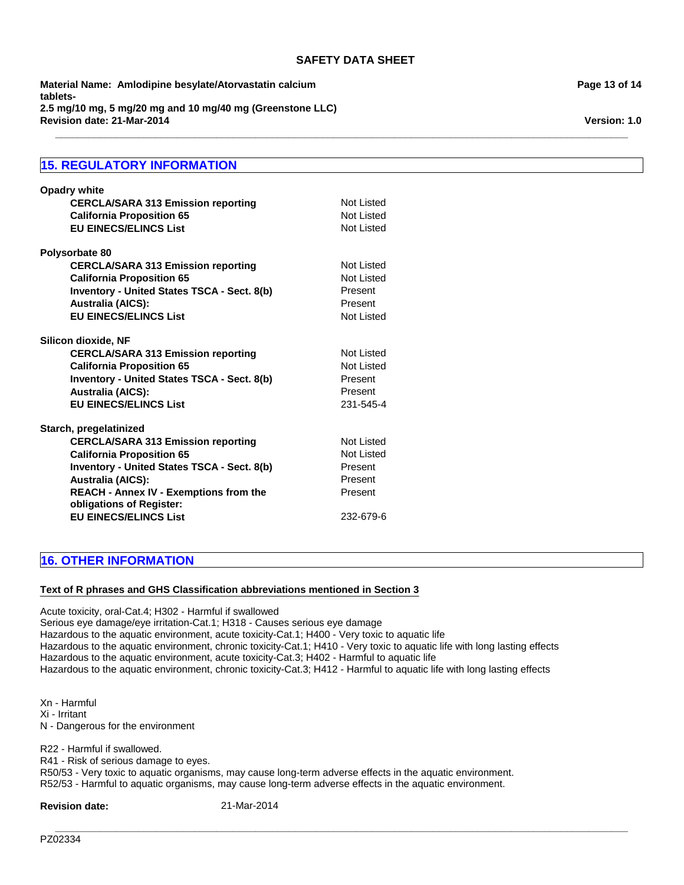## 15. REGULATORY INFORMATION

**Opadry white**

| | |
|---|---|
| **CERCLA/SARA 313 Emission reporting** | Not Listed |
| **California Proposition 65** | Not Listed |
| **EU EINECS/ELINCS List** | Not Listed |

**Polysorbate 80**

| | |
|---|---|
| **CERCLA/SARA 313 Emission reporting** | Not Listed |
| **California Proposition 65** | Not Listed |
| **Inventory - United States TSCA - Sect. 8(b)** | Present |
| **Australia (AICS):** | Present |
| **EU EINECS/ELINCS List** | Not Listed |

**Silicon dioxide, NF**

| | |
|---|---|
| **CERCLA/SARA 313 Emission reporting** | Not Listed |
| **California Proposition 65** | Not Listed |
| **Inventory - United States TSCA - Sect. 8(b)** | Present |
| **Australia (AICS):** | Present |
| **EU EINECS/ELINCS List** | 231-545-4 |

**Starch, pregelatinized**

| | |
|---|---|
| **CERCLA/SARA 313 Emission reporting** | Not Listed |
| **California Proposition 65** | Not Listed |
| **Inventory - United States TSCA - Sect. 8(b)** | Present |
| **Australia (AICS):** | Present |
| **REACH - Annex IV - Exemptions from the obligations of Register:** | Present |
| **EU EINECS/ELINCS List** | 232-679-6 |

## 16. OTHER INFORMATION

**Text of R phrases and GHS Classification abbreviations mentioned in Section 3**

Acute toxicity, oral-Cat.4; H302 - Harmful if swallowed
Serious eye damage/eye irritation-Cat.1; H318 - Causes serious eye damage
Hazardous to the aquatic environment, acute toxicity-Cat.1; H400 - Very toxic to aquatic life
Hazardous to the aquatic environment, chronic toxicity-Cat.1; H410 - Very toxic to aquatic life with long lasting effects
Hazardous to the aquatic environment, acute toxicity-Cat.3; H402 - Harmful to aquatic life
Hazardous to the aquatic environment, chronic toxicity-Cat.3; H412 - Harmful to aquatic life with long lasting effects

Xn - Harmful
Xi - Irritant
N - Dangerous for the environment

R22 - Harmful if swallowed.
R41 - Risk of serious damage to eyes.
R50/53 - Very toxic to aquatic organisms, may cause long-term adverse effects in the aquatic environment.
R52/53 - Harmful to aquatic organisms, may cause long-term adverse effects in the aquatic environment.

**Revision date:** 21-Mar-2014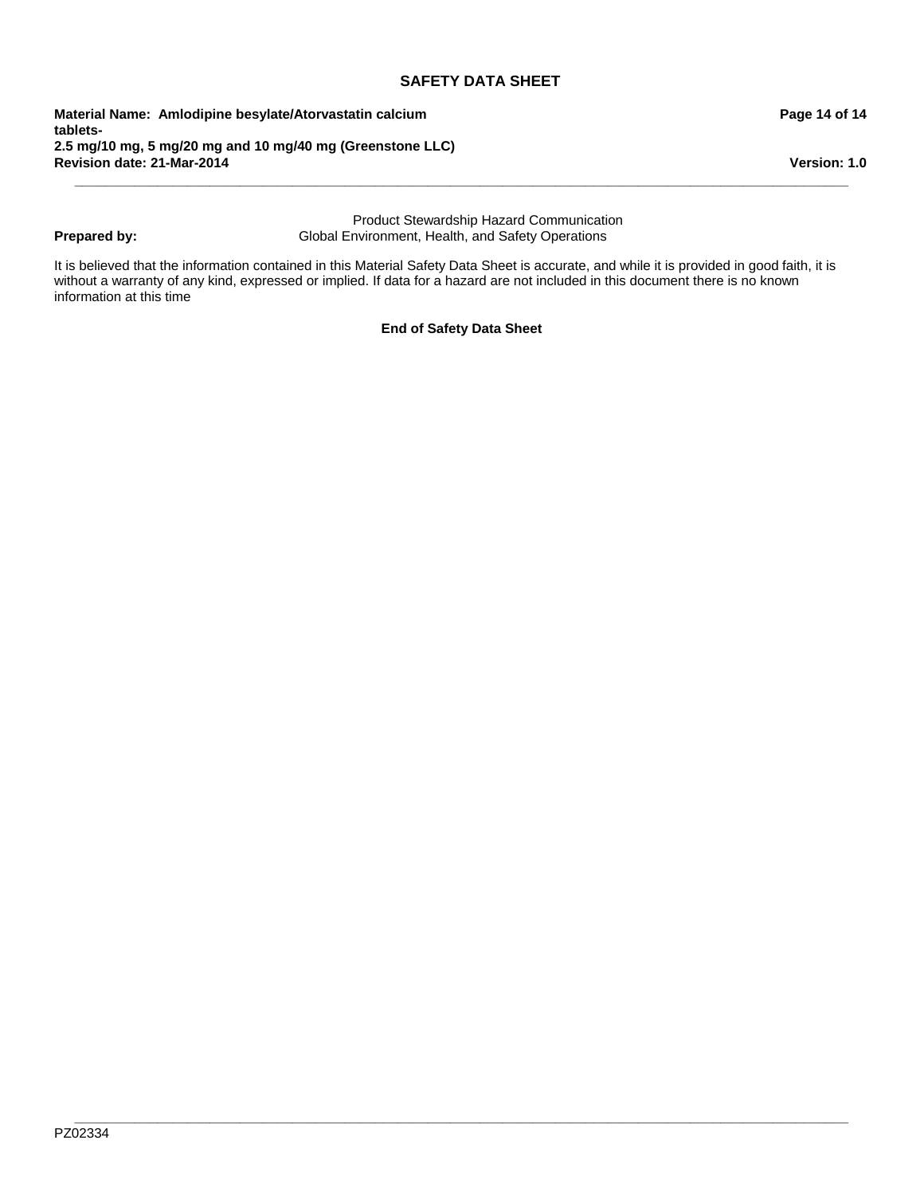**Prepared by:** Product Stewardship Hazard Communication
Global Environment, Health, and Safety Operations

It is believed that the information contained in this Material Safety Data Sheet is accurate, and while it is provided in good faith, it is without a warranty of any kind, expressed or implied. If data for a hazard are not included in this document there is no known information at this time

**End of Safety Data Sheet**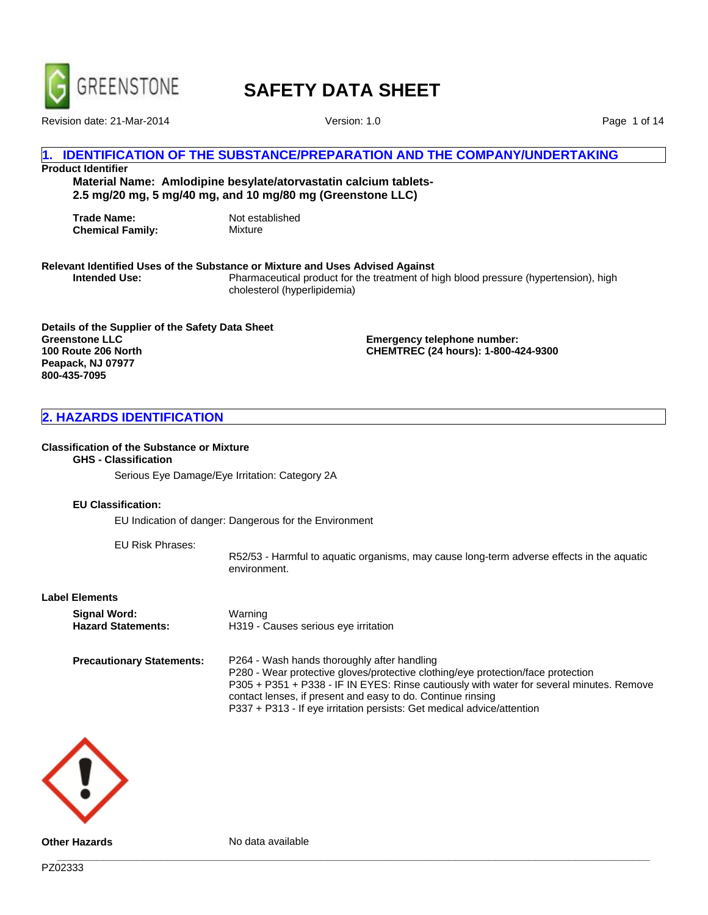# SAFETY DATA SHEET

Revision date: 21-Mar-2014 Version: 1.0

## 1. IDENTIFICATION OF THE SUBSTANCE/PREPARATION AND THE COMPANY/UNDERTAKING

**Product Identifier**

**Material Name: Amlodipine besylate/atorvastatin calcium tablets- 2.5 mg/20 mg, 5 mg/40 mg, and 10 mg/80 mg (Greenstone LLC)**

**Trade Name:** Not established
**Chemical Family:** Mixture

**Relevant Identified Uses of the Substance or Mixture and Uses Advised Against**

**Intended Use:** Pharmaceutical product for the treatment of high blood pressure (hypertension), high cholesterol (hyperlipidemia)

**Details of the Supplier of the Safety Data Sheet**
**Greenstone LLC**
**100 Route 206 North**
**Peapack, NJ 07977**
**800-435-7095**

**Emergency telephone number:**
**CHEMTREC (24 hours): 1-800-424-9300**

## 2. HAZARDS IDENTIFICATION

**Classification of the Substance or Mixture**

**GHS - Classification**

Serious Eye Damage/Eye Irritation: Category 2A

**EU Classification:**

EU Indication of danger: Dangerous for the Environment

EU Risk Phrases:

R52/53 - Harmful to aquatic organisms, may cause long-term adverse effects in the aquatic environment.

**Label Elements**

**Signal Word:** Warning
**Hazard Statements:** H319 - Causes serious eye irritation

**Precautionary Statements:**
P264 - Wash hands thoroughly after handling
P280 - Wear protective gloves/protective clothing/eye protection/face protection
P305 + P351 + P338 - IF IN EYES: Rinse cautiously with water for several minutes. Remove contact lenses, if present and easy to do. Continue rinsing
P337 + P313 - If eye irritation persists: Get medical advice/attention

**Other Hazards** No data available

PZ02333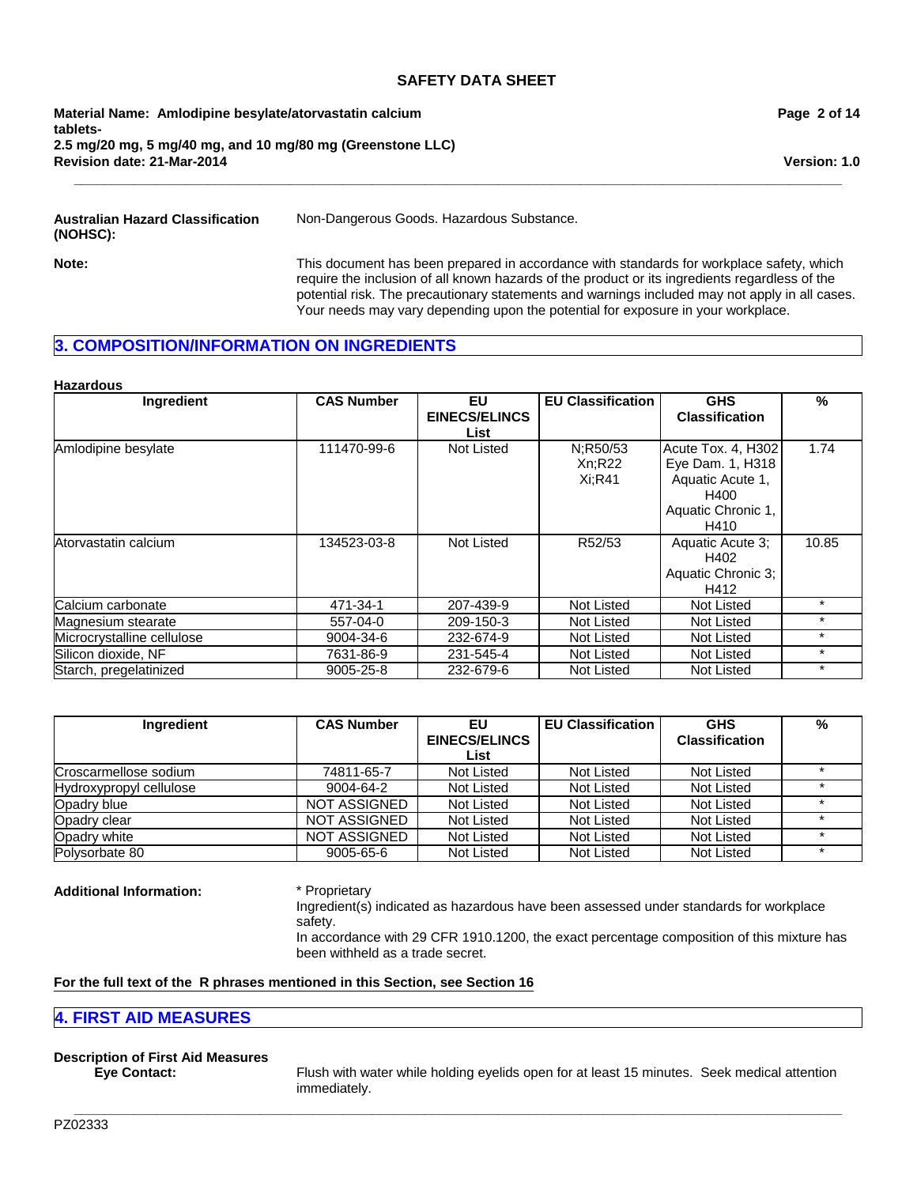**Australian Hazard Classification (NOHSC):** Non-Dangerous Goods. Hazardous Substance.

**Note:** This document has been prepared in accordance with standards for workplace safety, which require the inclusion of all known hazards of the product or its ingredients regardless of the potential risk. The precautionary statements and warnings included may not apply in all cases. Your needs may vary depending upon the potential for exposure in your workplace.

## 3. COMPOSITION/INFORMATION ON INGREDIENTS

**Hazardous**

| Ingredient | CAS Number | EU EINECS/ELINCS List | EU Classification | GHS Classification | % |
|---|---|---|---|---|---|
| Amlodipine besylate | 111470-99-6 | Not Listed | N;R50/53 Xn;R22 Xi;R41 | Acute Tox. 4, H302 Eye Dam. 1, H318 Aquatic Acute 1, H400 Aquatic Chronic 1, H410 | 1.74 |
| Atorvastatin calcium | 134523-03-8 | Not Listed | R52/53 | Aquatic Acute 3; H402 Aquatic Chronic 3; H412 | 10.85 |
| Calcium carbonate | 471-34-1 | 207-439-9 | Not Listed | Not Listed | * |
| Magnesium stearate | 557-04-0 | 209-150-3 | Not Listed | Not Listed | * |
| Microcrystalline cellulose | 9004-34-6 | 232-674-9 | Not Listed | Not Listed | * |
| Silicon dioxide, NF | 7631-86-9 | 231-545-4 | Not Listed | Not Listed | * |
| Starch, pregelatinized | 9005-25-8 | 232-679-6 | Not Listed | Not Listed | * |

| Ingredient | CAS Number | EU EINECS/ELINCS List | EU Classification | GHS Classification | % |
|---|---|---|---|---|---|
| Croscarmellose sodium | 74811-65-7 | Not Listed | Not Listed | Not Listed | * |
| Hydroxypropyl cellulose | 9004-64-2 | Not Listed | Not Listed | Not Listed | * |
| Opadry blue | NOT ASSIGNED | Not Listed | Not Listed | Not Listed | * |
| Opadry clear | NOT ASSIGNED | Not Listed | Not Listed | Not Listed | * |
| Opadry white | NOT ASSIGNED | Not Listed | Not Listed | Not Listed | * |
| Polysorbate 80 | 9005-65-6 | Not Listed | Not Listed | Not Listed | * |

**Additional Information:** * Proprietary
Ingredient(s) indicated as hazardous have been assessed under standards for workplace safety.
In accordance with 29 CFR 1910.1200, the exact percentage composition of this mixture has been withheld as a trade secret.

**For the full text of the R phrases mentioned in this Section, see Section 16**

## 4. FIRST AID MEASURES

**Description of First Aid Measures**

**Eye Contact:** Flush with water while holding eyelids open for at least 15 minutes. Seek medical attention immediately.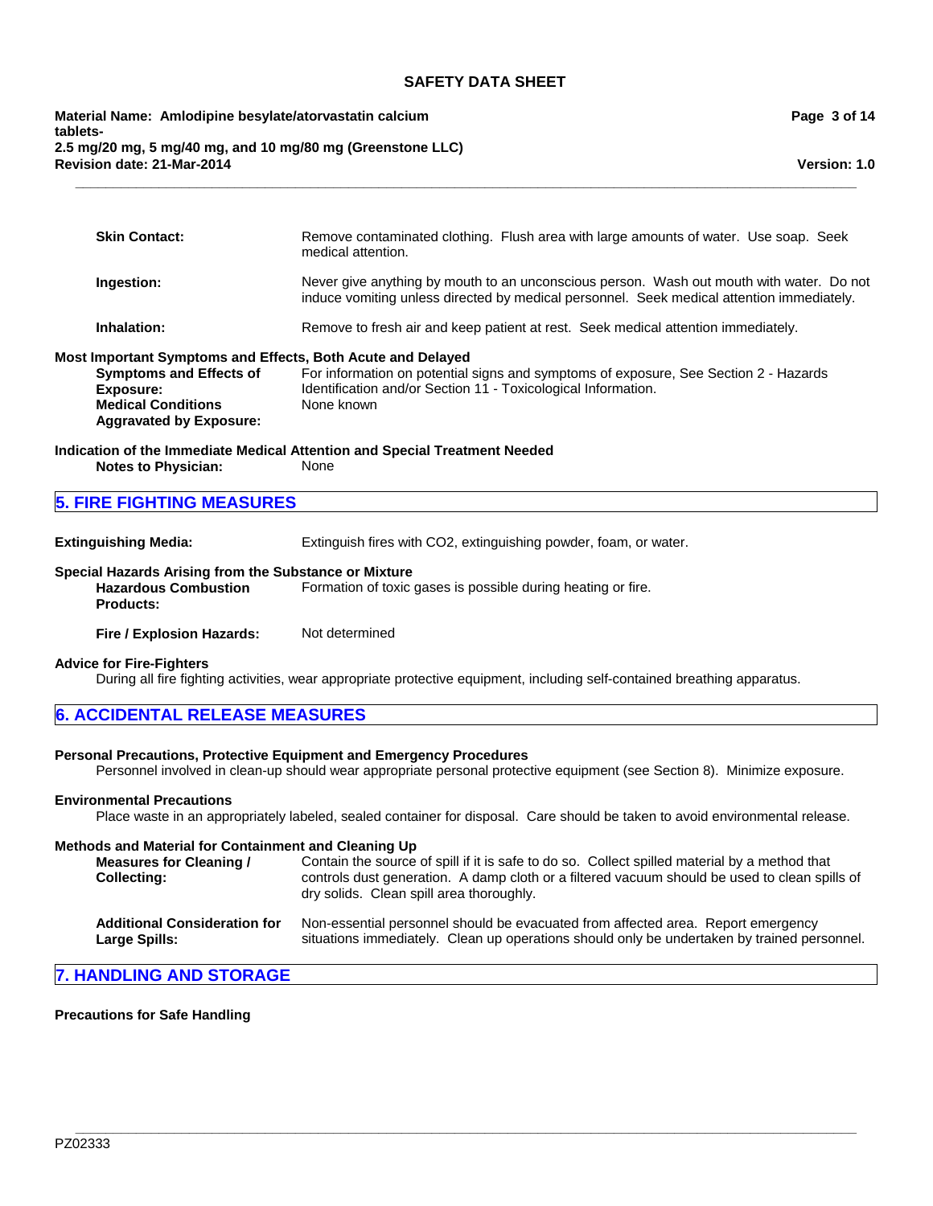**Skin Contact:** Remove contaminated clothing. Flush area with large amounts of water. Use soap. Seek medical attention.

**Ingestion:** Never give anything by mouth to an unconscious person. Wash out mouth with water. Do not induce vomiting unless directed by medical personnel. Seek medical attention immediately.

**Inhalation:** Remove to fresh air and keep patient at rest. Seek medical attention immediately.

**Most Important Symptoms and Effects, Both Acute and Delayed**

**Symptoms and Effects of Exposure:** For information on potential signs and symptoms of exposure, See Section 2 - Hazards Identification and/or Section 11 - Toxicological Information.

**Medical Conditions Aggravated by Exposure:** None known

**Indication of the Immediate Medical Attention and Special Treatment Needed**

**Notes to Physician:** None

## 5. FIRE FIGHTING MEASURES

**Extinguishing Media:** Extinguish fires with CO2, extinguishing powder, foam, or water.

**Special Hazards Arising from the Substance or Mixture**

**Hazardous Combustion Products:** Formation of toxic gases is possible during heating or fire.

**Fire / Explosion Hazards:** Not determined

**Advice for Fire-Fighters**

During all fire fighting activities, wear appropriate protective equipment, including self-contained breathing apparatus.

## 6. ACCIDENTAL RELEASE MEASURES

**Personal Precautions, Protective Equipment and Emergency Procedures**

Personnel involved in clean-up should wear appropriate personal protective equipment (see Section 8). Minimize exposure.

**Environmental Precautions**

Place waste in an appropriately labeled, sealed container for disposal. Care should be taken to avoid environmental release.

**Methods and Material for Containment and Cleaning Up**

**Measures for Cleaning / Collecting:** Contain the source of spill if it is safe to do so. Collect spilled material by a method that controls dust generation. A damp cloth or a filtered vacuum should be used to clean spills of dry solids. Clean spill area thoroughly.

**Additional Consideration for Large Spills:** Non-essential personnel should be evacuated from affected area. Report emergency situations immediately. Clean up operations should only be undertaken by trained personnel.

## 7. HANDLING AND STORAGE

**Precautions for Safe Handling**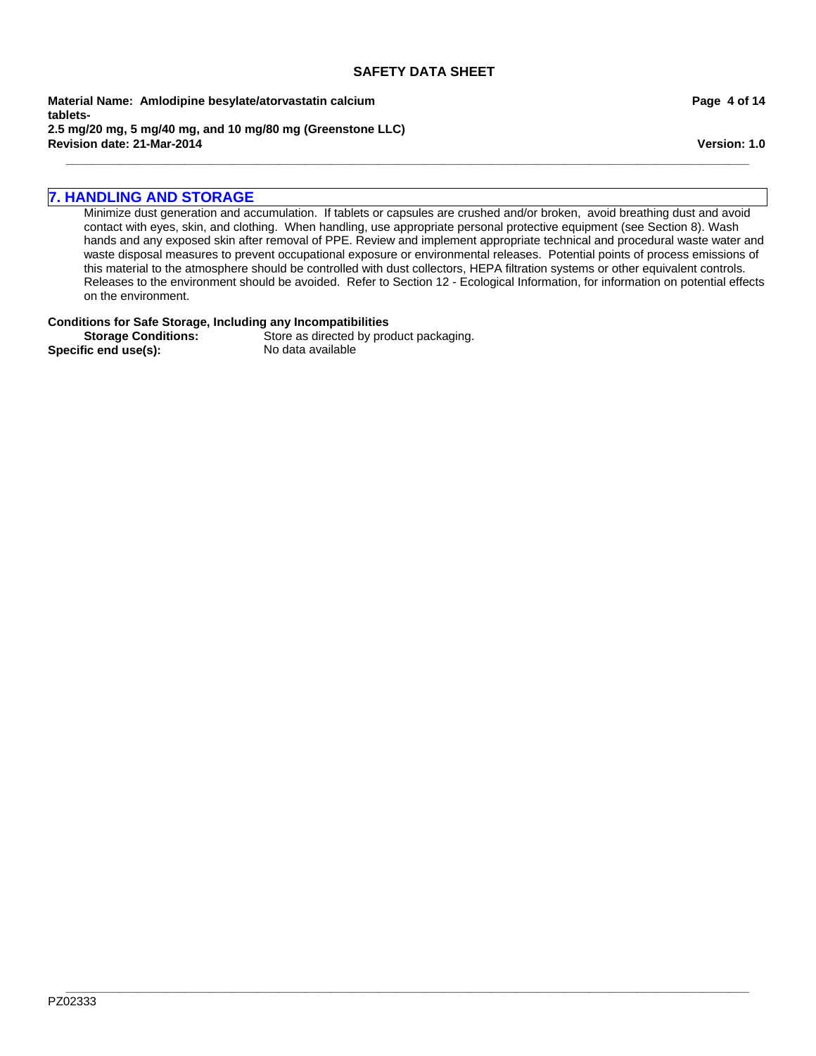## 7. HANDLING AND STORAGE

Minimize dust generation and accumulation. If tablets or capsules are crushed and/or broken, avoid breathing dust and avoid contact with eyes, skin, and clothing. When handling, use appropriate personal protective equipment (see Section 8). Wash hands and any exposed skin after removal of PPE. Review and implement appropriate technical and procedural waste water and waste disposal measures to prevent occupational exposure or environmental releases. Potential points of process emissions of this material to the atmosphere should be controlled with dust collectors, HEPA filtration systems or other equivalent controls. Releases to the environment should be avoided. Refer to Section 12 - Ecological Information, for information on potential effects on the environment.

**Conditions for Safe Storage, Including any Incompatibilities**

**Storage Conditions:** Store as directed by product packaging.

**Specific end use(s):** No data available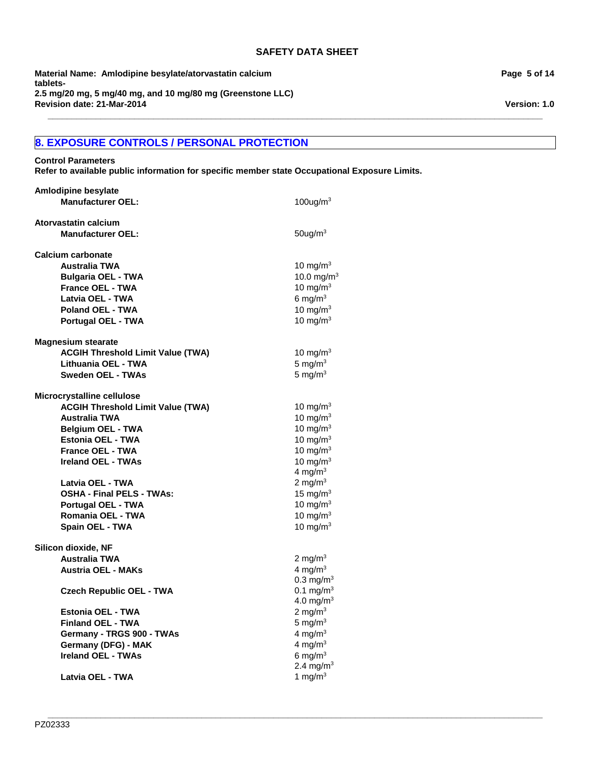## 8. EXPOSURE CONTROLS / PERSONAL PROTECTION

**Control Parameters**

**Refer to available public information for specific member state Occupational Exposure Limits.**

**Amlodipine besylate**

| | |
|---|---|
| **Manufacturer OEL:** | 100ug/m$^3$ |

**Atorvastatin calcium**

| | |
|---|---|
| **Manufacturer OEL:** | 50ug/m$^3$ |

**Calcium carbonate**

| | |
|---|---|
| **Australia TWA** | 10 mg/m$^3$ |
| **Bulgaria OEL - TWA** | 10.0 mg/m$^3$ |
| **France OEL - TWA** | 10 mg/m$^3$ |
| **Latvia OEL - TWA** | 6 mg/m$^3$ |
| **Poland OEL - TWA** | 10 mg/m$^3$ |
| **Portugal OEL - TWA** | 10 mg/m$^3$ |

**Magnesium stearate**

| | |
|---|---|
| **ACGIH Threshold Limit Value (TWA)** | 10 mg/m$^3$ |
| **Lithuania OEL - TWA** | 5 mg/m$^3$ |
| **Sweden OEL - TWAs** | 5 mg/m$^3$ |

**Microcrystalline cellulose**

| | |
|---|---|
| **ACGIH Threshold Limit Value (TWA)** | 10 mg/m$^3$ |
| **Australia TWA** | 10 mg/m$^3$ |
| **Belgium OEL - TWA** | 10 mg/m$^3$ |
| **Estonia OEL - TWA** | 10 mg/m$^3$ |
| **France OEL - TWA** | 10 mg/m$^3$ |
| **Ireland OEL - TWAs** | 10 mg/m$^3$<br>4 mg/m$^3$ |
| **Latvia OEL - TWA** | 2 mg/m$^3$ |
| **OSHA - Final PELS - TWAs:** | 15 mg/m$^3$ |
| **Portugal OEL - TWA** | 10 mg/m$^3$ |
| **Romania OEL - TWA** | 10 mg/m$^3$ |
| **Spain OEL - TWA** | 10 mg/m$^3$ |

**Silicon dioxide, NF**

| | |
|---|---|
| **Australia TWA** | 2 mg/m$^3$ |
| **Austria OEL - MAKs** | 4 mg/m$^3$<br>0.3 mg/m$^3$ |
| **Czech Republic OEL - TWA** | 0.1 mg/m$^3$<br>4.0 mg/m$^3$ |
| **Estonia OEL - TWA** | 2 mg/m$^3$ |
| **Finland OEL - TWA** | 5 mg/m$^3$ |
| **Germany - TRGS 900 - TWAs** | 4 mg/m$^3$ |
| **Germany (DFG) - MAK** | 4 mg/m$^3$ |
| **Ireland OEL - TWAs** | 6 mg/m$^3$<br>2.4 mg/m$^3$ |
| **Latvia OEL - TWA** | 1 mg/m$^3$ |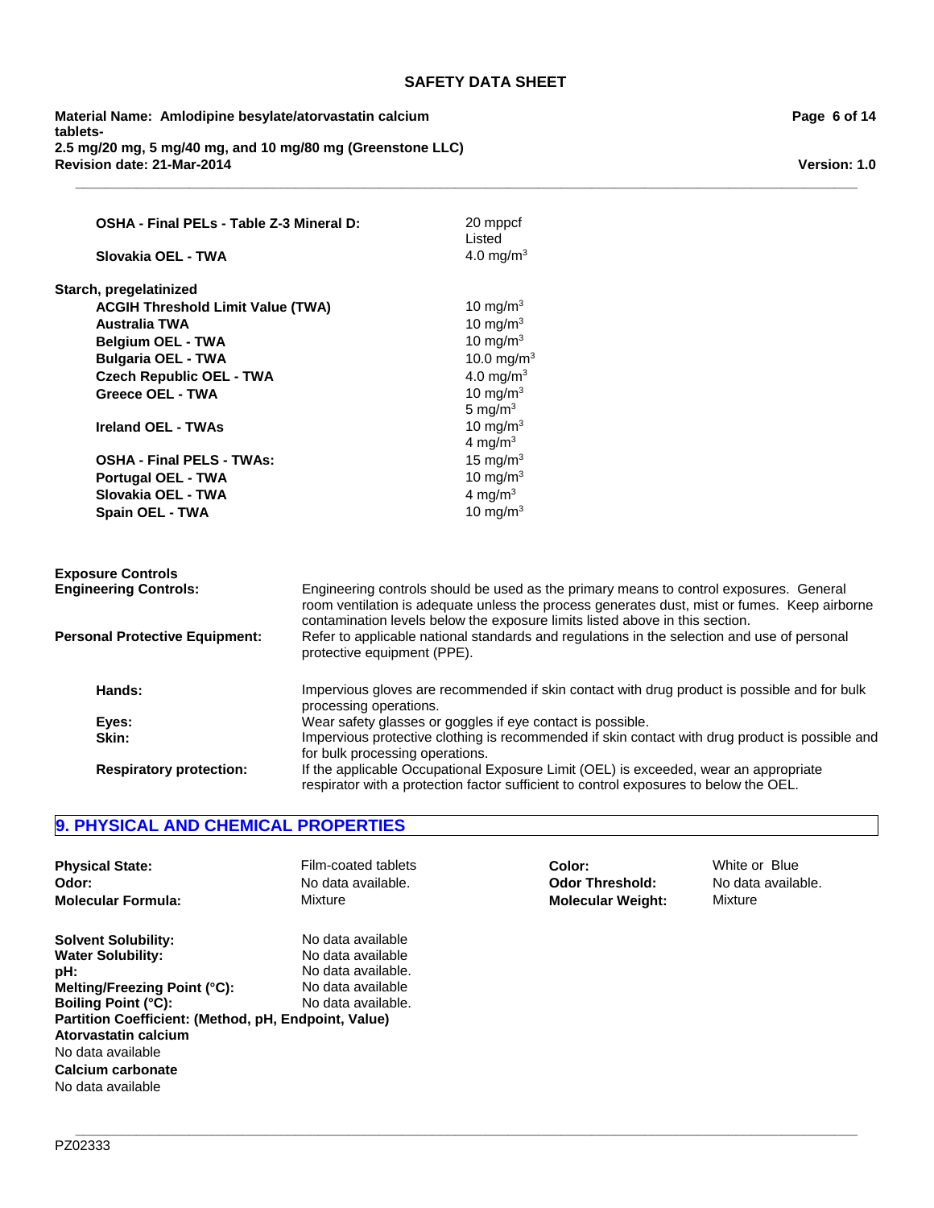| | |
|---|---|
| **OSHA - Final PELs - Table Z-3 Mineral D:** | 20 mppcf<br>Listed |
| **Slovakia OEL - TWA** | 4.0 mg/m$^3$ |

**Starch, pregelatinized**

| | |
|---|---|
| **ACGIH Threshold Limit Value (TWA)** | 10 mg/m$^3$ |
| **Australia TWA** | 10 mg/m$^3$ |
| **Belgium OEL - TWA** | 10 mg/m$^3$ |
| **Bulgaria OEL - TWA** | 10.0 mg/m$^3$ |
| **Czech Republic OEL - TWA** | 4.0 mg/m$^3$ |
| **Greece OEL - TWA** | 10 mg/m$^3$<br>5 mg/m$^3$ |
| **Ireland OEL - TWAs** | 10 mg/m$^3$<br>4 mg/m$^3$ |
| **OSHA - Final PELS - TWAs:** | 15 mg/m$^3$ |
| **Portugal OEL - TWA** | 10 mg/m$^3$ |
| **Slovakia OEL - TWA** | 4 mg/m$^3$ |
| **Spain OEL - TWA** | 10 mg/m$^3$ |

**Exposure Controls**

**Engineering Controls:** Engineering controls should be used as the primary means to control exposures. General room ventilation is adequate unless the process generates dust, mist or fumes. Keep airborne contamination levels below the exposure limits listed above in this section.

**Personal Protective Equipment:** Refer to applicable national standards and regulations in the selection and use of personal protective equipment (PPE).

**Hands:** Impervious gloves are recommended if skin contact with drug product is possible and for bulk processing operations.

**Eyes:** Wear safety glasses or goggles if eye contact is possible.

**Skin:** Impervious protective clothing is recommended if skin contact with drug product is possible and for bulk processing operations.

**Respiratory protection:** If the applicable Occupational Exposure Limit (OEL) is exceeded, wear an appropriate respirator with a protection factor sufficient to control exposures to below the OEL.

## 9. PHYSICAL AND CHEMICAL PROPERTIES

| | | | |
|---|---|---|---|
| **Physical State:** | Film-coated tablets | **Color:** | White or Blue |
| **Odor:** | No data available. | **Odor Threshold:** | No data available. |
| **Molecular Formula:** | Mixture | **Molecular Weight:** | Mixture |

| | |
|---|---|
| **Solvent Solubility:** | No data available |
| **Water Solubility:** | No data available |
| **pH:** | No data available. |
| **Melting/Freezing Point (°C):** | No data available |
| **Boiling Point (°C):** | No data available. |

**Partition Coefficient: (Method, pH, Endpoint, Value)**

**Atorvastatin calcium**
No data available

**Calcium carbonate**
No data available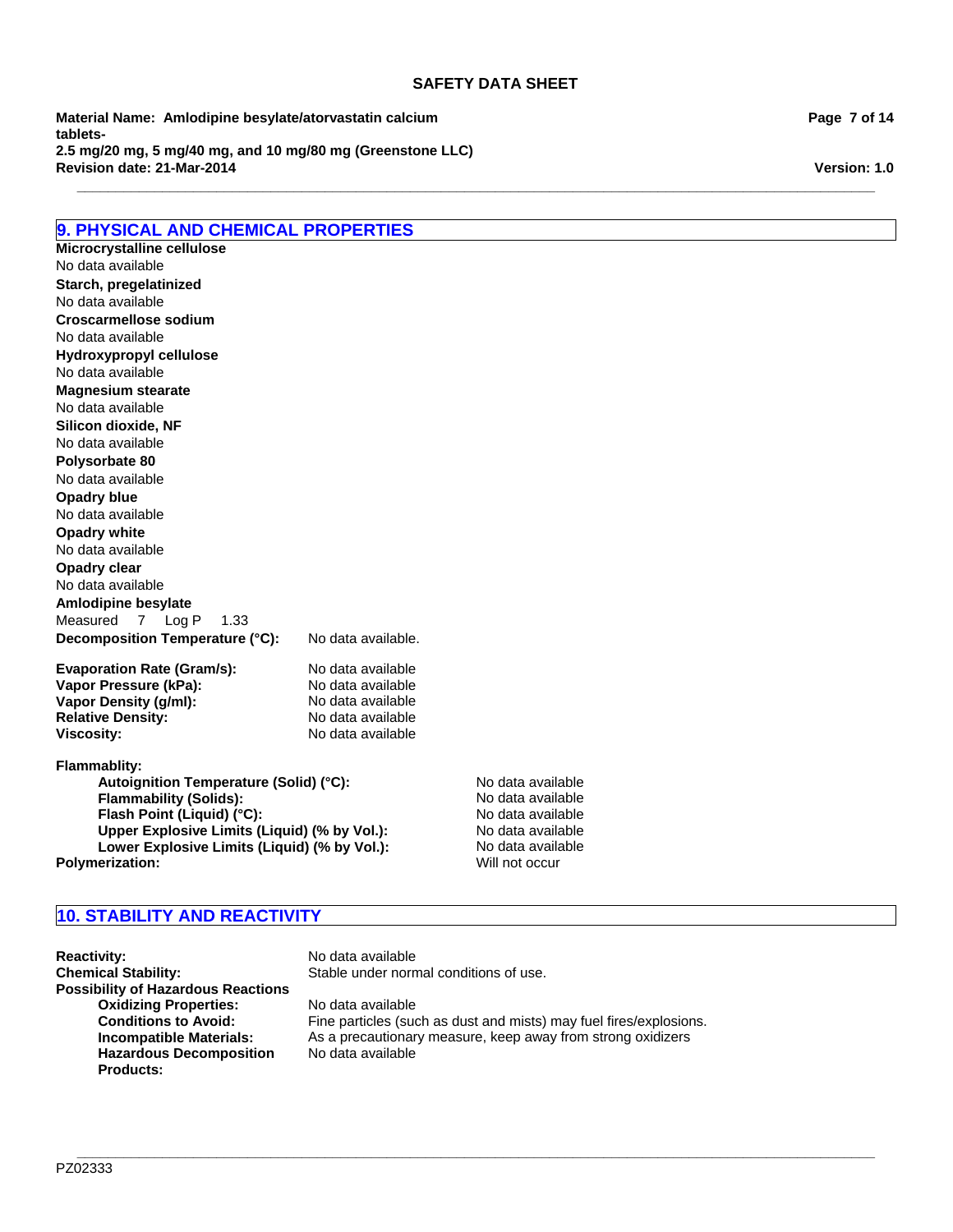## 9. PHYSICAL AND CHEMICAL PROPERTIES

**Microcrystalline cellulose**
No data available
**Starch, pregelatinized**
No data available
**Croscarmellose sodium**
No data available
**Hydroxypropyl cellulose**
No data available
**Magnesium stearate**
No data available
**Silicon dioxide, NF**
No data available
**Polysorbate 80**
No data available
**Opadry blue**
No data available
**Opadry white**
No data available
**Opadry clear**
No data available
**Amlodipine besylate**
Measured 7 Log P 1.33

**Decomposition Temperature (°C):** No data available.

**Evaporation Rate (Gram/s):** No data available
**Vapor Pressure (kPa):** No data available
**Vapor Density (g/ml):** No data available
**Relative Density:** No data available
**Viscosity:** No data available

**Flammablity:**
- **Autoignition Temperature (Solid) (°C):** No data available
- **Flammability (Solids):** No data available
- **Flash Point (Liquid) (°C):** No data available
- **Upper Explosive Limits (Liquid) (% by Vol.):** No data available
- **Lower Explosive Limits (Liquid) (% by Vol.):** No data available

**Polymerization:** Will not occur

## 10. STABILITY AND REACTIVITY

**Reactivity:** No data available
**Chemical Stability:** Stable under normal conditions of use.
**Possibility of Hazardous Reactions**
- **Oxidizing Properties:** No data available
- **Conditions to Avoid:** Fine particles (such as dust and mists) may fuel fires/explosions.
- **Incompatible Materials:** As a precautionary measure, keep away from strong oxidizers
- **Hazardous Decomposition Products:** No data available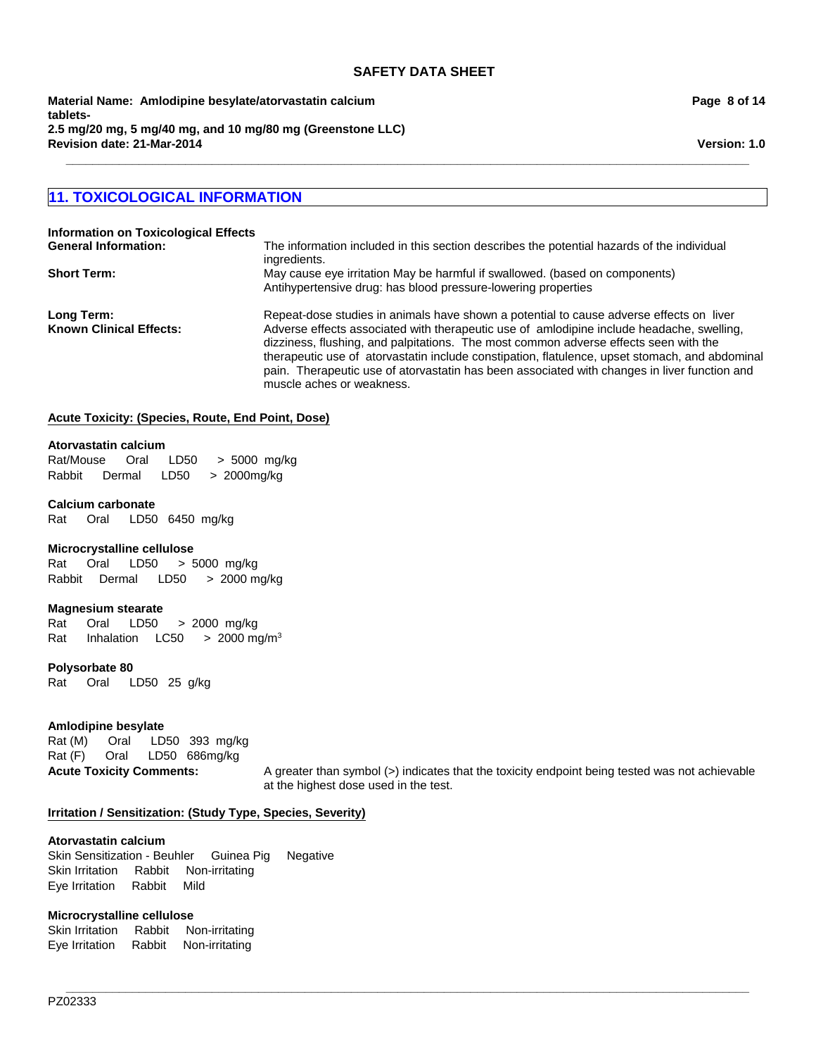## 11. TOXICOLOGICAL INFORMATION

**Information on Toxicological Effects**

**General Information:** The information included in this section describes the potential hazards of the individual ingredients.

**Short Term:** May cause eye irritation May be harmful if swallowed. (based on components)
Antihypertensive drug: has blood pressure-lowering properties

**Long Term:** Repeat-dose studies in animals have shown a potential to cause adverse effects on liver

**Known Clinical Effects:** Adverse effects associated with therapeutic use of amlodipine include headache, swelling, dizziness, flushing, and palpitations. The most common adverse effects seen with the therapeutic use of atorvastatin include constipation, flatulence, upset stomach, and abdominal pain. Therapeutic use of atorvastatin has been associated with changes in liver function and muscle aches or weakness.

**Acute Toxicity: (Species, Route, End Point, Dose)**

**Atorvastatin calcium**
Rat/Mouse Oral LD50 > 5000 mg/kg
Rabbit Dermal LD50 > 2000mg/kg

**Calcium carbonate**
Rat Oral LD50 6450 mg/kg

**Microcrystalline cellulose**
Rat Oral LD50 > 5000 mg/kg
Rabbit Dermal LD50 > 2000 mg/kg

**Magnesium stearate**
Rat Oral LD50 > 2000 mg/kg
Rat Inhalation LC50 > 2000 mg/m$^3$

**Polysorbate 80**
Rat Oral LD50 25 g/kg

**Amlodipine besylate**
Rat (M) Oral LD50 393 mg/kg
Rat (F) Oral LD50 686mg/kg

**Acute Toxicity Comments:** A greater than symbol (>) indicates that the toxicity endpoint being tested was not achievable at the highest dose used in the test.

**Irritation / Sensitization: (Study Type, Species, Severity)**

**Atorvastatin calcium**
Skin Sensitization - Beuhler Guinea Pig Negative
Skin Irritation Rabbit Non-irritating
Eye Irritation Rabbit Mild

**Microcrystalline cellulose**
Skin Irritation Rabbit Non-irritating
Eye Irritation Rabbit Non-irritating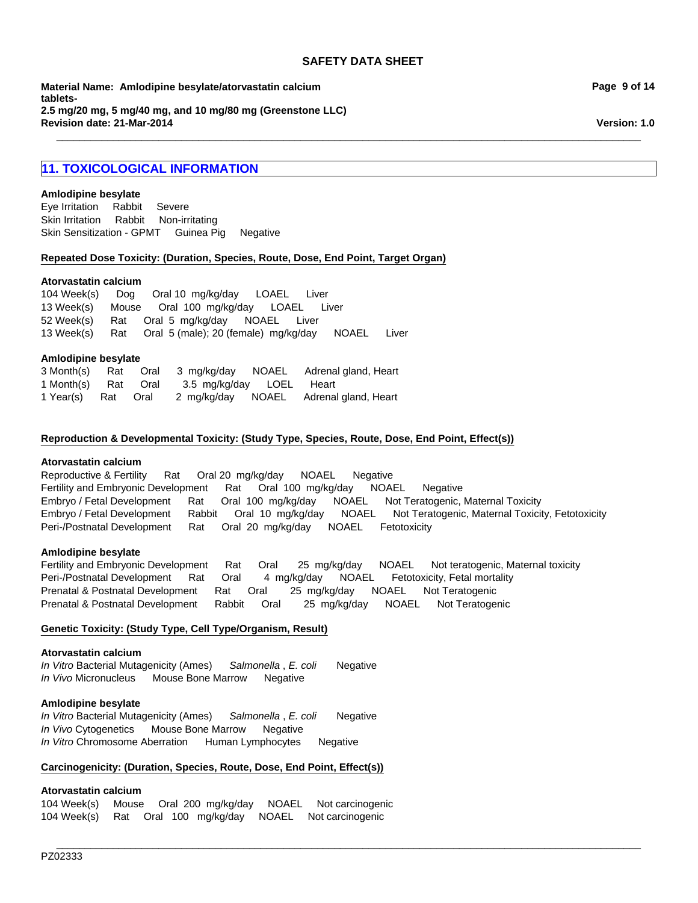## 11. TOXICOLOGICAL INFORMATION

**Amlodipine besylate**

Eye Irritation Rabbit Severe
Skin Irritation Rabbit Non-irritating
Skin Sensitization - GPMT Guinea Pig Negative

**Repeated Dose Toxicity: (Duration, Species, Route, Dose, End Point, Target Organ)**

**Atorvastatin calcium**

104 Week(s) Dog Oral 10 mg/kg/day LOAEL Liver
13 Week(s) Mouse Oral 100 mg/kg/day LOAEL Liver
52 Week(s) Rat Oral 5 mg/kg/day NOAEL Liver
13 Week(s) Rat Oral 5 (male); 20 (female) mg/kg/day NOAEL Liver

**Amlodipine besylate**

3 Month(s) Rat Oral 3 mg/kg/day NOAEL Adrenal gland, Heart
1 Month(s) Rat Oral 3.5 mg/kg/day LOEL Heart
1 Year(s) Rat Oral 2 mg/kg/day NOAEL Adrenal gland, Heart

**Reproduction & Developmental Toxicity: (Study Type, Species, Route, Dose, End Point, Effect(s))**

**Atorvastatin calcium**

Reproductive & Fertility Rat Oral 20 mg/kg/day NOAEL Negative
Fertility and Embryonic Development Rat Oral 100 mg/kg/day NOAEL Negative
Embryo / Fetal Development Rat Oral 100 mg/kg/day NOAEL Not Teratogenic, Maternal Toxicity
Embryo / Fetal Development Rabbit Oral 10 mg/kg/day NOAEL Not Teratogenic, Maternal Toxicity, Fetotoxicity
Peri-/Postnatal Development Rat Oral 20 mg/kg/day NOAEL Fetotoxicity

**Amlodipine besylate**

Fertility and Embryonic Development Rat Oral 25 mg/kg/day NOAEL Not teratogenic, Maternal toxicity
Peri-/Postnatal Development Rat Oral 4 mg/kg/day NOAEL Fetotoxicity, Fetal mortality
Prenatal & Postnatal Development Rat Oral 25 mg/kg/day NOAEL Not Teratogenic
Prenatal & Postnatal Development Rabbit Oral 25 mg/kg/day NOAEL Not Teratogenic

**Genetic Toxicity: (Study Type, Cell Type/Organism, Result)**

**Atorvastatin calcium**

*In Vitro* Bacterial Mutagenicity (Ames) *Salmonella* , *E. coli* Negative
*In Vivo* Micronucleus Mouse Bone Marrow Negative

**Amlodipine besylate**

*In Vitro* Bacterial Mutagenicity (Ames) *Salmonella* , *E. coli* Negative
*In Vivo* Cytogenetics Mouse Bone Marrow Negative
*In Vitro* Chromosome Aberration Human Lymphocytes Negative

**Carcinogenicity: (Duration, Species, Route, Dose, End Point, Effect(s))**

**Atorvastatin calcium**

104 Week(s) Mouse Oral 200 mg/kg/day NOAEL Not carcinogenic
104 Week(s) Rat Oral 100 mg/kg/day NOAEL Not carcinogenic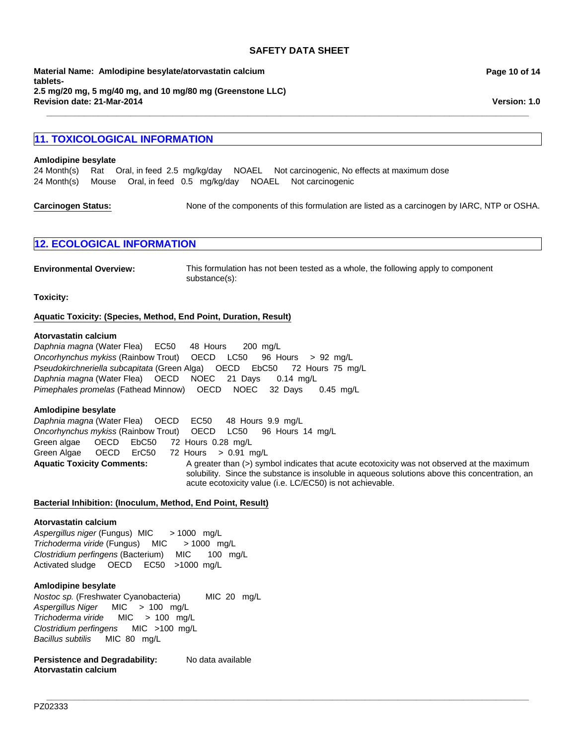## 11. TOXICOLOGICAL INFORMATION

**Amlodipine besylate**

24 Month(s) Rat Oral, in feed 2.5 mg/kg/day NOAEL Not carcinogenic, No effects at maximum dose
24 Month(s) Mouse Oral, in feed 0.5 mg/kg/day NOAEL Not carcinogenic

**Carcinogen Status:** None of the components of this formulation are listed as a carcinogen by IARC, NTP or OSHA.

## 12. ECOLOGICAL INFORMATION

**Environmental Overview:** This formulation has not been tested as a whole, the following apply to component substance(s):

**Toxicity:**

**Aquatic Toxicity: (Species, Method, End Point, Duration, Result)**

**Atorvastatin calcium**

*Daphnia magna* (Water Flea) EC50 48 Hours 200 mg/L
*Oncorhynchus mykiss* (Rainbow Trout) OECD LC50 96 Hours > 92 mg/L
*Pseudokirchneriella subcapitata* (Green Alga) OECD EbC50 72 Hours 75 mg/L
*Daphnia magna* (Water Flea) OECD NOEC 21 Days 0.14 mg/L
*Pimephales promelas* (Fathead Minnow) OECD NOEC 32 Days 0.45 mg/L

**Amlodipine besylate**

*Daphnia magna* (Water Flea) OECD EC50 48 Hours 9.9 mg/L
*Oncorhynchus mykiss* (Rainbow Trout) OECD LC50 96 Hours 14 mg/L
Green algae OECD EbC50 72 Hours 0.28 mg/L
Green Algae OECD ErC50 72 Hours > 0.91 mg/L

**Aquatic Toxicity Comments:** A greater than (>) symbol indicates that acute ecotoxicity was not observed at the maximum solubility. Since the substance is insoluble in aqueous solutions above this concentration, an acute ecotoxicity value (i.e. LC/EC50) is not achievable.

**Bacterial Inhibition: (Inoculum, Method, End Point, Result)**

**Atorvastatin calcium**

*Aspergillus niger* (Fungus) MIC > 1000 mg/L
*Trichoderma viride* (Fungus) MIC > 1000 mg/L
*Clostridium perfingens* (Bacterium) MIC 100 mg/L
Activated sludge OECD EC50 >1000 mg/L

**Amlodipine besylate**

*Nostoc sp.* (Freshwater Cyanobacteria) MIC 20 mg/L
*Aspergillus Niger* MIC > 100 mg/L
*Trichoderma viride* MIC > 100 mg/L
*Clostridium perfingens* MIC >100 mg/L
*Bacillus subtilis* MIC 80 mg/L

**Persistence and Degradability:** No data available

**Atorvastatin calcium**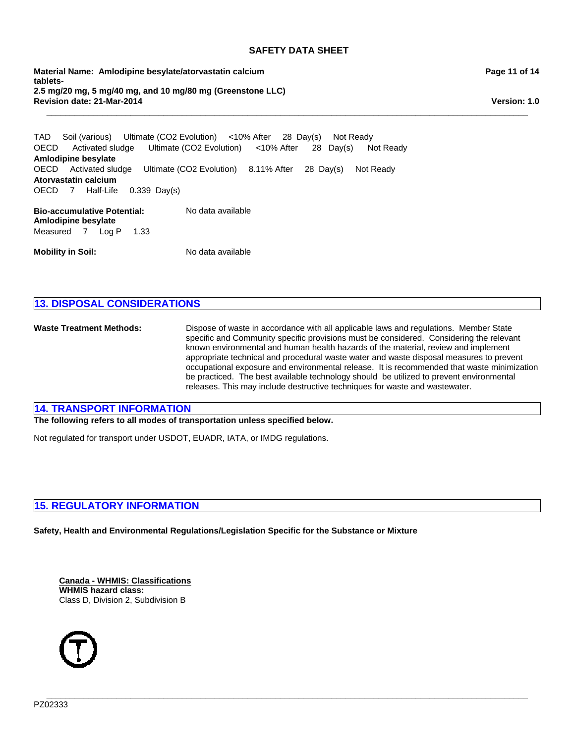TAD Soil (various) Ultimate ($CO_2$ Evolution) <10% After 28 Day(s) Not Ready
OECD Activated sludge Ultimate ($CO_2$ Evolution) <10% After 28 Day(s) Not Ready

**Amlodipine besylate**
OECD Activated sludge Ultimate ($CO_2$ Evolution) 8.11% After 28 Day(s) Not Ready

**Atorvastatin calcium**
OECD 7 Half-Life 0.339 Day(s)

**Bio-accumulative Potential:** No data available

**Amlodipine besylate**
Measured 7 Log P 1.33

**Mobility in Soil:** No data available

## 13. DISPOSAL CONSIDERATIONS

**Waste Treatment Methods:** Dispose of waste in accordance with all applicable laws and regulations. Member State specific and Community specific provisions must be considered. Considering the relevant known environmental and human health hazards of the material, review and implement appropriate technical and procedural waste water and waste disposal measures to prevent occupational exposure and environmental release. It is recommended that waste minimization be practiced. The best available technology should be utilized to prevent environmental releases. This may include destructive techniques for waste and wastewater.

## 14. TRANSPORT INFORMATION

**The following refers to all modes of transportation unless specified below.**

Not regulated for transport under USDOT, EUADR, IATA, or IMDG regulations.

## 15. REGULATORY INFORMATION

**Safety, Health and Environmental Regulations/Legislation Specific for the Substance or Mixture**

**Canada - WHMIS: Classifications**

**WHMIS hazard class:**
Class D, Division 2, Subdivision B

PZ02333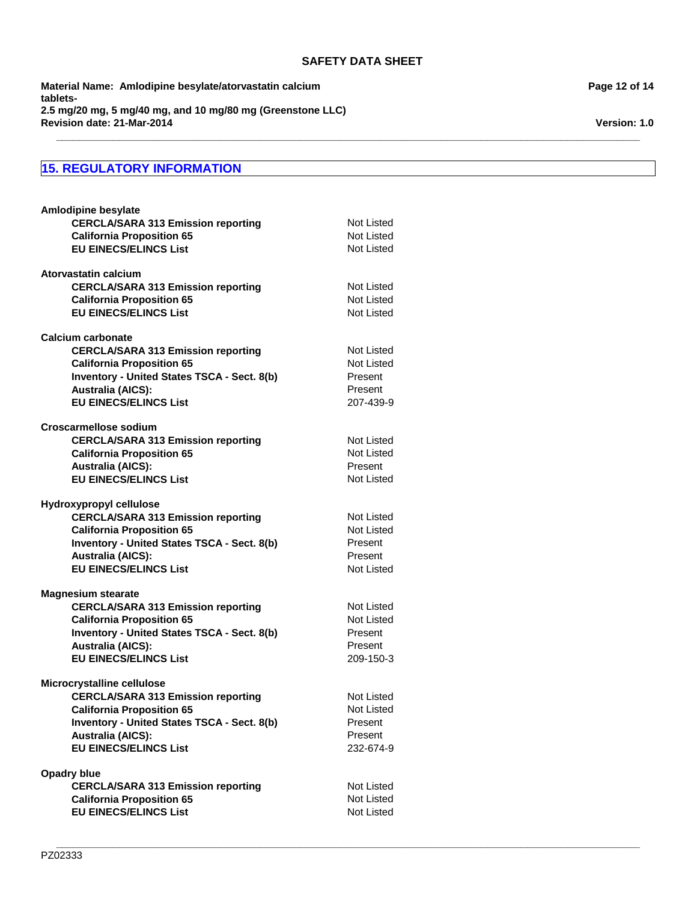## 15. REGULATORY INFORMATION

**Amlodipine besylate**

| | |
|---|---|
| **CERCLA/SARA 313 Emission reporting** | Not Listed |
| **California Proposition 65** | Not Listed |
| **EU EINECS/ELINCS List** | Not Listed |

**Atorvastatin calcium**

| | |
|---|---|
| **CERCLA/SARA 313 Emission reporting** | Not Listed |
| **California Proposition 65** | Not Listed |
| **EU EINECS/ELINCS List** | Not Listed |

**Calcium carbonate**

| | |
|---|---|
| **CERCLA/SARA 313 Emission reporting** | Not Listed |
| **California Proposition 65** | Not Listed |
| **Inventory - United States TSCA - Sect. 8(b)** | Present |
| **Australia (AICS):** | Present |
| **EU EINECS/ELINCS List** | 207-439-9 |

**Croscarmellose sodium**

| | |
|---|---|
| **CERCLA/SARA 313 Emission reporting** | Not Listed |
| **California Proposition 65** | Not Listed |
| **Australia (AICS):** | Present |
| **EU EINECS/ELINCS List** | Not Listed |

**Hydroxypropyl cellulose**

| | |
|---|---|
| **CERCLA/SARA 313 Emission reporting** | Not Listed |
| **California Proposition 65** | Not Listed |
| **Inventory - United States TSCA - Sect. 8(b)** | Present |
| **Australia (AICS):** | Present |
| **EU EINECS/ELINCS List** | Not Listed |

**Magnesium stearate**

| | |
|---|---|
| **CERCLA/SARA 313 Emission reporting** | Not Listed |
| **California Proposition 65** | Not Listed |
| **Inventory - United States TSCA - Sect. 8(b)** | Present |
| **Australia (AICS):** | Present |
| **EU EINECS/ELINCS List** | 209-150-3 |

**Microcrystalline cellulose**

| | |
|---|---|
| **CERCLA/SARA 313 Emission reporting** | Not Listed |
| **California Proposition 65** | Not Listed |
| **Inventory - United States TSCA - Sect. 8(b)** | Present |
| **Australia (AICS):** | Present |
| **EU EINECS/ELINCS List** | 232-674-9 |

**Opadry blue**

| | |
|---|---|
| **CERCLA/SARA 313 Emission reporting** | Not Listed |
| **California Proposition 65** | Not Listed |
| **EU EINECS/ELINCS List** | Not Listed |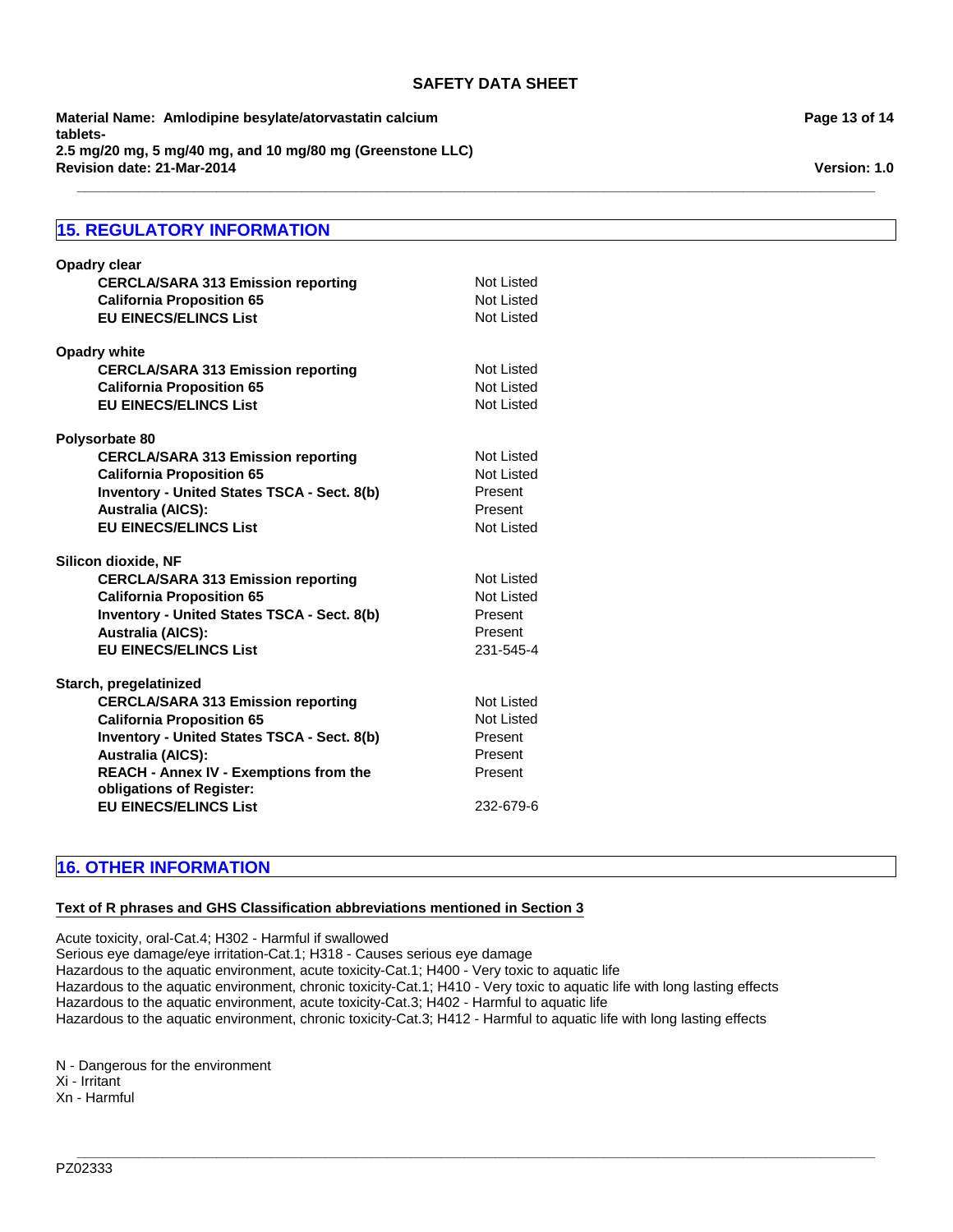## 15. REGULATORY INFORMATION

**Opadry clear**

| | |
|---|---|
| **CERCLA/SARA 313 Emission reporting** | Not Listed |
| **California Proposition 65** | Not Listed |
| **EU EINECS/ELINCS List** | Not Listed |

**Opadry white**

| | |
|---|---|
| **CERCLA/SARA 313 Emission reporting** | Not Listed |
| **California Proposition 65** | Not Listed |
| **EU EINECS/ELINCS List** | Not Listed |

**Polysorbate 80**

| | |
|---|---|
| **CERCLA/SARA 313 Emission reporting** | Not Listed |
| **California Proposition 65** | Not Listed |
| **Inventory - United States TSCA - Sect. 8(b)** | Present |
| **Australia (AICS):** | Present |
| **EU EINECS/ELINCS List** | Not Listed |

**Silicon dioxide, NF**

| | |
|---|---|
| **CERCLA/SARA 313 Emission reporting** | Not Listed |
| **California Proposition 65** | Not Listed |
| **Inventory - United States TSCA - Sect. 8(b)** | Present |
| **Australia (AICS):** | Present |
| **EU EINECS/ELINCS List** | 231-545-4 |

**Starch, pregelatinized**

| | |
|---|---|
| **CERCLA/SARA 313 Emission reporting** | Not Listed |
| **California Proposition 65** | Not Listed |
| **Inventory - United States TSCA - Sect. 8(b)** | Present |
| **Australia (AICS):** | Present |
| **REACH - Annex IV - Exemptions from the obligations of Register:** | Present |
| **EU EINECS/ELINCS List** | 232-679-6 |

## 16. OTHER INFORMATION

**Text of R phrases and GHS Classification abbreviations mentioned in Section 3**

Acute toxicity, oral-Cat.4; H302 - Harmful if swallowed
Serious eye damage/eye irritation-Cat.1; H318 - Causes serious eye damage
Hazardous to the aquatic environment, acute toxicity-Cat.1; H400 - Very toxic to aquatic life
Hazardous to the aquatic environment, chronic toxicity-Cat.1; H410 - Very toxic to aquatic life with long lasting effects
Hazardous to the aquatic environment, acute toxicity-Cat.3; H402 - Harmful to aquatic life
Hazardous to the aquatic environment, chronic toxicity-Cat.3; H412 - Harmful to aquatic life with long lasting effects

N - Dangerous for the environment
Xi - Irritant
Xn - Harmful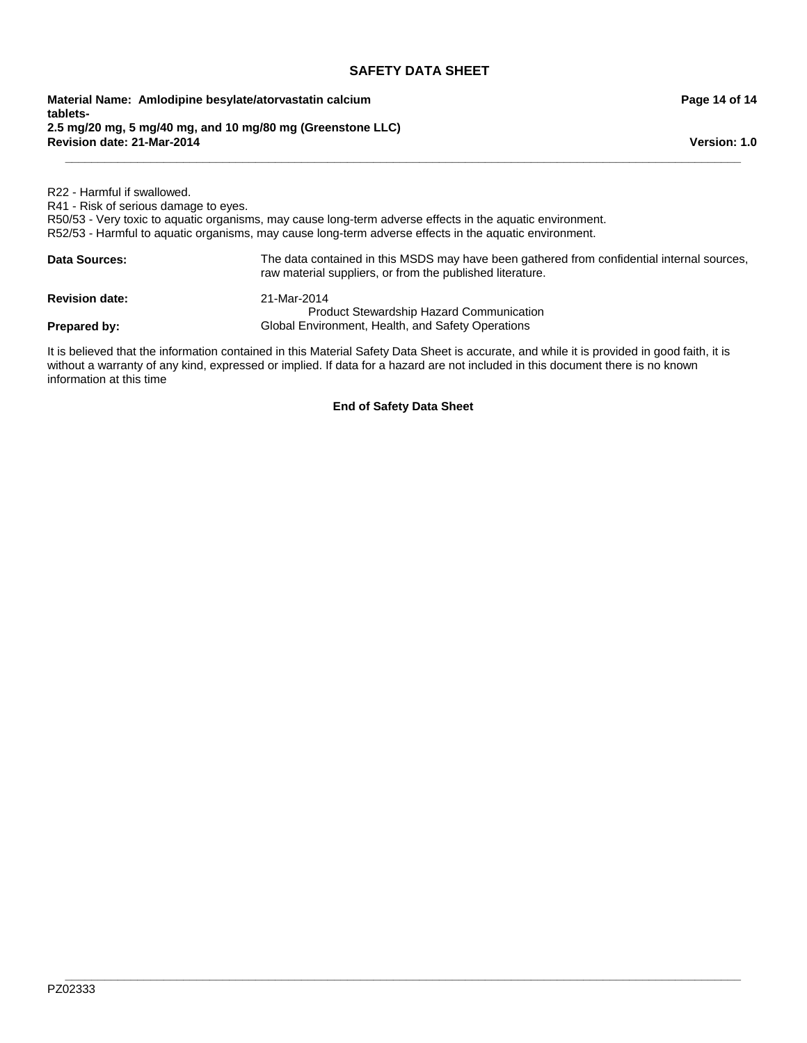R22 - Harmful if swallowed.
R41 - Risk of serious damage to eyes.
R50/53 - Very toxic to aquatic organisms, may cause long-term adverse effects in the aquatic environment.
R52/53 - Harmful to aquatic organisms, may cause long-term adverse effects in the aquatic environment.

**Data Sources:** The data contained in this MSDS may have been gathered from confidential internal sources, raw material suppliers, or from the published literature.

**Revision date:** 21-Mar-2014

**Prepared by:** Product Stewardship Hazard Communication
Global Environment, Health, and Safety Operations

It is believed that the information contained in this Material Safety Data Sheet is accurate, and while it is provided in good faith, it is without a warranty of any kind, expressed or implied. If data for a hazard are not included in this document there is no known information at this time

**End of Safety Data Sheet**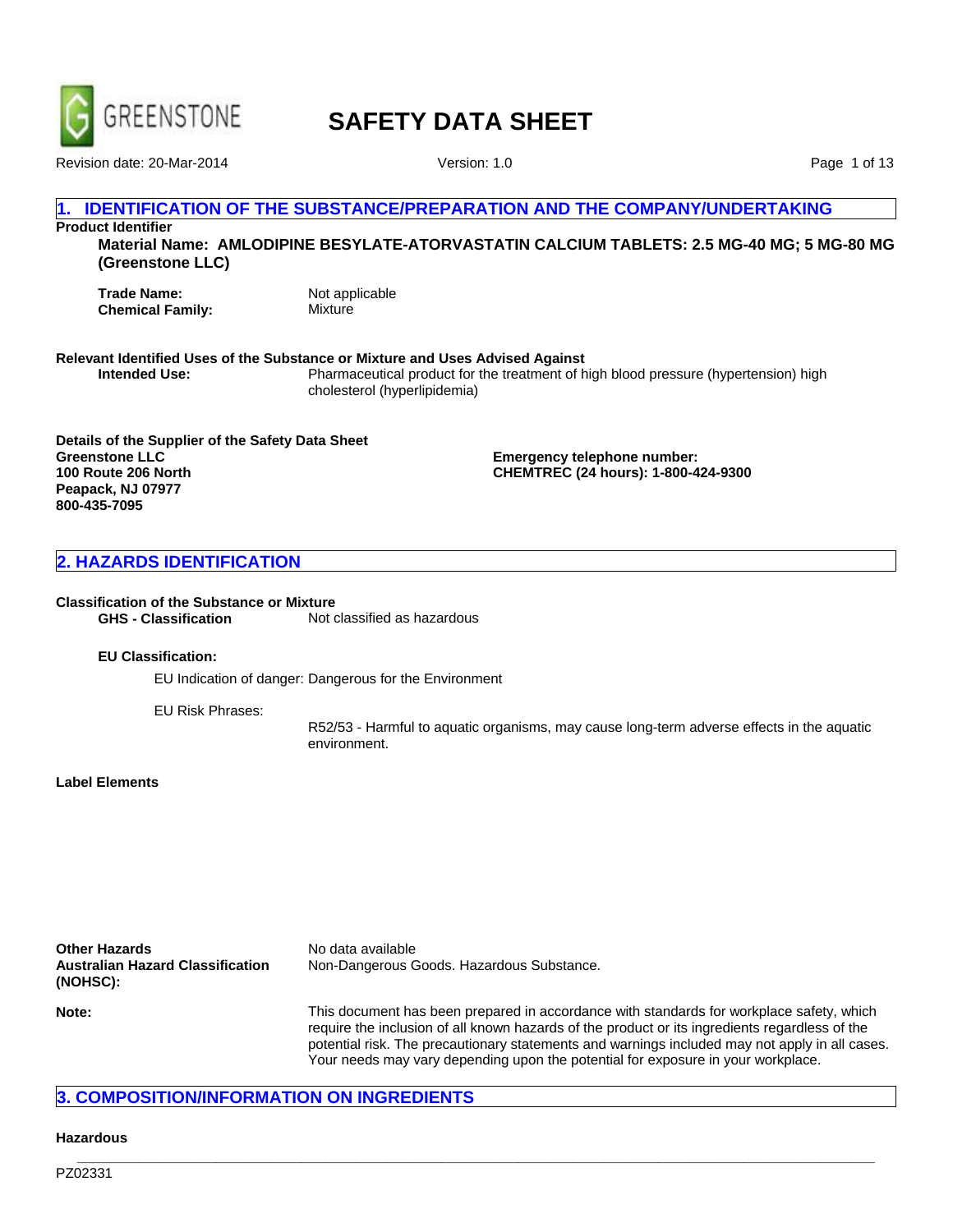# SAFETY DATA SHEET

## 1. IDENTIFICATION OF THE SUBSTANCE/PREPARATION AND THE COMPANY/UNDERTAKING

**Product Identifier**

**Material Name: AMLODIPINE BESYLATE-ATORVASTATIN CALCIUM TABLETS: 2.5 MG-40 MG; 5 MG-80 MG (Greenstone LLC)**

**Trade Name:** Not applicable
**Chemical Family:** Mixture

**Relevant Identified Uses of the Substance or Mixture and Uses Advised Against**

**Intended Use:** Pharmaceutical product for the treatment of high blood pressure (hypertension) high cholesterol (hyperlipidemia)

**Details of the Supplier of the Safety Data Sheet**
**Greenstone LLC**
**100 Route 206 North**
**Peapack, NJ 07977**
**800-435-7095**

**Emergency telephone number:**
**CHEMTREC (24 hours): 1-800-424-9300**

## 2. HAZARDS IDENTIFICATION

**Classification of the Substance or Mixture**

**GHS - Classification** Not classified as hazardous

**EU Classification:**

EU Indication of danger: Dangerous for the Environment

EU Risk Phrases:

R52/53 - Harmful to aquatic organisms, may cause long-term adverse effects in the aquatic environment.

**Label Elements**

**Other Hazards** No data available
**Australian Hazard Classification (NOHSC):** Non-Dangerous Goods. Hazardous Substance.

**Note:** This document has been prepared in accordance with standards for workplace safety, which require the inclusion of all known hazards of the product or its ingredients regardless of the potential risk. The precautionary statements and warnings included may not apply in all cases. Your needs may vary depending upon the potential for exposure in your workplace.

## 3. COMPOSITION/INFORMATION ON INGREDIENTS

**Hazardous**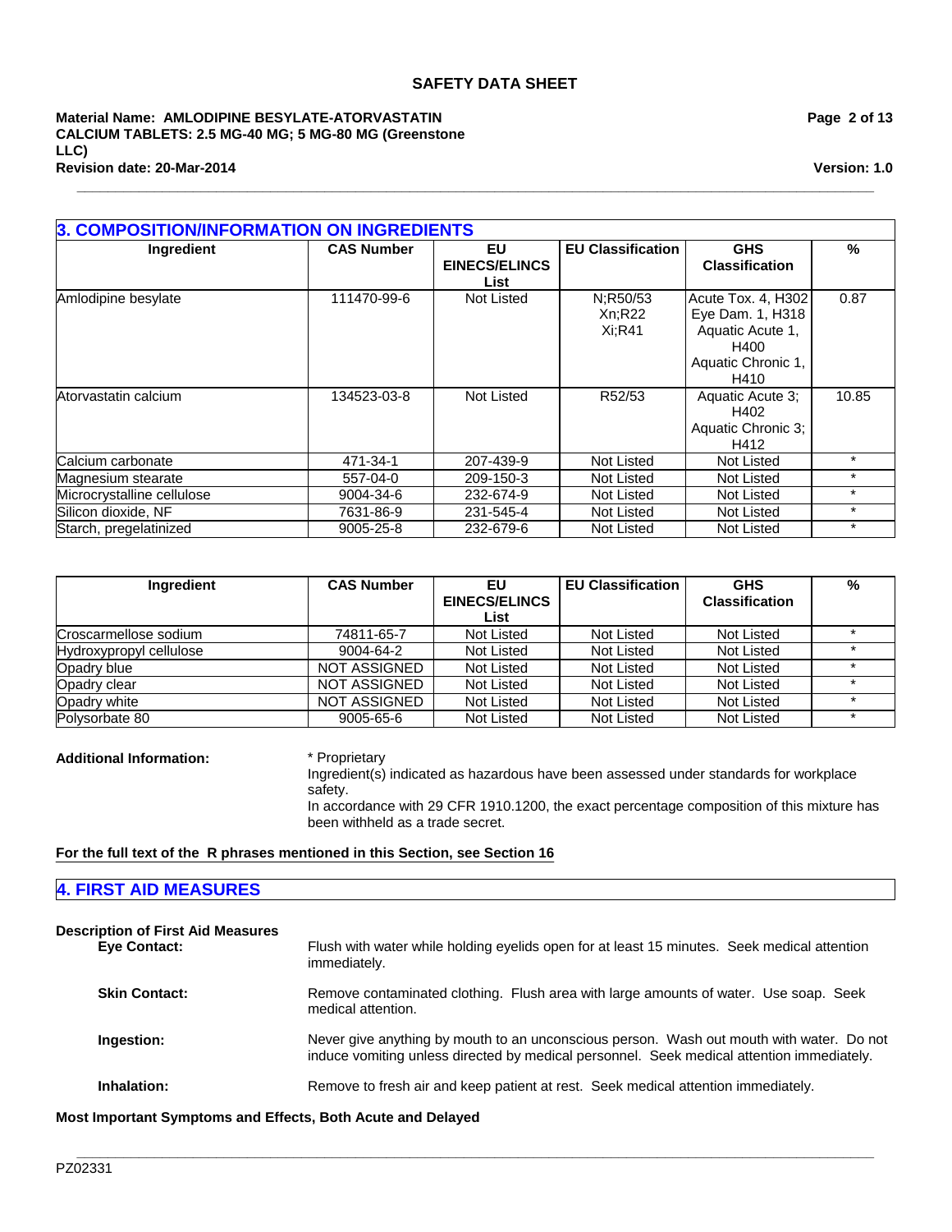## 3. COMPOSITION/INFORMATION ON INGREDIENTS

| Ingredient | CAS Number | EU EINECS/ELINCS List | EU Classification | GHS Classification | % |
|---|---|---|---|---|---|
| Amlodipine besylate | 111470-99-6 | Not Listed | N;R50/53 Xn;R22 Xi;R41 | Acute Tox. 4, H302 Eye Dam. 1, H318 Aquatic Acute 1, H400 Aquatic Chronic 1, H410 | 0.87 |
| Atorvastatin calcium | 134523-03-8 | Not Listed | R52/53 | Aquatic Acute 3; H402 Aquatic Chronic 3; H412 | 10.85 |
| Calcium carbonate | 471-34-1 | 207-439-9 | Not Listed | Not Listed | * |
| Magnesium stearate | 557-04-0 | 209-150-3 | Not Listed | Not Listed | * |
| Microcrystalline cellulose | 9004-34-6 | 232-674-9 | Not Listed | Not Listed | * |
| Silicon dioxide, NF | 7631-86-9 | 231-545-4 | Not Listed | Not Listed | * |
| Starch, pregelatinized | 9005-25-8 | 232-679-6 | Not Listed | Not Listed | * |

| Ingredient | CAS Number | EU EINECS/ELINCS List | EU Classification | GHS Classification | % |
|---|---|---|---|---|---|
| Croscarmellose sodium | 74811-65-7 | Not Listed | Not Listed | Not Listed | * |
| Hydroxypropyl cellulose | 9004-64-2 | Not Listed | Not Listed | Not Listed | * |
| Opadry blue | NOT ASSIGNED | Not Listed | Not Listed | Not Listed | * |
| Opadry clear | NOT ASSIGNED | Not Listed | Not Listed | Not Listed | * |
| Opadry white | NOT ASSIGNED | Not Listed | Not Listed | Not Listed | * |
| Polysorbate 80 | 9005-65-6 | Not Listed | Not Listed | Not Listed | * |

**Additional Information:**
* Proprietary
Ingredient(s) indicated as hazardous have been assessed under standards for workplace safety.
In accordance with 29 CFR 1910.1200, the exact percentage composition of this mixture has been withheld as a trade secret.

**For the full text of the R phrases mentioned in this Section, see Section 16**

## 4. FIRST AID MEASURES

**Description of First Aid Measures**

**Eye Contact:** Flush with water while holding eyelids open for at least 15 minutes. Seek medical attention immediately.

**Skin Contact:** Remove contaminated clothing. Flush area with large amounts of water. Use soap. Seek medical attention.

**Ingestion:** Never give anything by mouth to an unconscious person. Wash out mouth with water. Do not induce vomiting unless directed by medical personnel. Seek medical attention immediately.

**Inhalation:** Remove to fresh air and keep patient at rest. Seek medical attention immediately.

**Most Important Symptoms and Effects, Both Acute and Delayed**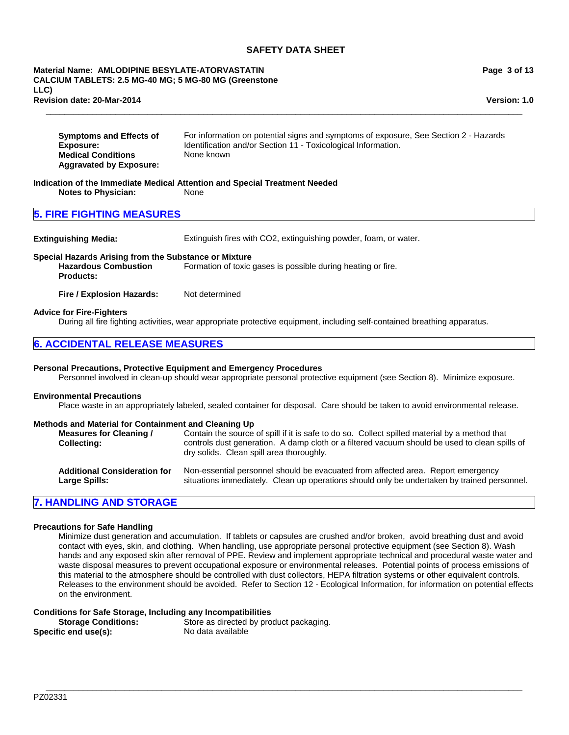**Symptoms and Effects of Exposure:** For information on potential signs and symptoms of exposure, See Section 2 - Hazards Identification and/or Section 11 - Toxicological Information.

**Medical Conditions Aggravated by Exposure:** None known

**Indication of the Immediate Medical Attention and Special Treatment Needed**

**Notes to Physician:** None

## 5. FIRE FIGHTING MEASURES

**Extinguishing Media:** Extinguish fires with CO2, extinguishing powder, foam, or water.

**Special Hazards Arising from the Substance or Mixture**

**Hazardous Combustion Products:** Formation of toxic gases is possible during heating or fire.

**Fire / Explosion Hazards:** Not determined

**Advice for Fire-Fighters**

During all fire fighting activities, wear appropriate protective equipment, including self-contained breathing apparatus.

## 6. ACCIDENTAL RELEASE MEASURES

**Personal Precautions, Protective Equipment and Emergency Procedures**

Personnel involved in clean-up should wear appropriate personal protective equipment (see Section 8). Minimize exposure.

**Environmental Precautions**

Place waste in an appropriately labeled, sealed container for disposal. Care should be taken to avoid environmental release.

**Methods and Material for Containment and Cleaning Up**

**Measures for Cleaning / Collecting:** Contain the source of spill if it is safe to do so. Collect spilled material by a method that controls dust generation. A damp cloth or a filtered vacuum should be used to clean spills of dry solids. Clean spill area thoroughly.

**Additional Consideration for Large Spills:** Non-essential personnel should be evacuated from affected area. Report emergency situations immediately. Clean up operations should only be undertaken by trained personnel.

## 7. HANDLING AND STORAGE

**Precautions for Safe Handling**

Minimize dust generation and accumulation. If tablets or capsules are crushed and/or broken, avoid breathing dust and avoid contact with eyes, skin, and clothing. When handling, use appropriate personal protective equipment (see Section 8). Wash hands and any exposed skin after removal of PPE. Review and implement appropriate technical and procedural waste water and waste disposal measures to prevent occupational exposure or environmental releases. Potential points of process emissions of this material to the atmosphere should be controlled with dust collectors, HEPA filtration systems or other equivalent controls. Releases to the environment should be avoided. Refer to Section 12 - Ecological Information, for information on potential effects on the environment.

**Conditions for Safe Storage, Including any Incompatibilities**

**Storage Conditions:** Store as directed by product packaging.

**Specific end use(s):** No data available

PZ02331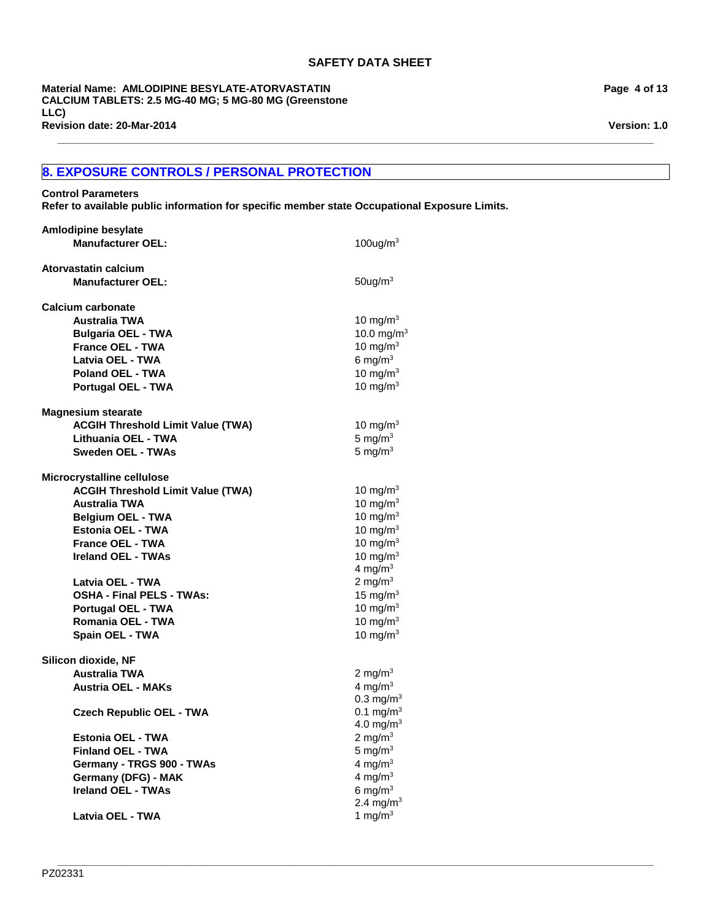## 8. EXPOSURE CONTROLS / PERSONAL PROTECTION

**Control Parameters**

**Refer to available public information for specific member state Occupational Exposure Limits.**

| | |
|---|---|
| **Amlodipine besylate** | |
| **Manufacturer OEL:** | 100ug/$m^3$ |
| **Atorvastatin calcium** | |
| **Manufacturer OEL:** | 50ug/$m^3$ |
| **Calcium carbonate** | |
| **Australia TWA** | 10 mg/$m^3$ |
| **Bulgaria OEL - TWA** | 10.0 mg/$m^3$ |
| **France OEL - TWA** | 10 mg/$m^3$ |
| **Latvia OEL - TWA** | 6 mg/$m^3$ |
| **Poland OEL - TWA** | 10 mg/$m^3$ |
| **Portugal OEL - TWA** | 10 mg/$m^3$ |
| **Magnesium stearate** | |
| **ACGIH Threshold Limit Value (TWA)** | 10 mg/$m^3$ |
| **Lithuania OEL - TWA** | 5 mg/$m^3$ |
| **Sweden OEL - TWAs** | 5 mg/$m^3$ |
| **Microcrystalline cellulose** | |
| **ACGIH Threshold Limit Value (TWA)** | 10 mg/$m^3$ |
| **Australia TWA** | 10 mg/$m^3$ |
| **Belgium OEL - TWA** | 10 mg/$m^3$ |
| **Estonia OEL - TWA** | 10 mg/$m^3$ |
| **France OEL - TWA** | 10 mg/$m^3$ |
| **Ireland OEL - TWAs** | 10 mg/$m^3$<br>4 mg/$m^3$ |
| **Latvia OEL - TWA** | 2 mg/$m^3$ |
| **OSHA - Final PELS - TWAs:** | 15 mg/$m^3$ |
| **Portugal OEL - TWA** | 10 mg/$m^3$ |
| **Romania OEL - TWA** | 10 mg/$m^3$ |
| **Spain OEL - TWA** | 10 mg/$m^3$ |
| **Silicon dioxide, NF** | |
| **Australia TWA** | 2 mg/$m^3$ |
| **Austria OEL - MAKs** | 4 mg/$m^3$<br>0.3 mg/$m^3$ |
| **Czech Republic OEL - TWA** | 0.1 mg/$m^3$<br>4.0 mg/$m^3$ |
| **Estonia OEL - TWA** | 2 mg/$m^3$ |
| **Finland OEL - TWA** | 5 mg/$m^3$ |
| **Germany - TRGS 900 - TWAs** | 4 mg/$m^3$ |
| **Germany (DFG) - MAK** | 4 mg/$m^3$ |
| **Ireland OEL - TWAs** | 6 mg/$m^3$<br>2.4 mg/$m^3$ |
| **Latvia OEL - TWA** | 1 mg/$m^3$ |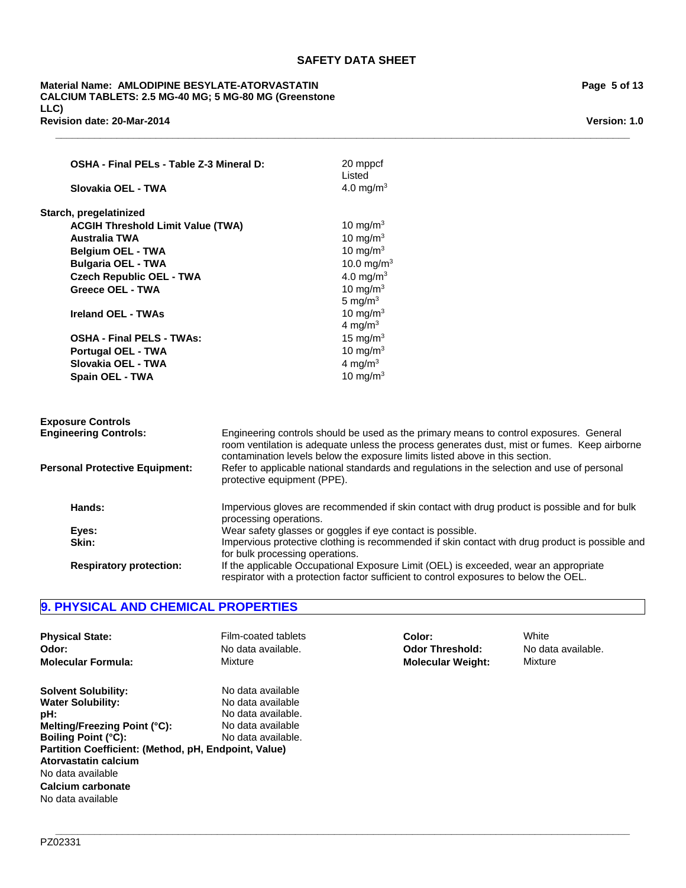| | |
|---|---|
| **OSHA - Final PELs - Table Z-3 Mineral D:** | 20 mppcf<br>Listed |
| **Slovakia OEL - TWA** | 4.0 mg/m$^3$ |

**Starch, pregelatinized**

| | |
|---|---|
| **ACGIH Threshold Limit Value (TWA)** | 10 mg/m$^3$ |
| **Australia TWA** | 10 mg/m$^3$ |
| **Belgium OEL - TWA** | 10 mg/m$^3$ |
| **Bulgaria OEL - TWA** | 10.0 mg/m$^3$ |
| **Czech Republic OEL - TWA** | 4.0 mg/m$^3$ |
| **Greece OEL - TWA** | 10 mg/m$^3$<br>5 mg/m$^3$ |
| **Ireland OEL - TWAs** | 10 mg/m$^3$<br>4 mg/m$^3$ |
| **OSHA - Final PELS - TWAs:** | 15 mg/m$^3$ |
| **Portugal OEL - TWA** | 10 mg/m$^3$ |
| **Slovakia OEL - TWA** | 4 mg/m$^3$ |
| **Spain OEL - TWA** | 10 mg/m$^3$ |

**Exposure Controls**

**Engineering Controls:** Engineering controls should be used as the primary means to control exposures. General room ventilation is adequate unless the process generates dust, mist or fumes. Keep airborne contamination levels below the exposure limits listed above in this section.

**Personal Protective Equipment:** Refer to applicable national standards and regulations in the selection and use of personal protective equipment (PPE).

**Hands:** Impervious gloves are recommended if skin contact with drug product is possible and for bulk processing operations.

**Eyes:** Wear safety glasses or goggles if eye contact is possible.

**Skin:** Impervious protective clothing is recommended if skin contact with drug product is possible and for bulk processing operations.

**Respiratory protection:** If the applicable Occupational Exposure Limit (OEL) is exceeded, wear an appropriate respirator with a protection factor sufficient to control exposures to below the OEL.

## 9. PHYSICAL AND CHEMICAL PROPERTIES

| | | | |
|---|---|---|---|
| **Physical State:** | Film-coated tablets | **Color:** | White |
| **Odor:** | No data available. | **Odor Threshold:** | No data available. |
| **Molecular Formula:** | Mixture | **Molecular Weight:** | Mixture |

| | |
|---|---|
| **Solvent Solubility:** | No data available |
| **Water Solubility:** | No data available |
| **pH:** | No data available. |
| **Melting/Freezing Point (°C):** | No data available |
| **Boiling Point (°C):** | No data available. |

**Partition Coefficient: (Method, pH, Endpoint, Value)**

**Atorvastatin calcium**

No data available

**Calcium carbonate**

No data available

PZ02331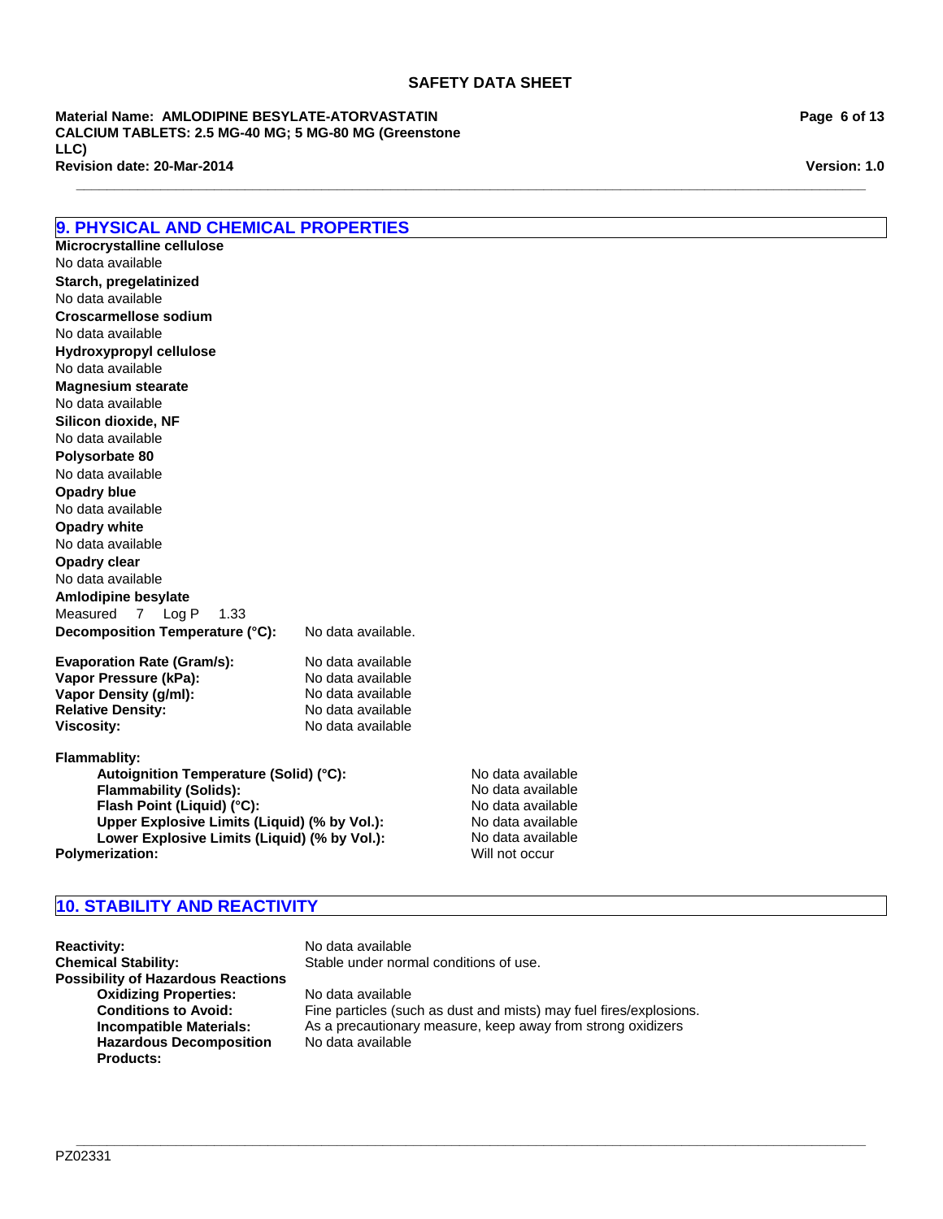## 9. PHYSICAL AND CHEMICAL PROPERTIES

**Microcrystalline cellulose**
No data available

**Starch, pregelatinized**
No data available

**Croscarmellose sodium**
No data available

**Hydroxypropyl cellulose**
No data available

**Magnesium stearate**
No data available

**Silicon dioxide, NF**
No data available

**Polysorbate 80**
No data available

**Opadry blue**
No data available

**Opadry white**
No data available

**Opadry clear**
No data available

**Amlodipine besylate**
Measured 7 Log P 1.33

**Decomposition Temperature (°C):** No data available.

**Evaporation Rate (Gram/s):** No data available
**Vapor Pressure (kPa):** No data available
**Vapor Density (g/ml):** No data available
**Relative Density:** No data available
**Viscosity:** No data available

**Flammablity:**

- **Autoignition Temperature (Solid) (°C):** No data available
- **Flammability (Solids):** No data available
- **Flash Point (Liquid) (°C):** No data available
- **Upper Explosive Limits (Liquid) (% by Vol.):** No data available
- **Lower Explosive Limits (Liquid) (% by Vol.):** No data available

**Polymerization:** Will not occur

## 10. STABILITY AND REACTIVITY

**Reactivity:** No data available
**Chemical Stability:** Stable under normal conditions of use.
**Possibility of Hazardous Reactions**

- **Oxidizing Properties:** No data available
- **Conditions to Avoid:** Fine particles (such as dust and mists) may fuel fires/explosions.
- **Incompatible Materials:** As a precautionary measure, keep away from strong oxidizers
- **Hazardous Decomposition Products:** No data available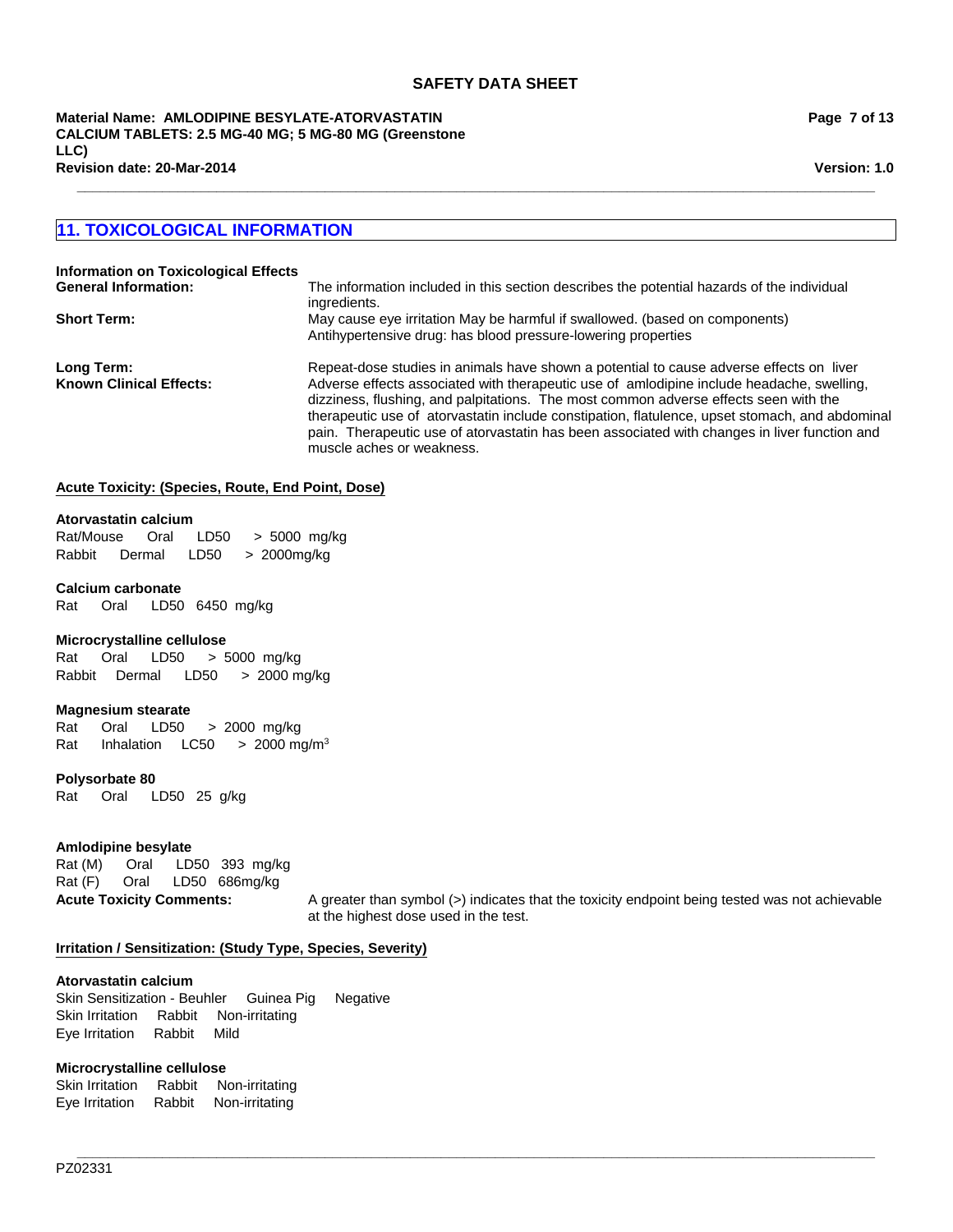## 11. TOXICOLOGICAL INFORMATION

**Information on Toxicological Effects**

**General Information:** The information included in this section describes the potential hazards of the individual ingredients.

**Short Term:** May cause eye irritation May be harmful if swallowed. (based on components) Antihypertensive drug: has blood pressure-lowering properties

**Long Term:** Repeat-dose studies in animals have shown a potential to cause adverse effects on liver

**Known Clinical Effects:** Adverse effects associated with therapeutic use of amlodipine include headache, swelling, dizziness, flushing, and palpitations. The most common adverse effects seen with the therapeutic use of atorvastatin include constipation, flatulence, upset stomach, and abdominal pain. Therapeutic use of atorvastatin has been associated with changes in liver function and muscle aches or weakness.

**Acute Toxicity: (Species, Route, End Point, Dose)**

**Atorvastatin calcium**
Rat/Mouse Oral LD50 > 5000 mg/kg
Rabbit Dermal LD50 > 2000mg/kg

**Calcium carbonate**
Rat Oral LD50 6450 mg/kg

**Microcrystalline cellulose**
Rat Oral LD50 > 5000 mg/kg
Rabbit Dermal LD50 > 2000 mg/kg

**Magnesium stearate**
Rat Oral LD50 > 2000 mg/kg
Rat Inhalation LC50 > 2000 mg/m$^3$

**Polysorbate 80**
Rat Oral LD50 25 g/kg

**Amlodipine besylate**
Rat (M) Oral LD50 393 mg/kg
Rat (F) Oral LD50 686mg/kg

**Acute Toxicity Comments:** A greater than symbol (>) indicates that the toxicity endpoint being tested was not achievable at the highest dose used in the test.

**Irritation / Sensitization: (Study Type, Species, Severity)**

**Atorvastatin calcium**
Skin Sensitization - Beuhler Guinea Pig Negative
Skin Irritation Rabbit Non-irritating
Eye Irritation Rabbit Mild

**Microcrystalline cellulose**
Skin Irritation Rabbit Non-irritating
Eye Irritation Rabbit Non-irritating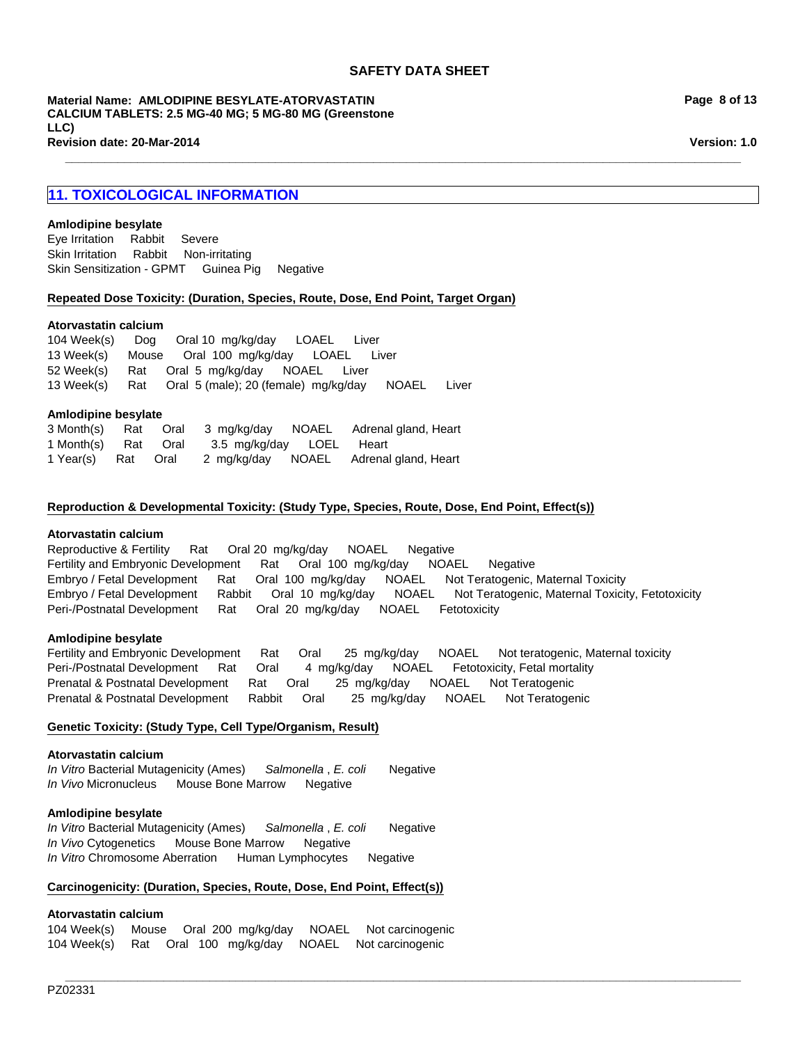## 11. TOXICOLOGICAL INFORMATION

**Amlodipine besylate**

Eye Irritation Rabbit Severe
Skin Irritation Rabbit Non-irritating
Skin Sensitization - GPMT Guinea Pig Negative

**Repeated Dose Toxicity: (Duration, Species, Route, Dose, End Point, Target Organ)**

**Atorvastatin calcium**

104 Week(s) Dog Oral 10 mg/kg/day LOAEL Liver
13 Week(s) Mouse Oral 100 mg/kg/day LOAEL Liver
52 Week(s) Rat Oral 5 mg/kg/day NOAEL Liver
13 Week(s) Rat Oral 5 (male); 20 (female) mg/kg/day NOAEL Liver

**Amlodipine besylate**

3 Month(s) Rat Oral 3 mg/kg/day NOAEL Adrenal gland, Heart
1 Month(s) Rat Oral 3.5 mg/kg/day LOEL Heart
1 Year(s) Rat Oral 2 mg/kg/day NOAEL Adrenal gland, Heart

**Reproduction & Developmental Toxicity: (Study Type, Species, Route, Dose, End Point, Effect(s))**

**Atorvastatin calcium**

Reproductive & Fertility Rat Oral 20 mg/kg/day NOAEL Negative
Fertility and Embryonic Development Rat Oral 100 mg/kg/day NOAEL Negative
Embryo / Fetal Development Rat Oral 100 mg/kg/day NOAEL Not Teratogenic, Maternal Toxicity
Embryo / Fetal Development Rabbit Oral 10 mg/kg/day NOAEL Not Teratogenic, Maternal Toxicity, Fetotoxicity
Peri-/Postnatal Development Rat Oral 20 mg/kg/day NOAEL Fetotoxicity

**Amlodipine besylate**

Fertility and Embryonic Development Rat Oral 25 mg/kg/day NOAEL Not teratogenic, Maternal toxicity
Peri-/Postnatal Development Rat Oral 4 mg/kg/day NOAEL Fetotoxicity, Fetal mortality
Prenatal & Postnatal Development Rat Oral 25 mg/kg/day NOAEL Not Teratogenic
Prenatal & Postnatal Development Rabbit Oral 25 mg/kg/day NOAEL Not Teratogenic

**Genetic Toxicity: (Study Type, Cell Type/Organism, Result)**

**Atorvastatin calcium**

*In Vitro* Bacterial Mutagenicity (Ames) *Salmonella* , *E. coli* Negative
*In Vivo* Micronucleus Mouse Bone Marrow Negative

**Amlodipine besylate**

*In Vitro* Bacterial Mutagenicity (Ames) *Salmonella* , *E. coli* Negative
*In Vivo* Cytogenetics Mouse Bone Marrow Negative
*In Vitro* Chromosome Aberration Human Lymphocytes Negative

**Carcinogenicity: (Duration, Species, Route, Dose, End Point, Effect(s))**

**Atorvastatin calcium**

104 Week(s) Mouse Oral 200 mg/kg/day NOAEL Not carcinogenic
104 Week(s) Rat Oral 100 mg/kg/day NOAEL Not carcinogenic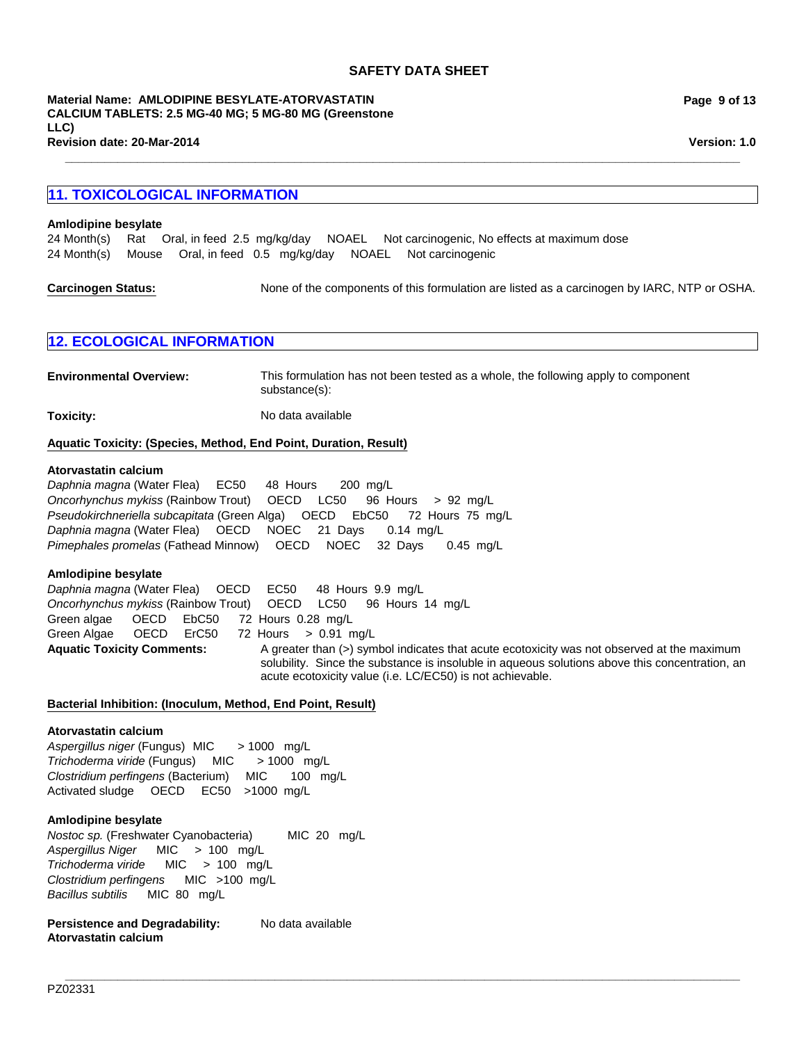## 11. TOXICOLOGICAL INFORMATION

**Amlodipine besylate**

| | | | | | |
|---|---|---|---|---|---|
| 24 Month(s) | Rat | Oral, in feed | 2.5 mg/kg/day | NOAEL | Not carcinogenic, No effects at maximum dose |
| 24 Month(s) | Mouse | Oral, in feed | 0.5 mg/kg/day | NOAEL | Not carcinogenic |

**Carcinogen Status:** None of the components of this formulation are listed as a carcinogen by IARC, NTP or OSHA.

## 12. ECOLOGICAL INFORMATION

**Environmental Overview:** This formulation has not been tested as a whole, the following apply to component substance(s):

**Toxicity:** No data available

**Aquatic Toxicity: (Species, Method, End Point, Duration, Result)**

**Atorvastatin calcium**

*Daphnia magna* (Water Flea) EC50 48 Hours 200 mg/L
*Oncorhynchus mykiss* (Rainbow Trout) OECD LC50 96 Hours > 92 mg/L
*Pseudokirchneriella subcapitata* (Green Alga) OECD EbC50 72 Hours 75 mg/L
*Daphnia magna* (Water Flea) OECD NOEC 21 Days 0.14 mg/L
*Pimephales promelas* (Fathead Minnow) OECD NOEC 32 Days 0.45 mg/L

**Amlodipine besylate**

*Daphnia magna* (Water Flea) OECD EC50 48 Hours 9.9 mg/L
*Oncorhynchus mykiss* (Rainbow Trout) OECD LC50 96 Hours 14 mg/L
Green algae OECD EbC50 72 Hours 0.28 mg/L
Green Algae OECD ErC50 72 Hours > 0.91 mg/L

**Aquatic Toxicity Comments:** A greater than (>) symbol indicates that acute ecotoxicity was not observed at the maximum solubility. Since the substance is insoluble in aqueous solutions above this concentration, an acute ecotoxicity value (i.e. LC/EC50) is not achievable.

**Bacterial Inhibition: (Inoculum, Method, End Point, Result)**

**Atorvastatin calcium**

*Aspergillus niger* (Fungus) MIC > 1000 mg/L
*Trichoderma viride* (Fungus) MIC > 1000 mg/L
*Clostridium perfingens* (Bacterium) MIC 100 mg/L
Activated sludge OECD EC50 >1000 mg/L

**Amlodipine besylate**

*Nostoc sp.* (Freshwater Cyanobacteria) MIC 20 mg/L
*Aspergillus Niger* MIC > 100 mg/L
*Trichoderma viride* MIC > 100 mg/L
*Clostridium perfingens* MIC >100 mg/L
*Bacillus subtilis* MIC 80 mg/L

**Persistence and Degradability:** No data available

**Atorvastatin calcium**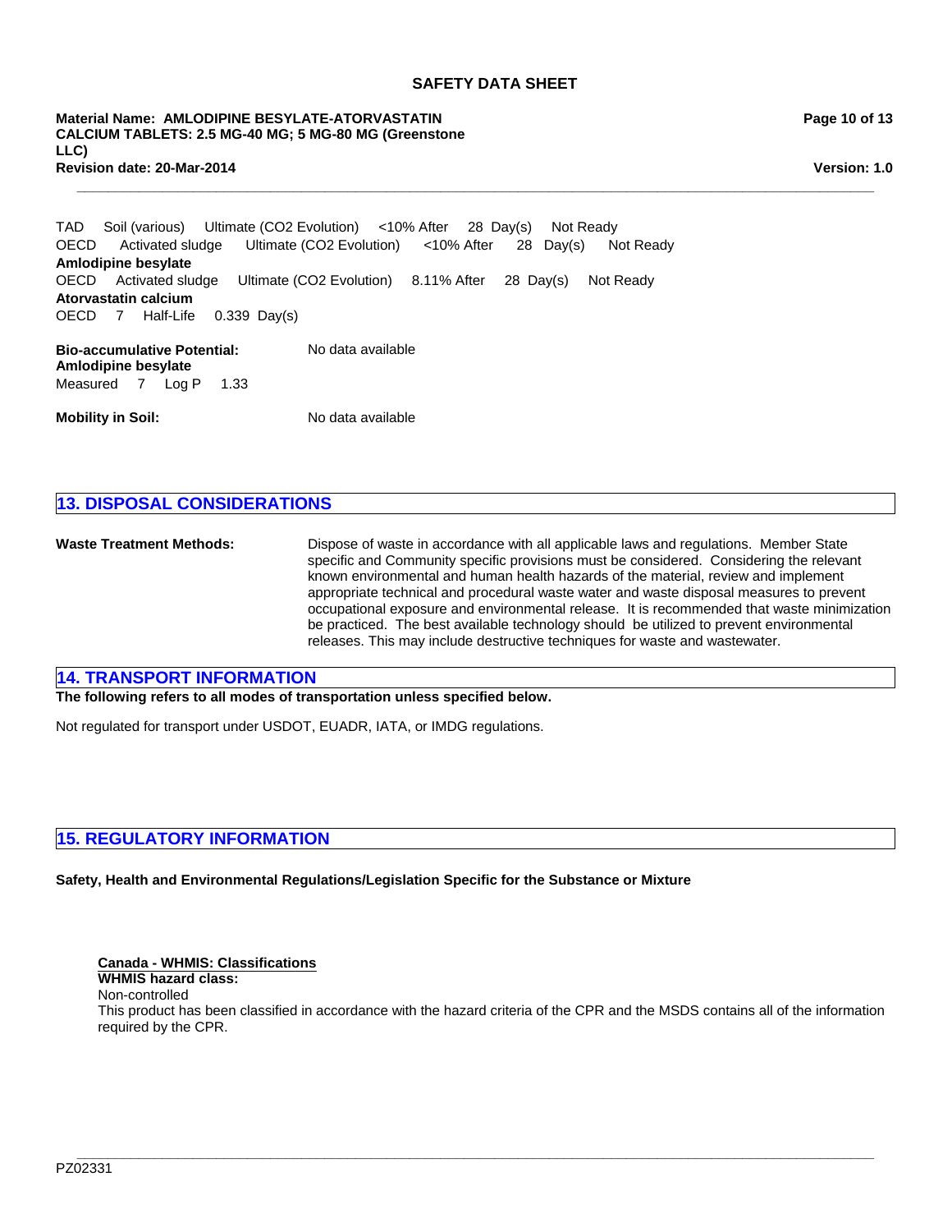TAD Soil (various) Ultimate ($CO_2$ Evolution) <10% After 28 Day(s) Not Ready
OECD Activated sludge Ultimate ($CO_2$ Evolution) <10% After 28 Day(s) Not Ready

**Amlodipine besylate**
OECD Activated sludge Ultimate ($CO_2$ Evolution) 8.11% After 28 Day(s) Not Ready

**Atorvastatin calcium**
OECD 7 Half-Life 0.339 Day(s)

**Bio-accumulative Potential:** No data available

**Amlodipine besylate**
Measured 7 Log P 1.33

**Mobility in Soil:** No data available

## 13. DISPOSAL CONSIDERATIONS

**Waste Treatment Methods:** Dispose of waste in accordance with all applicable laws and regulations. Member State specific and Community specific provisions must be considered. Considering the relevant known environmental and human health hazards of the material, review and implement appropriate technical and procedural waste water and waste disposal measures to prevent occupational exposure and environmental release. It is recommended that waste minimization be practiced. The best available technology should be utilized to prevent environmental releases. This may include destructive techniques for waste and wastewater.

## 14. TRANSPORT INFORMATION

**The following refers to all modes of transportation unless specified below.**

Not regulated for transport under USDOT, EUADR, IATA, or IMDG regulations.

## 15. REGULATORY INFORMATION

**Safety, Health and Environmental Regulations/Legislation Specific for the Substance or Mixture**

**Canada - WHMIS: Classifications**
**WHMIS hazard class:**
Non-controlled
This product has been classified in accordance with the hazard criteria of the CPR and the MSDS contains all of the information required by the CPR.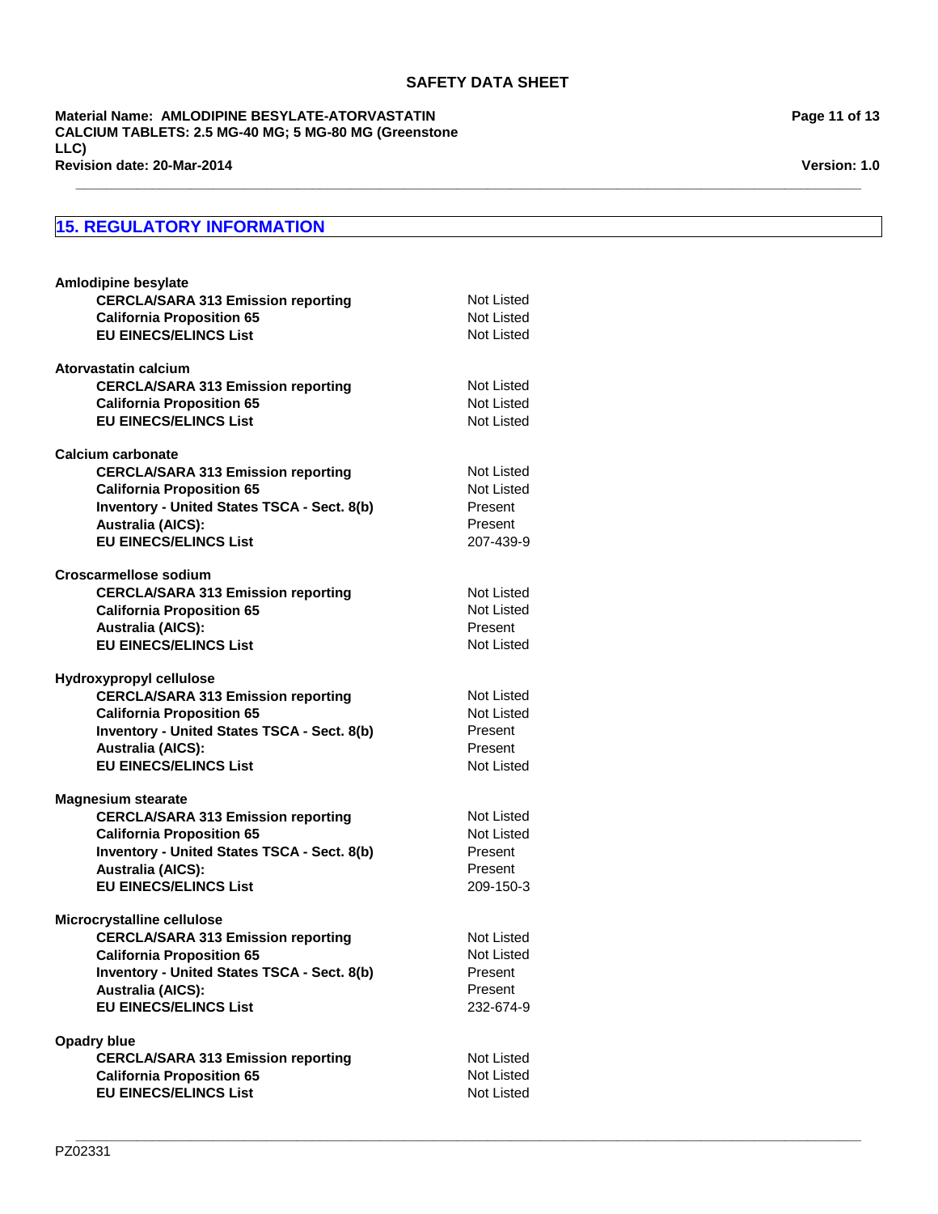## 15. REGULATORY INFORMATION

**Amlodipine besylate**

| | |
|---|---|
| **CERCLA/SARA 313 Emission reporting** | Not Listed |
| **California Proposition 65** | Not Listed |
| **EU EINECS/ELINCS List** | Not Listed |

**Atorvastatin calcium**

| | |
|---|---|
| **CERCLA/SARA 313 Emission reporting** | Not Listed |
| **California Proposition 65** | Not Listed |
| **EU EINECS/ELINCS List** | Not Listed |

**Calcium carbonate**

| | |
|---|---|
| **CERCLA/SARA 313 Emission reporting** | Not Listed |
| **California Proposition 65** | Not Listed |
| **Inventory - United States TSCA - Sect. 8(b)** | Present |
| **Australia (AICS):** | Present |
| **EU EINECS/ELINCS List** | 207-439-9 |

**Croscarmellose sodium**

| | |
|---|---|
| **CERCLA/SARA 313 Emission reporting** | Not Listed |
| **California Proposition 65** | Not Listed |
| **Australia (AICS):** | Present |
| **EU EINECS/ELINCS List** | Not Listed |

**Hydroxypropyl cellulose**

| | |
|---|---|
| **CERCLA/SARA 313 Emission reporting** | Not Listed |
| **California Proposition 65** | Not Listed |
| **Inventory - United States TSCA - Sect. 8(b)** | Present |
| **Australia (AICS):** | Present |
| **EU EINECS/ELINCS List** | Not Listed |

**Magnesium stearate**

| | |
|---|---|
| **CERCLA/SARA 313 Emission reporting** | Not Listed |
| **California Proposition 65** | Not Listed |
| **Inventory - United States TSCA - Sect. 8(b)** | Present |
| **Australia (AICS):** | Present |
| **EU EINECS/ELINCS List** | 209-150-3 |

**Microcrystalline cellulose**

| | |
|---|---|
| **CERCLA/SARA 313 Emission reporting** | Not Listed |
| **California Proposition 65** | Not Listed |
| **Inventory - United States TSCA - Sect. 8(b)** | Present |
| **Australia (AICS):** | Present |
| **EU EINECS/ELINCS List** | 232-674-9 |

**Opadry blue**

| | |
|---|---|
| **CERCLA/SARA 313 Emission reporting** | Not Listed |
| **California Proposition 65** | Not Listed |
| **EU EINECS/ELINCS List** | Not Listed |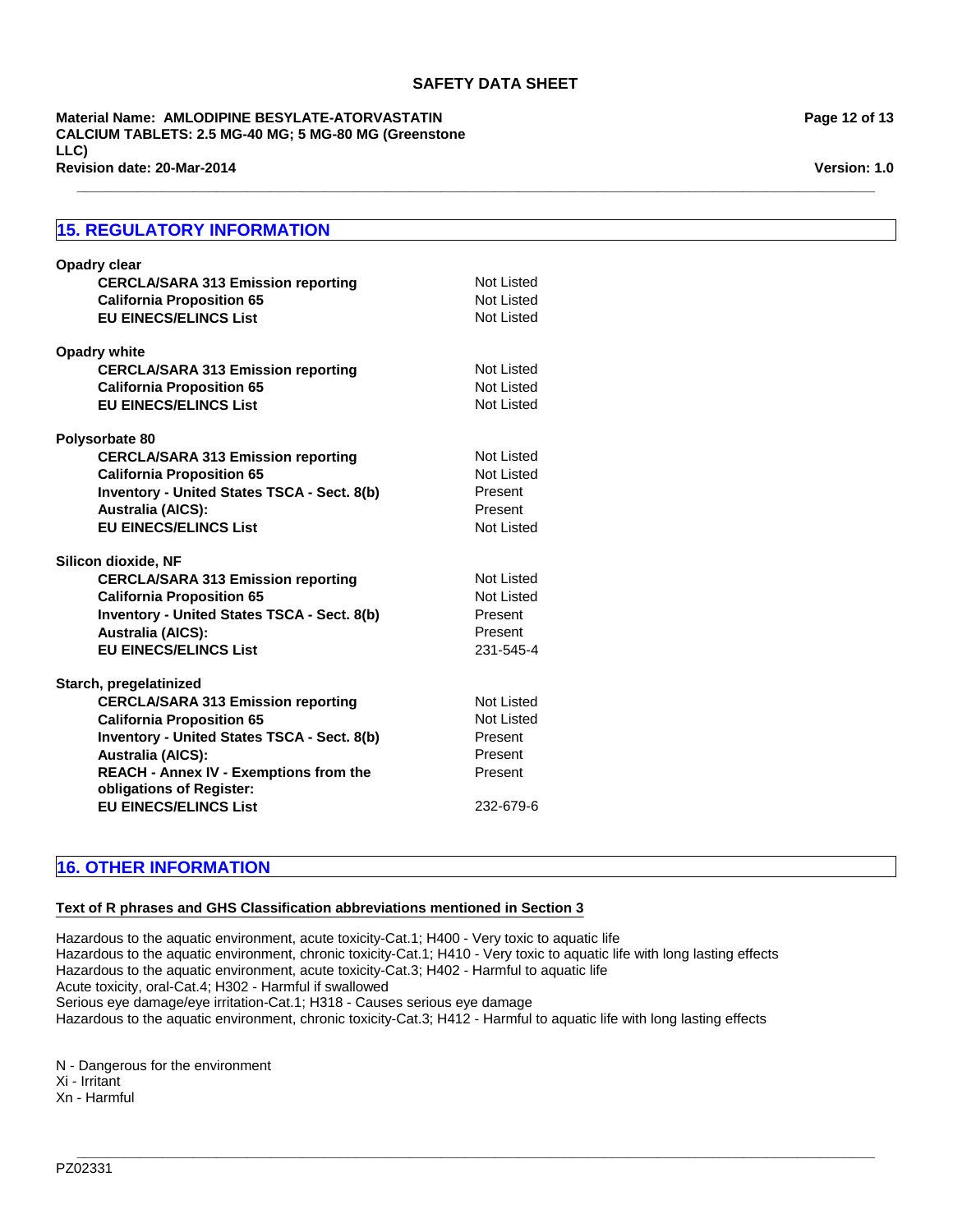## 15. REGULATORY INFORMATION

**Opadry clear**

| | |
|---|---|
| **CERCLA/SARA 313 Emission reporting** | Not Listed |
| **California Proposition 65** | Not Listed |
| **EU EINECS/ELINCS List** | Not Listed |

**Opadry white**

| | |
|---|---|
| **CERCLA/SARA 313 Emission reporting** | Not Listed |
| **California Proposition 65** | Not Listed |
| **EU EINECS/ELINCS List** | Not Listed |

**Polysorbate 80**

| | |
|---|---|
| **CERCLA/SARA 313 Emission reporting** | Not Listed |
| **California Proposition 65** | Not Listed |
| **Inventory - United States TSCA - Sect. 8(b)** | Present |
| **Australia (AICS):** | Present |
| **EU EINECS/ELINCS List** | Not Listed |

**Silicon dioxide, NF**

| | |
|---|---|
| **CERCLA/SARA 313 Emission reporting** | Not Listed |
| **California Proposition 65** | Not Listed |
| **Inventory - United States TSCA - Sect. 8(b)** | Present |
| **Australia (AICS):** | Present |
| **EU EINECS/ELINCS List** | 231-545-4 |

**Starch, pregelatinized**

| | |
|---|---|
| **CERCLA/SARA 313 Emission reporting** | Not Listed |
| **California Proposition 65** | Not Listed |
| **Inventory - United States TSCA - Sect. 8(b)** | Present |
| **Australia (AICS):** | Present |
| **REACH - Annex IV - Exemptions from the obligations of Register:** | Present |
| **EU EINECS/ELINCS List** | 232-679-6 |

## 16. OTHER INFORMATION

**Text of R phrases and GHS Classification abbreviations mentioned in Section 3**

Hazardous to the aquatic environment, acute toxicity-Cat.1; H400 - Very toxic to aquatic life
Hazardous to the aquatic environment, chronic toxicity-Cat.1; H410 - Very toxic to aquatic life with long lasting effects
Hazardous to the aquatic environment, acute toxicity-Cat.3; H402 - Harmful to aquatic life
Acute toxicity, oral-Cat.4; H302 - Harmful if swallowed
Serious eye damage/eye irritation-Cat.1; H318 - Causes serious eye damage
Hazardous to the aquatic environment, chronic toxicity-Cat.3; H412 - Harmful to aquatic life with long lasting effects

N - Dangerous for the environment
Xi - Irritant
Xn - Harmful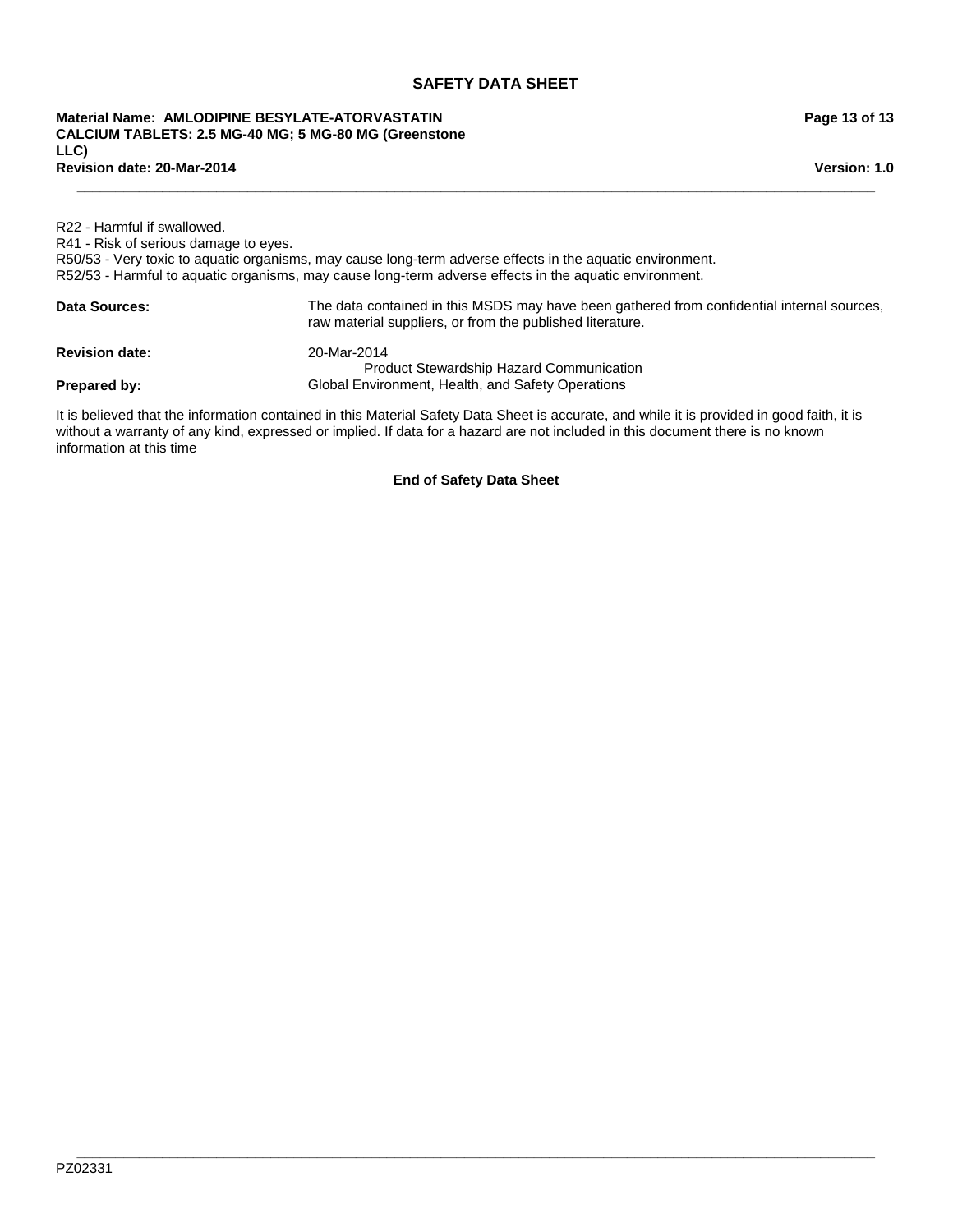R22 - Harmful if swallowed.
R41 - Risk of serious damage to eyes.
R50/53 - Very toxic to aquatic organisms, may cause long-term adverse effects in the aquatic environment.
R52/53 - Harmful to aquatic organisms, may cause long-term adverse effects in the aquatic environment.

**Data Sources:** The data contained in this MSDS may have been gathered from confidential internal sources, raw material suppliers, or from the published literature.

**Revision date:** 20-Mar-2014

**Prepared by:** Product Stewardship Hazard Communication
Global Environment, Health, and Safety Operations

It is believed that the information contained in this Material Safety Data Sheet is accurate, and while it is provided in good faith, it is without a warranty of any kind, expressed or implied. If data for a hazard are not included in this document there is no known information at this time

**End of Safety Data Sheet**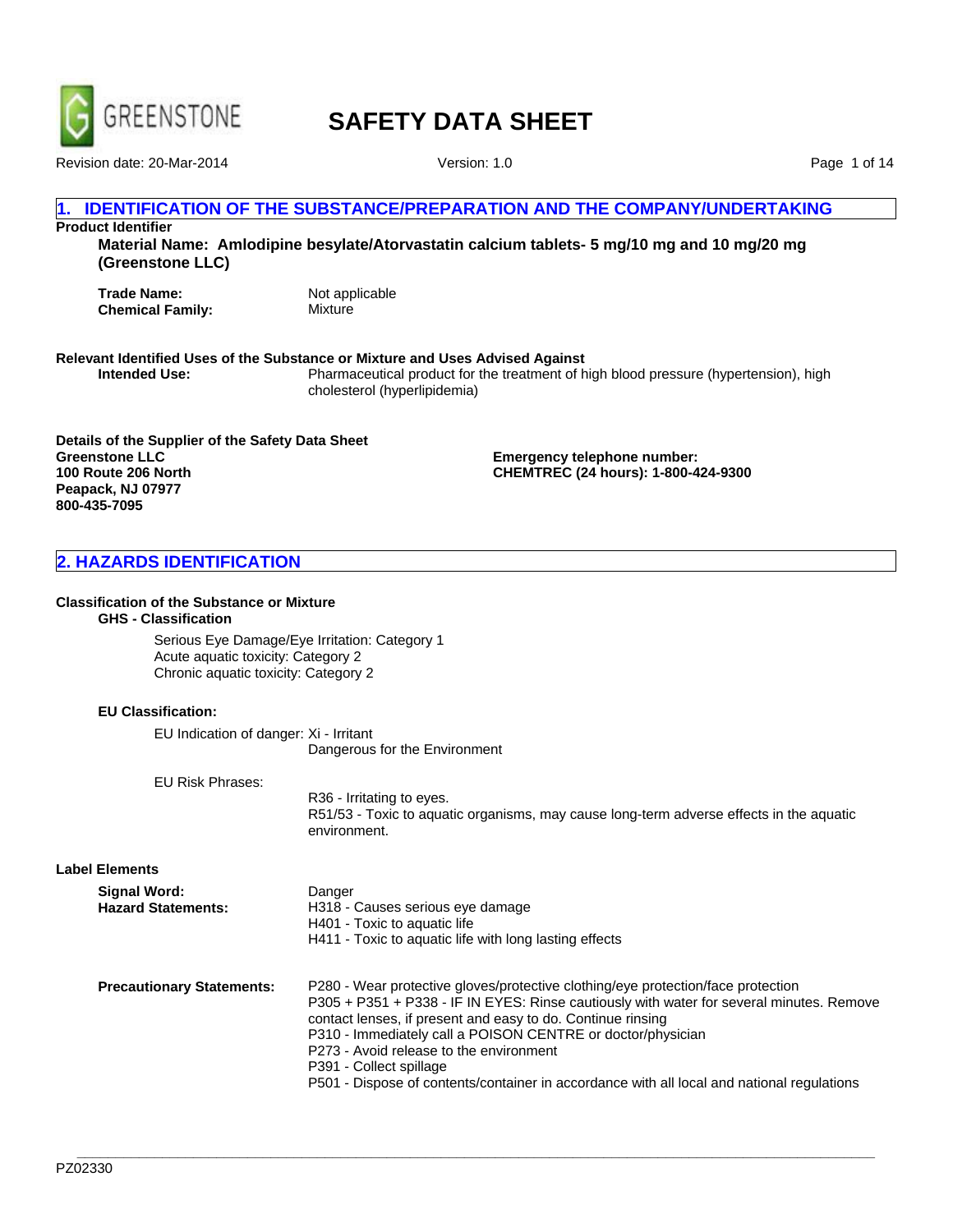# SAFETY DATA SHEET

Revision date: 20-Mar-2014

Version: 1.0

## 1. IDENTIFICATION OF THE SUBSTANCE/PREPARATION AND THE COMPANY/UNDERTAKING

**Product Identifier**

**Material Name: Amlodipine besylate/Atorvastatin calcium tablets- 5 mg/10 mg and 10 mg/20 mg (Greenstone LLC)**

**Trade Name:** Not applicable
**Chemical Family:** Mixture

**Relevant Identified Uses of the Substance or Mixture and Uses Advised Against**

**Intended Use:** Pharmaceutical product for the treatment of high blood pressure (hypertension), high cholesterol (hyperlipidemia)

**Details of the Supplier of the Safety Data Sheet**
**Greenstone LLC**
**100 Route 206 North**
**Peapack, NJ 07977**
**800-435-7095**

**Emergency telephone number:**
**CHEMTREC (24 hours): 1-800-424-9300**

## 2. HAZARDS IDENTIFICATION

**Classification of the Substance or Mixture**

**GHS - Classification**

Serious Eye Damage/Eye Irritation: Category 1
Acute aquatic toxicity: Category 2
Chronic aquatic toxicity: Category 2

**EU Classification:**

EU Indication of danger: Xi - Irritant
Dangerous for the Environment

EU Risk Phrases:
R36 - Irritating to eyes.
R51/53 - Toxic to aquatic organisms, may cause long-term adverse effects in the aquatic environment.

**Label Elements**

**Signal Word:** Danger

**Hazard Statements:**
H318 - Causes serious eye damage
H401 - Toxic to aquatic life
H411 - Toxic to aquatic life with long lasting effects

**Precautionary Statements:**
P280 - Wear protective gloves/protective clothing/eye protection/face protection
P305 + P351 + P338 - IF IN EYES: Rinse cautiously with water for several minutes. Remove contact lenses, if present and easy to do. Continue rinsing
P310 - Immediately call a POISON CENTRE or doctor/physician
P273 - Avoid release to the environment
P391 - Collect spillage
P501 - Dispose of contents/container in accordance with all local and national regulations

PZ02330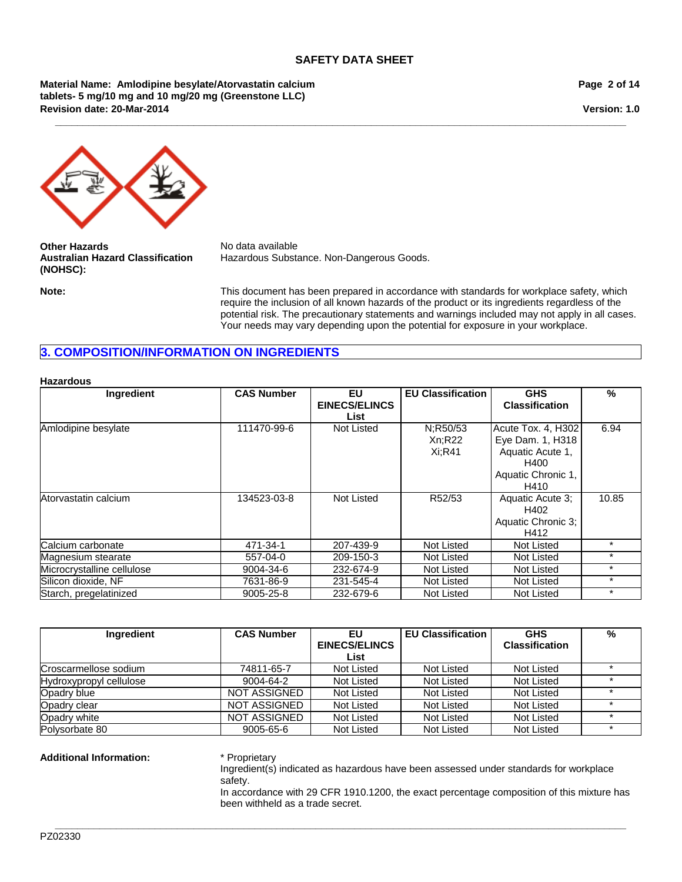**Other Hazards** No data available

**Australian Hazard Classification (NOHSC):** Hazardous Substance. Non-Dangerous Goods.

**Note:** This document has been prepared in accordance with standards for workplace safety, which require the inclusion of all known hazards of the product or its ingredients regardless of the potential risk. The precautionary statements and warnings included may not apply in all cases. Your needs may vary depending upon the potential for exposure in your workplace.

## 3. COMPOSITION/INFORMATION ON INGREDIENTS

**Hazardous**

| Ingredient | CAS Number | EU EINECS/ELINCS List | EU Classification | GHS Classification | % |
|---|---|---|---|---|---|
| Amlodipine besylate | 111470-99-6 | Not Listed | N;R50/53 Xn;R22 Xi;R41 | Acute Tox. 4, H302 Eye Dam. 1, H318 Aquatic Acute 1, H400 Aquatic Chronic 1, H410 | 6.94 |
| Atorvastatin calcium | 134523-03-8 | Not Listed | R52/53 | Aquatic Acute 3; H402 Aquatic Chronic 3; H412 | 10.85 |
| Calcium carbonate | 471-34-1 | 207-439-9 | Not Listed | Not Listed | * |
| Magnesium stearate | 557-04-0 | 209-150-3 | Not Listed | Not Listed | * |
| Microcrystalline cellulose | 9004-34-6 | 232-674-9 | Not Listed | Not Listed | * |
| Silicon dioxide, NF | 7631-86-9 | 231-545-4 | Not Listed | Not Listed | * |
| Starch, pregelatinized | 9005-25-8 | 232-679-6 | Not Listed | Not Listed | * |

| Ingredient | CAS Number | EU EINECS/ELINCS List | EU Classification | GHS Classification | % |
|---|---|---|---|---|---|
| Croscarmellose sodium | 74811-65-7 | Not Listed | Not Listed | Not Listed | * |
| Hydroxypropyl cellulose | 9004-64-2 | Not Listed | Not Listed | Not Listed | * |
| Opadry blue | NOT ASSIGNED | Not Listed | Not Listed | Not Listed | * |
| Opadry clear | NOT ASSIGNED | Not Listed | Not Listed | Not Listed | * |
| Opadry white | NOT ASSIGNED | Not Listed | Not Listed | Not Listed | * |
| Polysorbate 80 | 9005-65-6 | Not Listed | Not Listed | Not Listed | * |

**Additional Information:** * Proprietary

Ingredient(s) indicated as hazardous have been assessed under standards for workplace safety.

In accordance with 29 CFR 1910.1200, the exact percentage composition of this mixture has been withheld as a trade secret.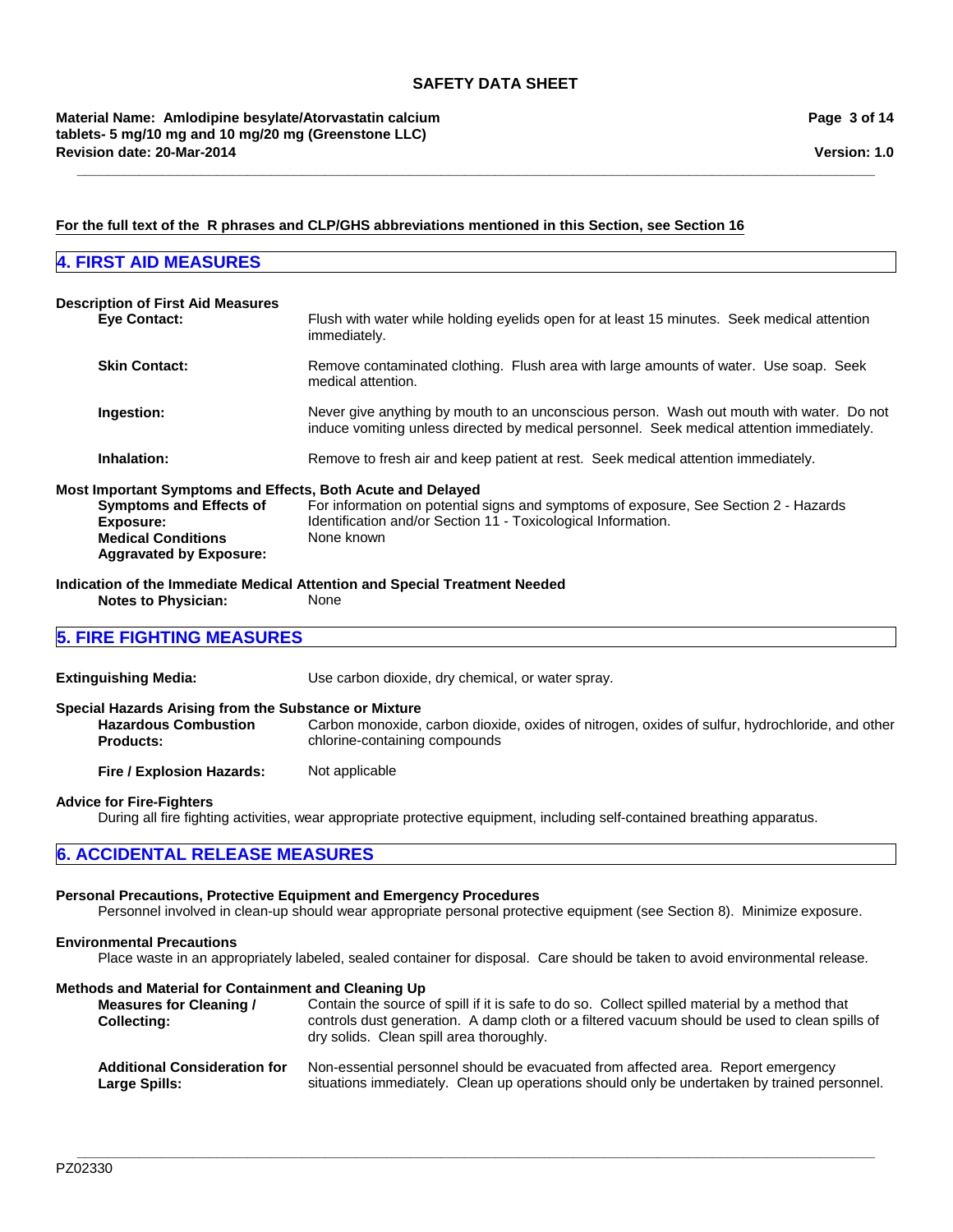**For the full text of the R phrases and CLP/GHS abbreviations mentioned in this Section, see Section 16**

## 4. FIRST AID MEASURES

**Description of First Aid Measures**

**Eye Contact:** Flush with water while holding eyelids open for at least 15 minutes. Seek medical attention immediately.

**Skin Contact:** Remove contaminated clothing. Flush area with large amounts of water. Use soap. Seek medical attention.

**Ingestion:** Never give anything by mouth to an unconscious person. Wash out mouth with water. Do not induce vomiting unless directed by medical personnel. Seek medical attention immediately.

**Inhalation:** Remove to fresh air and keep patient at rest. Seek medical attention immediately.

**Most Important Symptoms and Effects, Both Acute and Delayed**

**Symptoms and Effects of Exposure:** For information on potential signs and symptoms of exposure, See Section 2 - Hazards Identification and/or Section 11 - Toxicological Information.

**Medical Conditions Aggravated by Exposure:** None known

**Indication of the Immediate Medical Attention and Special Treatment Needed**

**Notes to Physician:** None

## 5. FIRE FIGHTING MEASURES

**Extinguishing Media:** Use carbon dioxide, dry chemical, or water spray.

**Special Hazards Arising from the Substance or Mixture**

**Hazardous Combustion Products:** Carbon monoxide, carbon dioxide, oxides of nitrogen, oxides of sulfur, hydrochloride, and other chlorine-containing compounds

**Fire / Explosion Hazards:** Not applicable

**Advice for Fire-Fighters**

During all fire fighting activities, wear appropriate protective equipment, including self-contained breathing apparatus.

## 6. ACCIDENTAL RELEASE MEASURES

**Personal Precautions, Protective Equipment and Emergency Procedures**

Personnel involved in clean-up should wear appropriate personal protective equipment (see Section 8). Minimize exposure.

**Environmental Precautions**

Place waste in an appropriately labeled, sealed container for disposal. Care should be taken to avoid environmental release.

**Methods and Material for Containment and Cleaning Up**

**Measures for Cleaning / Collecting:** Contain the source of spill if it is safe to do so. Collect spilled material by a method that controls dust generation. A damp cloth or a filtered vacuum should be used to clean spills of dry solids. Clean spill area thoroughly.

**Additional Consideration for Large Spills:** Non-essential personnel should be evacuated from affected area. Report emergency situations immediately. Clean up operations should only be undertaken by trained personnel.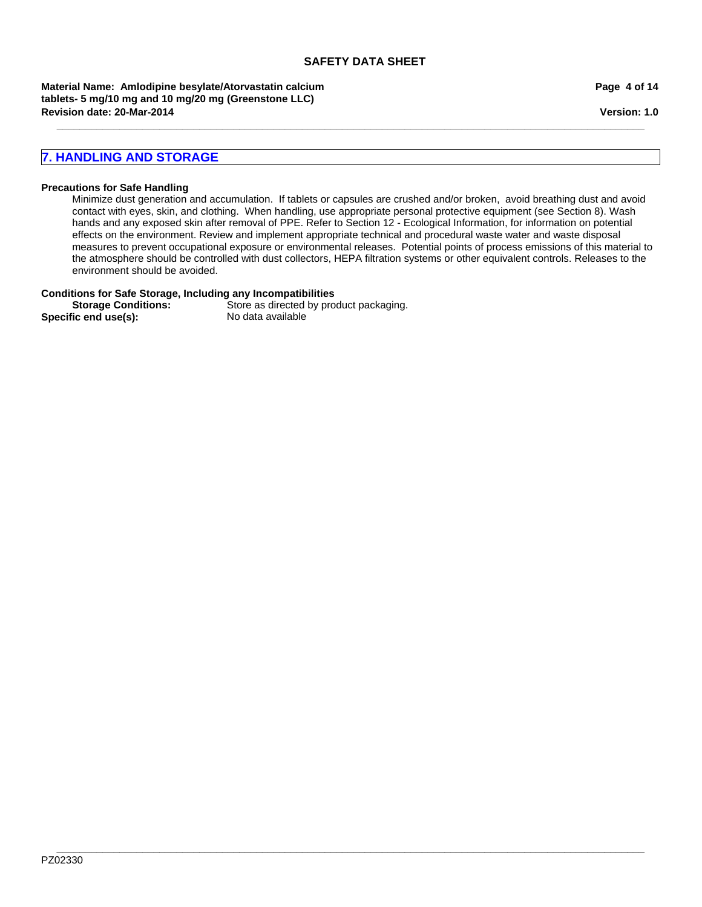## 7. HANDLING AND STORAGE

**Precautions for Safe Handling**

Minimize dust generation and accumulation. If tablets or capsules are crushed and/or broken, avoid breathing dust and avoid contact with eyes, skin, and clothing. When handling, use appropriate personal protective equipment (see Section 8). Wash hands and any exposed skin after removal of PPE. Refer to Section 12 - Ecological Information, for information on potential effects on the environment. Review and implement appropriate technical and procedural waste water and waste disposal measures to prevent occupational exposure or environmental releases. Potential points of process emissions of this material to the atmosphere should be controlled with dust collectors, HEPA filtration systems or other equivalent controls. Releases to the environment should be avoided.

**Conditions for Safe Storage, Including any Incompatibilities**

**Storage Conditions:** Store as directed by product packaging.

**Specific end use(s):** No data available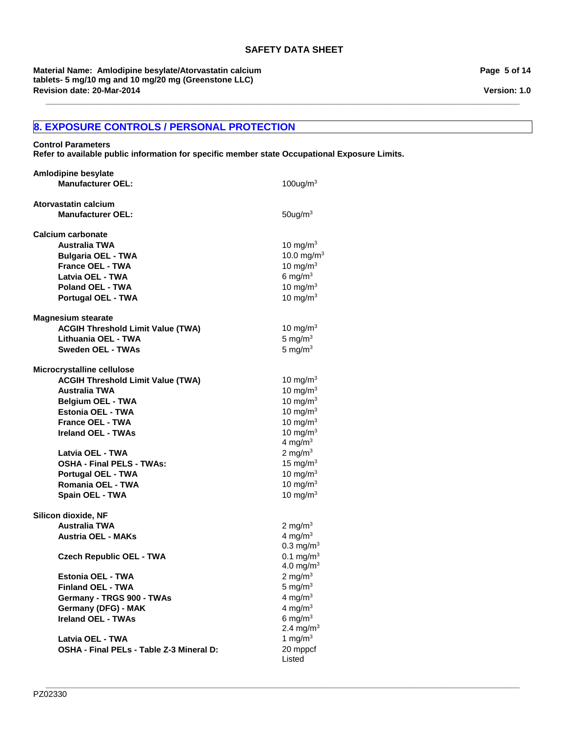## 8. EXPOSURE CONTROLS / PERSONAL PROTECTION

**Control Parameters**
**Refer to available public information for specific member state Occupational Exposure Limits.**

| | |
|---|---|
| **Amlodipine besylate** | |
| **Manufacturer OEL:** | $100 ug/m^3$ |
| **Atorvastatin calcium** | |
| **Manufacturer OEL:** | $50 ug/m^3$ |
| **Calcium carbonate** | |
| **Australia TWA** | $10 mg/m^3$ |
| **Bulgaria OEL - TWA** | $10.0 mg/m^3$ |
| **France OEL - TWA** | $10 mg/m^3$ |
| **Latvia OEL - TWA** | $6 mg/m^3$ |
| **Poland OEL - TWA** | $10 mg/m^3$ |
| **Portugal OEL - TWA** | $10 mg/m^3$ |
| **Magnesium stearate** | |
| **ACGIH Threshold Limit Value (TWA)** | $10 mg/m^3$ |
| **Lithuania OEL - TWA** | $5 mg/m^3$ |
| **Sweden OEL - TWAs** | $5 mg/m^3$ |
| **Microcrystalline cellulose** | |
| **ACGIH Threshold Limit Value (TWA)** | $10 mg/m^3$ |
| **Australia TWA** | $10 mg/m^3$ |
| **Belgium OEL - TWA** | $10 mg/m^3$ |
| **Estonia OEL - TWA** | $10 mg/m^3$ |
| **France OEL - TWA** | $10 mg/m^3$ |
| **Ireland OEL - TWAs** | $10 mg/m^3$<br>$4 mg/m^3$ |
| **Latvia OEL - TWA** | $2 mg/m^3$ |
| **OSHA - Final PELS - TWAs:** | $15 mg/m^3$ |
| **Portugal OEL - TWA** | $10 mg/m^3$ |
| **Romania OEL - TWA** | $10 mg/m^3$ |
| **Spain OEL - TWA** | $10 mg/m^3$ |
| **Silicon dioxide, NF** | |
| **Australia TWA** | $2 mg/m^3$ |
| **Austria OEL - MAKs** | $4 mg/m^3$<br>$0.3 mg/m^3$ |
| **Czech Republic OEL - TWA** | $0.1 mg/m^3$<br>$4.0 mg/m^3$ |
| **Estonia OEL - TWA** | $2 mg/m^3$ |
| **Finland OEL - TWA** | $5 mg/m^3$ |
| **Germany - TRGS 900 - TWAs** | $4 mg/m^3$ |
| **Germany (DFG) - MAK** | $4 mg/m^3$ |
| **Ireland OEL - TWAs** | $6 mg/m^3$<br>$2.4 mg/m^3$ |
| **Latvia OEL - TWA** | $1 mg/m^3$ |
| **OSHA - Final PELs - Table Z-3 Mineral D:** | 20 mppcf<br>Listed |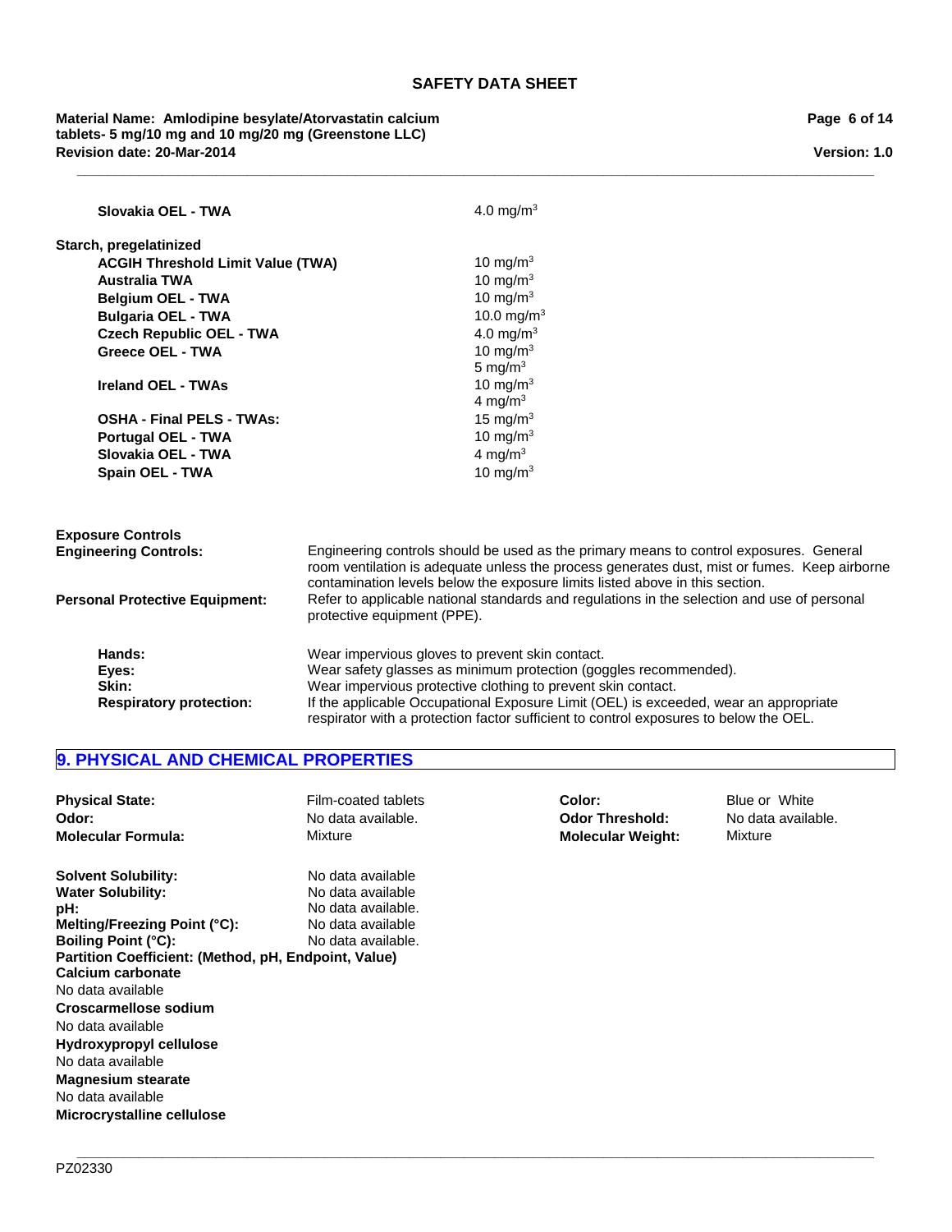| | |
|---|---|
| **Slovakia OEL - TWA** | 4.0 mg/m$^3$ |

**Starch, pregelatinized**

| | |
|---|---|
| **ACGIH Threshold Limit Value (TWA)** | 10 mg/m$^3$ |
| **Australia TWA** | 10 mg/m$^3$ |
| **Belgium OEL - TWA** | 10 mg/m$^3$ |
| **Bulgaria OEL - TWA** | 10.0 mg/m$^3$ |
| **Czech Republic OEL - TWA** | 4.0 mg/m$^3$ |
| **Greece OEL - TWA** | 10 mg/m$^3$<br>5 mg/m$^3$ |
| **Ireland OEL - TWAs** | 10 mg/m$^3$<br>4 mg/m$^3$ |
| **OSHA - Final PELS - TWAs:** | 15 mg/m$^3$ |
| **Portugal OEL - TWA** | 10 mg/m$^3$ |
| **Slovakia OEL - TWA** | 4 mg/m$^3$ |
| **Spain OEL - TWA** | 10 mg/m$^3$ |

**Exposure Controls**

**Engineering Controls:** Engineering controls should be used as the primary means to control exposures. General room ventilation is adequate unless the process generates dust, mist or fumes. Keep airborne contamination levels below the exposure limits listed above in this section.

**Personal Protective Equipment:** Refer to applicable national standards and regulations in the selection and use of personal protective equipment (PPE).

**Hands:** Wear impervious gloves to prevent skin contact.
**Eyes:** Wear safety glasses as minimum protection (goggles recommended).
**Skin:** Wear impervious protective clothing to prevent skin contact.
**Respiratory protection:** If the applicable Occupational Exposure Limit (OEL) is exceeded, wear an appropriate respirator with a protection factor sufficient to control exposures to below the OEL.

## 9. PHYSICAL AND CHEMICAL PROPERTIES

**Physical State:** Film-coated tablets
**Color:** Blue or White
**Odor:** No data available.
**Odor Threshold:** No data available.
**Molecular Formula:** Mixture
**Molecular Weight:** Mixture

**Solvent Solubility:** No data available
**Water Solubility:** No data available
**pH:** No data available.
**Melting/Freezing Point (°C):** No data available
**Boiling Point (°C):** No data available.
**Partition Coefficient: (Method, pH, Endpoint, Value)**
**Calcium carbonate**
No data available
**Croscarmellose sodium**
No data available
**Hydroxypropyl cellulose**
No data available
**Magnesium stearate**
No data available
**Microcrystalline cellulose**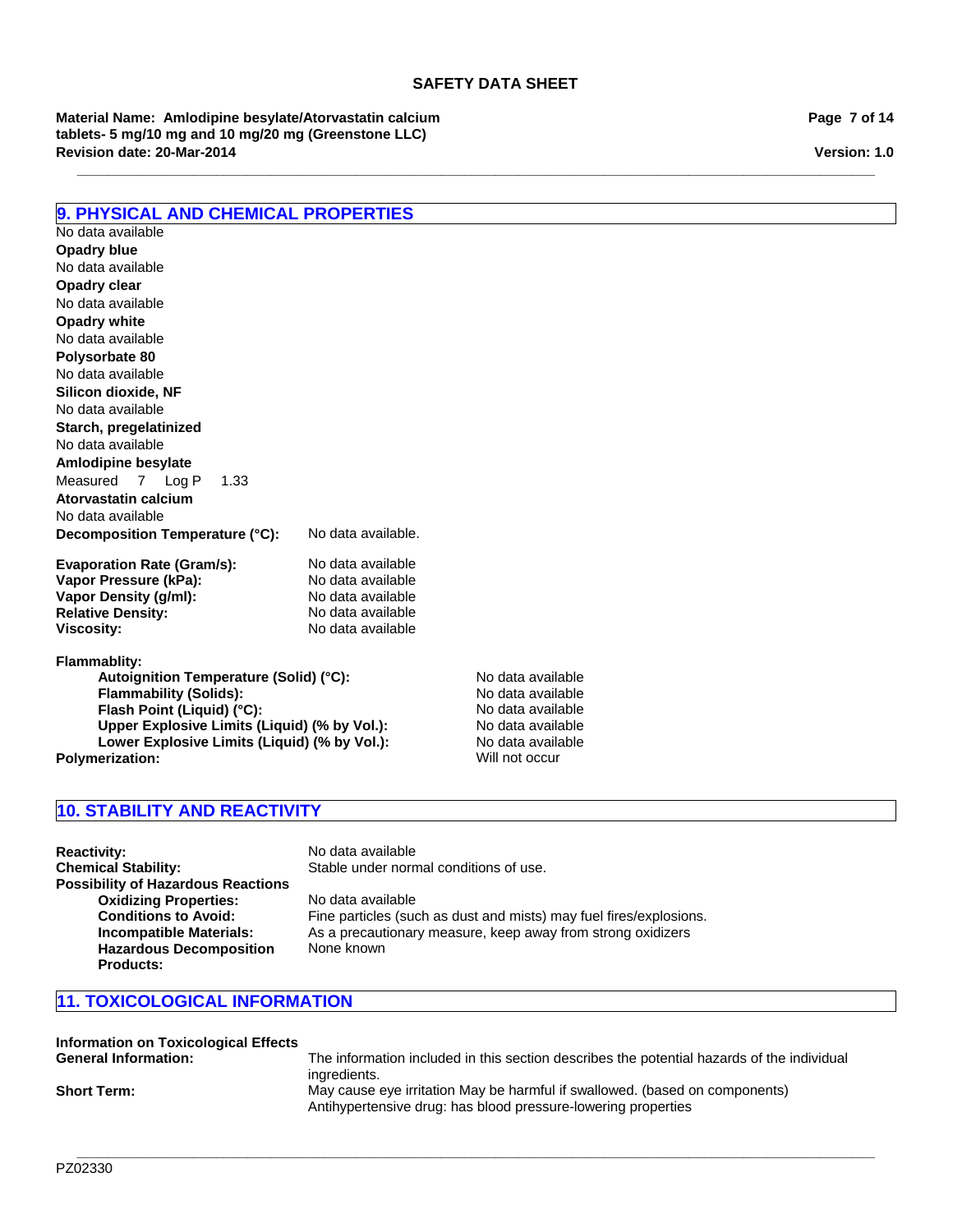## 9. PHYSICAL AND CHEMICAL PROPERTIES

No data available

**Opadry blue**

No data available

**Opadry clear**

No data available

**Opadry white**

No data available

**Polysorbate 80**

No data available

**Silicon dioxide, NF**

No data available

**Starch, pregelatinized**

No data available

**Amlodipine besylate**

Measured 7 Log P 1.33

**Atorvastatin calcium**

No data available

**Decomposition Temperature (°C):** No data available.

**Evaporation Rate (Gram/s):** No data available
**Vapor Pressure (kPa):** No data available
**Vapor Density (g/ml):** No data available
**Relative Density:** No data available
**Viscosity:** No data available

**Flammablity:**

- **Autoignition Temperature (Solid) (°C):** No data available
- **Flammability (Solids):** No data available
- **Flash Point (Liquid) (°C):** No data available
- **Upper Explosive Limits (Liquid) (% by Vol.):** No data available
- **Lower Explosive Limits (Liquid) (% by Vol.):** No data available

**Polymerization:** Will not occur

## 10. STABILITY AND REACTIVITY

**Reactivity:** No data available
**Chemical Stability:** Stable under normal conditions of use.
**Possibility of Hazardous Reactions**

- **Oxidizing Properties:** No data available
- **Conditions to Avoid:** Fine particles (such as dust and mists) may fuel fires/explosions.
- **Incompatible Materials:** As a precautionary measure, keep away from strong oxidizers
- **Hazardous Decomposition Products:** None known

## 11. TOXICOLOGICAL INFORMATION

**Information on Toxicological Effects**

**General Information:** The information included in this section describes the potential hazards of the individual ingredients.

**Short Term:** May cause eye irritation May be harmful if swallowed. (based on components) Antihypertensive drug: has blood pressure-lowering properties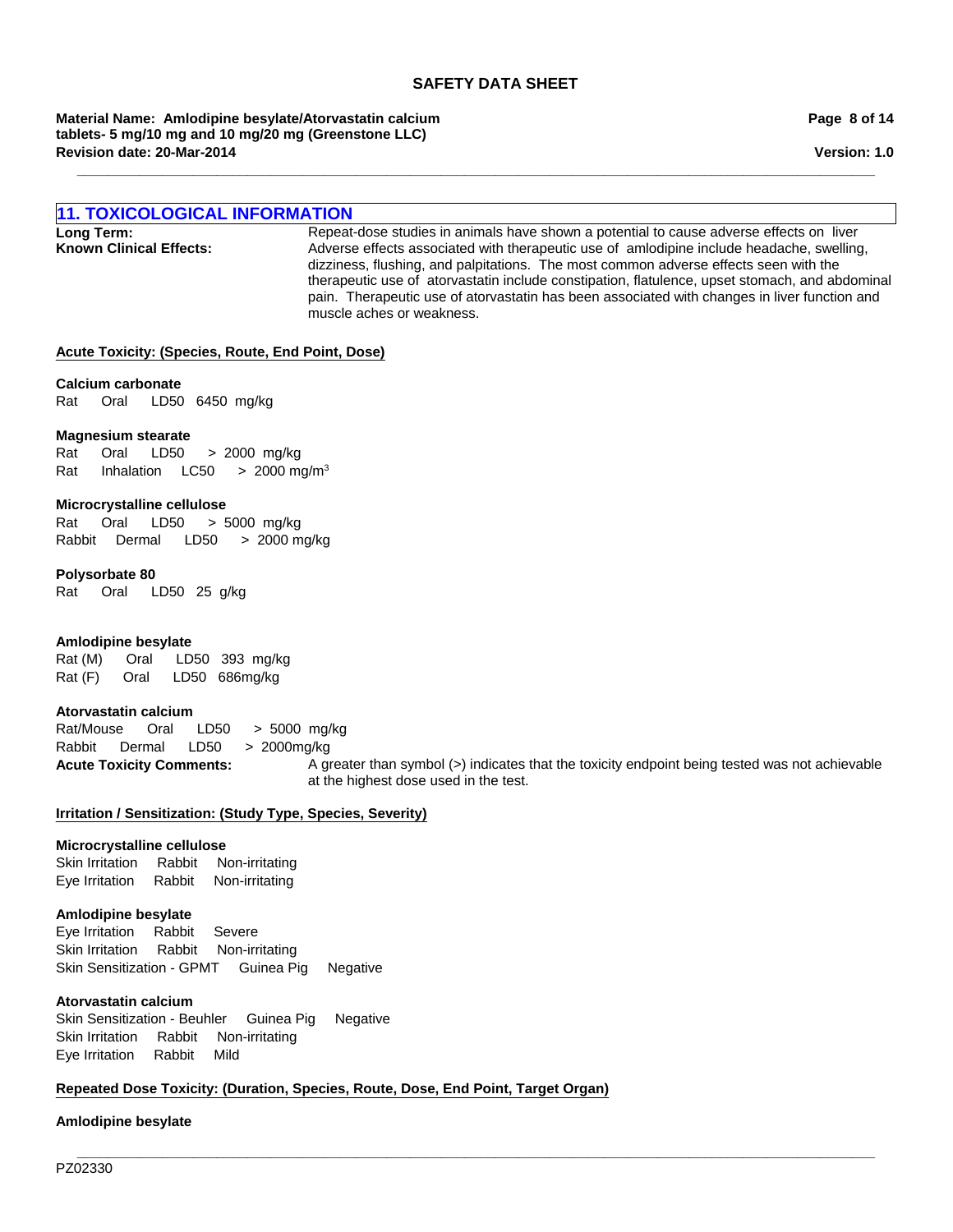## 11. TOXICOLOGICAL INFORMATION

**Long Term:** Repeat-dose studies in animals have shown a potential to cause adverse effects on liver

**Known Clinical Effects:** Adverse effects associated with therapeutic use of amlodipine include headache, swelling, dizziness, flushing, and palpitations. The most common adverse effects seen with the therapeutic use of atorvastatin include constipation, flatulence, upset stomach, and abdominal pain. Therapeutic use of atorvastatin has been associated with changes in liver function and muscle aches or weakness.

**Acute Toxicity: (Species, Route, End Point, Dose)**

**Calcium carbonate**
Rat Oral LD50 6450 mg/kg

**Magnesium stearate**
Rat Oral LD50 > 2000 mg/kg
Rat Inhalation LC50 > 2000 mg/m$^3$

**Microcrystalline cellulose**
Rat Oral LD50 > 5000 mg/kg
Rabbit Dermal LD50 > 2000 mg/kg

**Polysorbate 80**
Rat Oral LD50 25 g/kg

**Amlodipine besylate**
Rat (M) Oral LD50 393 mg/kg
Rat (F) Oral LD50 686mg/kg

**Atorvastatin calcium**
Rat/Mouse Oral LD50 > 5000 mg/kg
Rabbit Dermal LD50 > 2000mg/kg

**Acute Toxicity Comments:** A greater than symbol (>) indicates that the toxicity endpoint being tested was not achievable at the highest dose used in the test.

**Irritation / Sensitization: (Study Type, Species, Severity)**

**Microcrystalline cellulose**
Skin Irritation Rabbit Non-irritating
Eye Irritation Rabbit Non-irritating

**Amlodipine besylate**
Eye Irritation Rabbit Severe
Skin Irritation Rabbit Non-irritating
Skin Sensitization - GPMT Guinea Pig Negative

**Atorvastatin calcium**
Skin Sensitization - Beuhler Guinea Pig Negative
Skin Irritation Rabbit Non-irritating
Eye Irritation Rabbit Mild

**Repeated Dose Toxicity: (Duration, Species, Route, Dose, End Point, Target Organ)**

**Amlodipine besylate**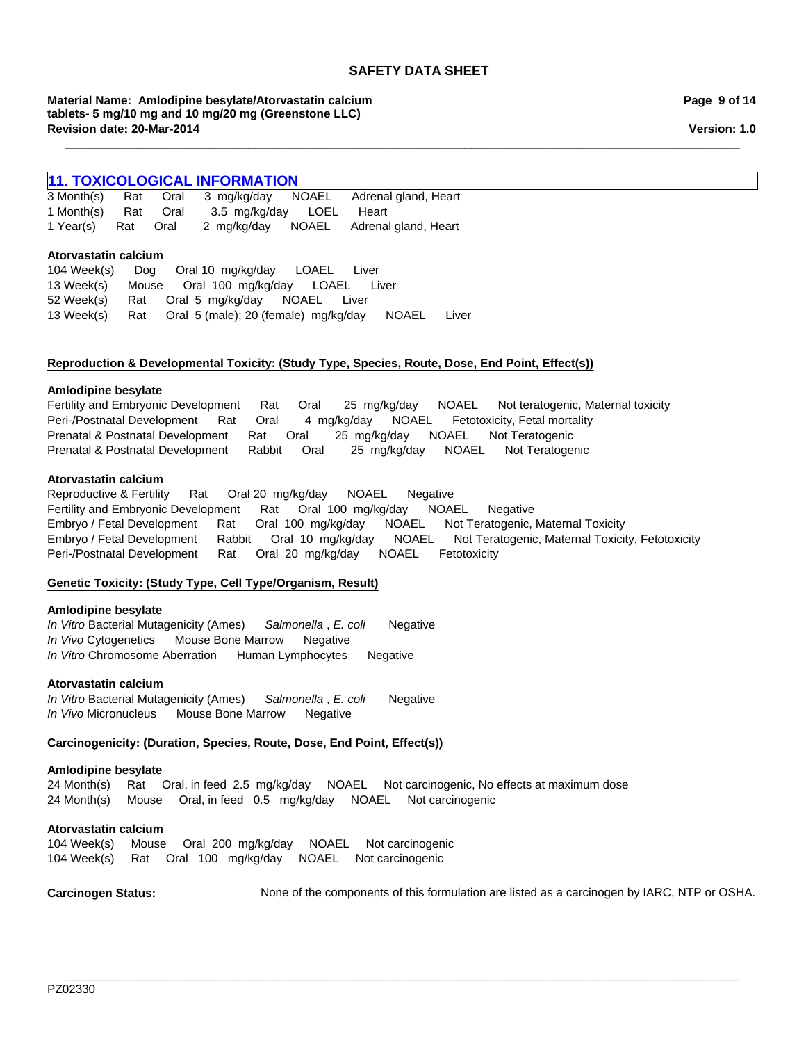## 11. TOXICOLOGICAL INFORMATION

3 Month(s) Rat Oral 3 mg/kg/day NOAEL Adrenal gland, Heart
1 Month(s) Rat Oral 3.5 mg/kg/day LOEL Heart
1 Year(s) Rat Oral 2 mg/kg/day NOAEL Adrenal gland, Heart

**Atorvastatin calcium**
104 Week(s) Dog Oral 10 mg/kg/day LOAEL Liver
13 Week(s) Mouse Oral 100 mg/kg/day LOAEL Liver
52 Week(s) Rat Oral 5 mg/kg/day NOAEL Liver
13 Week(s) Rat Oral 5 (male); 20 (female) mg/kg/day NOAEL Liver

**Reproduction & Developmental Toxicity: (Study Type, Species, Route, Dose, End Point, Effect(s))**

**Amlodipine besylate**
Fertility and Embryonic Development Rat Oral 25 mg/kg/day NOAEL Not teratogenic, Maternal toxicity
Peri-/Postnatal Development Rat Oral 4 mg/kg/day NOAEL Fetotoxicity, Fetal mortality
Prenatal & Postnatal Development Rat Oral 25 mg/kg/day NOAEL Not Teratogenic
Prenatal & Postnatal Development Rabbit Oral 25 mg/kg/day NOAEL Not Teratogenic

**Atorvastatin calcium**
Reproductive & Fertility Rat Oral 20 mg/kg/day NOAEL Negative
Fertility and Embryonic Development Rat Oral 100 mg/kg/day NOAEL Negative
Embryo / Fetal Development Rat Oral 100 mg/kg/day NOAEL Not Teratogenic, Maternal Toxicity
Embryo / Fetal Development Rabbit Oral 10 mg/kg/day NOAEL Not Teratogenic, Maternal Toxicity, Fetotoxicity
Peri-/Postnatal Development Rat Oral 20 mg/kg/day NOAEL Fetotoxicity

**Genetic Toxicity: (Study Type, Cell Type/Organism, Result)**

**Amlodipine besylate**
*In Vitro* Bacterial Mutagenicity (Ames) *Salmonella* , *E. coli* Negative
*In Vivo* Cytogenetics Mouse Bone Marrow Negative
*In Vitro* Chromosome Aberration Human Lymphocytes Negative

**Atorvastatin calcium**
*In Vitro* Bacterial Mutagenicity (Ames) *Salmonella* , *E. coli* Negative
*In Vivo* Micronucleus Mouse Bone Marrow Negative

**Carcinogenicity: (Duration, Species, Route, Dose, End Point, Effect(s))**

**Amlodipine besylate**
24 Month(s) Rat Oral, in feed 2.5 mg/kg/day NOAEL Not carcinogenic, No effects at maximum dose
24 Month(s) Mouse Oral, in feed 0.5 mg/kg/day NOAEL Not carcinogenic

**Atorvastatin calcium**
104 Week(s) Mouse Oral 200 mg/kg/day NOAEL Not carcinogenic
104 Week(s) Rat Oral 100 mg/kg/day NOAEL Not carcinogenic

**Carcinogen Status:** None of the components of this formulation are listed as a carcinogen by IARC, NTP or OSHA.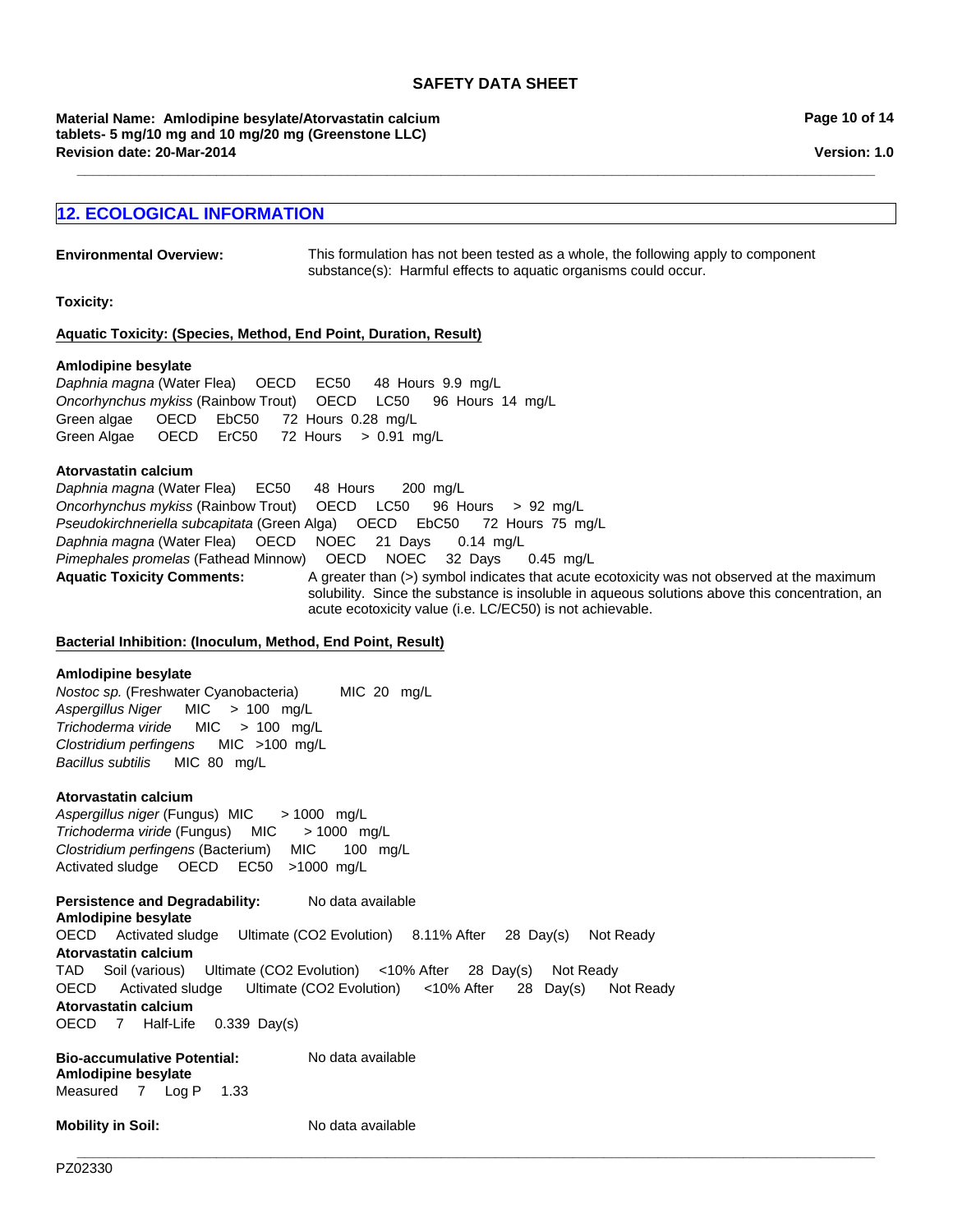## 12. ECOLOGICAL INFORMATION

**Environmental Overview:** This formulation has not been tested as a whole, the following apply to component substance(s): Harmful effects to aquatic organisms could occur.

**Toxicity:**

**Aquatic Toxicity: (Species, Method, End Point, Duration, Result)**

**Amlodipine besylate**

*Daphnia magna* (Water Flea) OECD EC50 48 Hours 9.9 mg/L
*Oncorhynchus mykiss* (Rainbow Trout) OECD LC50 96 Hours 14 mg/L
Green algae OECD EbC50 72 Hours 0.28 mg/L
Green Algae OECD ErC50 72 Hours > 0.91 mg/L

**Atorvastatin calcium**

*Daphnia magna* (Water Flea) EC50 48 Hours 200 mg/L
*Oncorhynchus mykiss* (Rainbow Trout) OECD LC50 96 Hours > 92 mg/L
*Pseudokirchneriella subcapitata* (Green Alga) OECD EbC50 72 Hours 75 mg/L
*Daphnia magna* (Water Flea) OECD NOEC 21 Days 0.14 mg/L
*Pimephales promelas* (Fathead Minnow) OECD NOEC 32 Days 0.45 mg/L

**Aquatic Toxicity Comments:** A greater than (>) symbol indicates that acute ecotoxicity was not observed at the maximum solubility. Since the substance is insoluble in aqueous solutions above this concentration, an acute ecotoxicity value (i.e. LC/EC50) is not achievable.

**Bacterial Inhibition: (Inoculum, Method, End Point, Result)**

**Amlodipine besylate**

*Nostoc sp.* (Freshwater Cyanobacteria) MIC 20 mg/L
*Aspergillus Niger* MIC > 100 mg/L
*Trichoderma viride* MIC > 100 mg/L
*Clostridium perfingens* MIC >100 mg/L
*Bacillus subtilis* MIC 80 mg/L

**Atorvastatin calcium**

*Aspergillus niger* (Fungus) MIC > 1000 mg/L
*Trichoderma viride* (Fungus) MIC > 1000 mg/L
*Clostridium perfingens* (Bacterium) MIC 100 mg/L
Activated sludge OECD EC50 >1000 mg/L

**Persistence and Degradability:** No data available

**Amlodipine besylate**
OECD Activated sludge Ultimate (CO2 Evolution) 8.11% After 28 Day(s) Not Ready

**Atorvastatin calcium**
TAD Soil (various) Ultimate (CO2 Evolution) <10% After 28 Day(s) Not Ready
OECD Activated sludge Ultimate (CO2 Evolution) <10% After 28 Day(s) Not Ready

**Atorvastatin calcium**
OECD 7 Half-Life 0.339 Day(s)

**Bio-accumulative Potential:** No data available

**Amlodipine besylate**
Measured 7 Log P 1.33

**Mobility in Soil:** No data available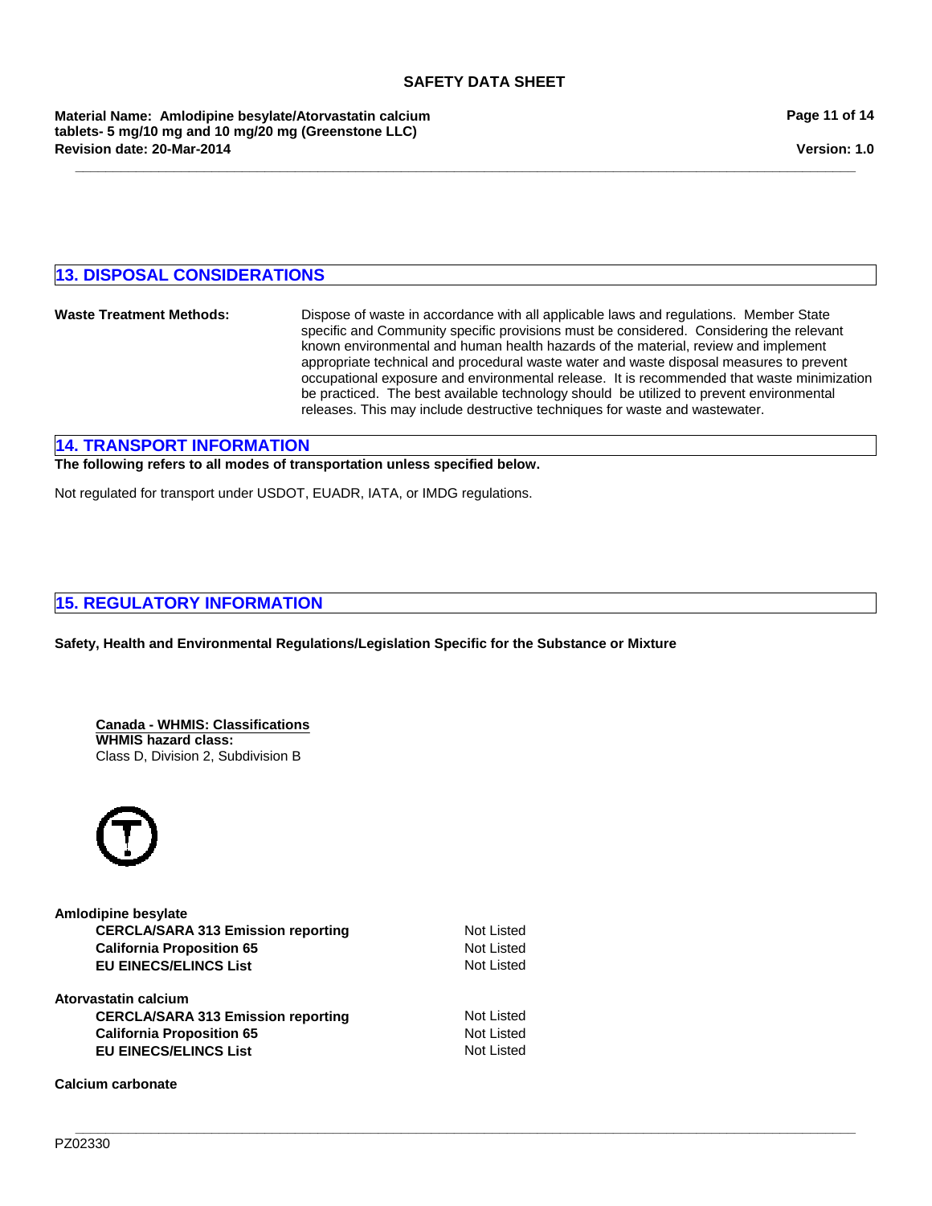## 13. DISPOSAL CONSIDERATIONS

**Waste Treatment Methods:** Dispose of waste in accordance with all applicable laws and regulations. Member State specific and Community specific provisions must be considered. Considering the relevant known environmental and human health hazards of the material, review and implement appropriate technical and procedural waste water and waste disposal measures to prevent occupational exposure and environmental release. It is recommended that waste minimization be practiced. The best available technology should be utilized to prevent environmental releases. This may include destructive techniques for waste and wastewater.

## 14. TRANSPORT INFORMATION

**The following refers to all modes of transportation unless specified below.**

Not regulated for transport under USDOT, EUADR, IATA, or IMDG regulations.

## 15. REGULATORY INFORMATION

**Safety, Health and Environmental Regulations/Legislation Specific for the Substance or Mixture**

**Canada - WHMIS: Classifications**

**WHMIS hazard class:**
Class D, Division 2, Subdivision B

**Amlodipine besylate**

| | |
|---|---|
| **CERCLA/SARA 313 Emission reporting** | Not Listed |
| **California Proposition 65** | Not Listed |
| **EU EINECS/ELINCS List** | Not Listed |

**Atorvastatin calcium**

| | |
|---|---|
| **CERCLA/SARA 313 Emission reporting** | Not Listed |
| **California Proposition 65** | Not Listed |
| **EU EINECS/ELINCS List** | Not Listed |

**Calcium carbonate**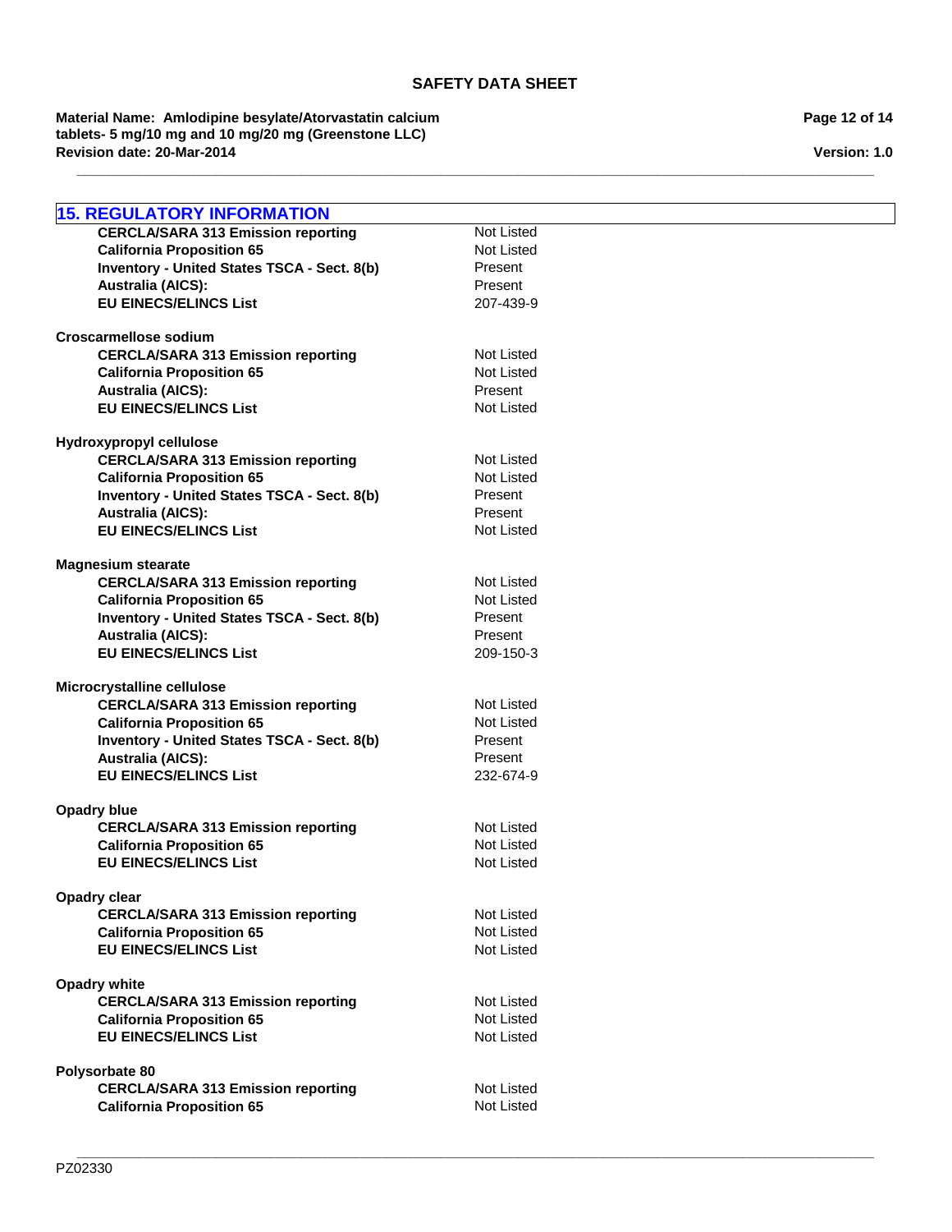## 15. REGULATORY INFORMATION

| | |
|---|---|
| **CERCLA/SARA 313 Emission reporting** | Not Listed |
| **California Proposition 65** | Not Listed |
| **Inventory - United States TSCA - Sect. 8(b)** | Present |
| **Australia (AICS):** | Present |
| **EU EINECS/ELINCS List** | 207-439-9 |

**Croscarmellose sodium**

| | |
|---|---|
| **CERCLA/SARA 313 Emission reporting** | Not Listed |
| **California Proposition 65** | Not Listed |
| **Australia (AICS):** | Present |
| **EU EINECS/ELINCS List** | Not Listed |

**Hydroxypropyl cellulose**

| | |
|---|---|
| **CERCLA/SARA 313 Emission reporting** | Not Listed |
| **California Proposition 65** | Not Listed |
| **Inventory - United States TSCA - Sect. 8(b)** | Present |
| **Australia (AICS):** | Present |
| **EU EINECS/ELINCS List** | Not Listed |

**Magnesium stearate**

| | |
|---|---|
| **CERCLA/SARA 313 Emission reporting** | Not Listed |
| **California Proposition 65** | Not Listed |
| **Inventory - United States TSCA - Sect. 8(b)** | Present |
| **Australia (AICS):** | Present |
| **EU EINECS/ELINCS List** | 209-150-3 |

**Microcrystalline cellulose**

| | |
|---|---|
| **CERCLA/SARA 313 Emission reporting** | Not Listed |
| **California Proposition 65** | Not Listed |
| **Inventory - United States TSCA - Sect. 8(b)** | Present |
| **Australia (AICS):** | Present |
| **EU EINECS/ELINCS List** | 232-674-9 |

**Opadry blue**

| | |
|---|---|
| **CERCLA/SARA 313 Emission reporting** | Not Listed |
| **California Proposition 65** | Not Listed |
| **EU EINECS/ELINCS List** | Not Listed |

**Opadry clear**

| | |
|---|---|
| **CERCLA/SARA 313 Emission reporting** | Not Listed |
| **California Proposition 65** | Not Listed |
| **EU EINECS/ELINCS List** | Not Listed |

**Opadry white**

| | |
|---|---|
| **CERCLA/SARA 313 Emission reporting** | Not Listed |
| **California Proposition 65** | Not Listed |
| **EU EINECS/ELINCS List** | Not Listed |

**Polysorbate 80**

| | |
|---|---|
| **CERCLA/SARA 313 Emission reporting** | Not Listed |
| **California Proposition 65** | Not Listed |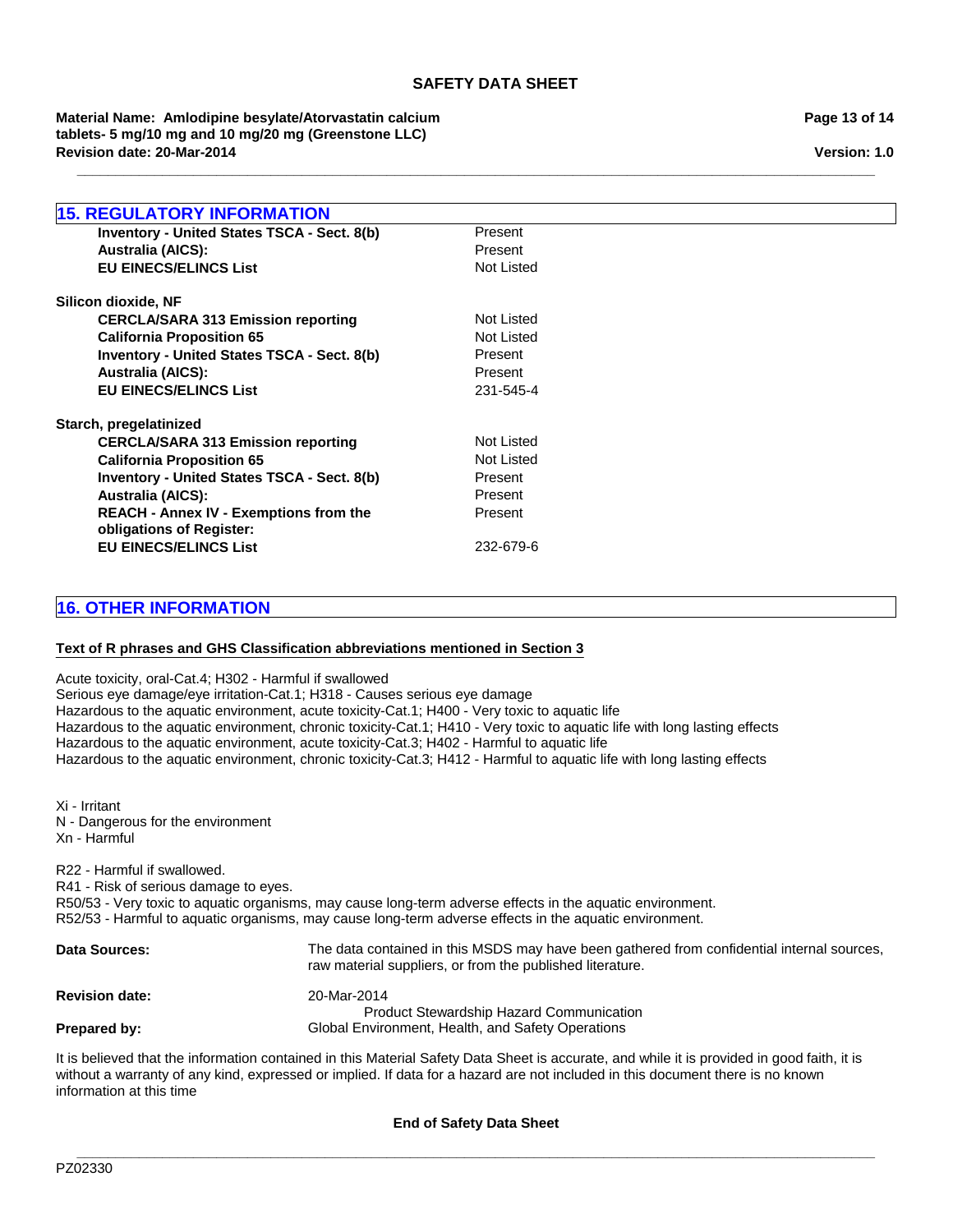## 15. REGULATORY INFORMATION

| | |
|---|---|
| **Inventory - United States TSCA - Sect. 8(b)** | Present |
| **Australia (AICS):** | Present |
| **EU EINECS/ELINCS List** | Not Listed |

**Silicon dioxide, NF**

| | |
|---|---|
| **CERCLA/SARA 313 Emission reporting** | Not Listed |
| **California Proposition 65** | Not Listed |
| **Inventory - United States TSCA - Sect. 8(b)** | Present |
| **Australia (AICS):** | Present |
| **EU EINECS/ELINCS List** | 231-545-4 |

**Starch, pregelatinized**

| | |
|---|---|
| **CERCLA/SARA 313 Emission reporting** | Not Listed |
| **California Proposition 65** | Not Listed |
| **Inventory - United States TSCA - Sect. 8(b)** | Present |
| **Australia (AICS):** | Present |
| **REACH - Annex IV - Exemptions from the obligations of Register:** | Present |
| **EU EINECS/ELINCS List** | 232-679-6 |

## 16. OTHER INFORMATION

**Text of R phrases and GHS Classification abbreviations mentioned in Section 3**

Acute toxicity, oral-Cat.4; H302 - Harmful if swallowed
Serious eye damage/eye irritation-Cat.1; H318 - Causes serious eye damage
Hazardous to the aquatic environment, acute toxicity-Cat.1; H400 - Very toxic to aquatic life
Hazardous to the aquatic environment, chronic toxicity-Cat.1; H410 - Very toxic to aquatic life with long lasting effects
Hazardous to the aquatic environment, acute toxicity-Cat.3; H402 - Harmful to aquatic life
Hazardous to the aquatic environment, chronic toxicity-Cat.3; H412 - Harmful to aquatic life with long lasting effects

Xi - Irritant
N - Dangerous for the environment
Xn - Harmful

R22 - Harmful if swallowed.
R41 - Risk of serious damage to eyes.
R50/53 - Very toxic to aquatic organisms, may cause long-term adverse effects in the aquatic environment.
R52/53 - Harmful to aquatic organisms, may cause long-term adverse effects in the aquatic environment.

**Data Sources:** The data contained in this MSDS may have been gathered from confidential internal sources, raw material suppliers, or from the published literature.

**Revision date:** 20-Mar-2014

**Prepared by:** Product Stewardship Hazard Communication
Global Environment, Health, and Safety Operations

It is believed that the information contained in this Material Safety Data Sheet is accurate, and while it is provided in good faith, it is without a warranty of any kind, expressed or implied. If data for a hazard are not included in this document there is no known information at this time

**End of Safety Data Sheet**